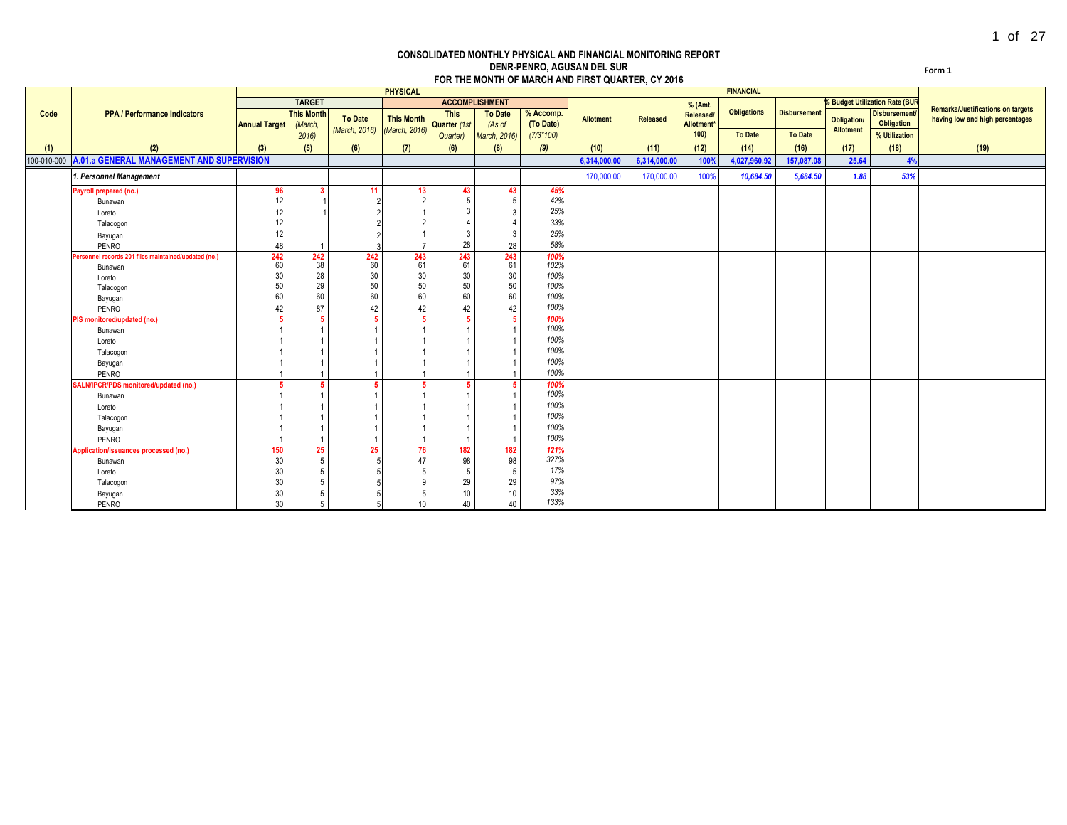**CONSOLIDATED MONTHLY PHYSICAL AND FINANCIAL MONITORING REPORT**
**DENR-PENRO, AGUSAN DEL SUR**
**FOR THE MONTH OF MARCH AND FIRST QUARTER, CY 2016**

Form 1

| Code | PPA / Performance Indicators | PHYSICAL | | | | | | | FINANCIAL | | | | | | | Remarks/Justifications on targets having low and high percentages |
|---|---|---|---|---|---|---|---|---|---|---|---|---|---|---|---|---|
| | | TARGET | | | ACCOMPLISHMENT | | | | Allotment | Released | % (Amt. Released/ Allotment* 100) | Obligations | Disbursement | % Budget Utilization Rate (BUR) | | |
| | | Annual Target | This Month (March, 2016) | To Date (March, 2016) | This Month (March, 2016) | This Quarter (1st Quarter) | To Date (As of March, 2016) | % Accomp. (To Date) (7/3*100) | | | | To Date | To Date | Obligation/ Allotment | Disbursement/ Obligation % Utilization | |
| (1) | (2) | (3) | (5) | (6) | (7) | (6) | (8) | (9) | (10) | (11) | (12) | (14) | (16) | (17) | (18) | (19) |
| 100-010-000 | **A.01.a GENERAL MANAGEMENT AND SUPERVISION** | | | | | | | | 6,314,000.00 | 6,314,000.00 | 100% | 4,027,960.92 | 157,087.08 | 25.64 | 4% | |
| | ***1. Personnel Management*** | | | | | | | | 170,000.00 | 170,000.00 | 100% | 10,684.50 | 5,684.50 | 1.88 | 53% | |
| | **Payroll prepared (no.)** | 96 | 3 | 11 | 13 | 43 | 43 | 45% | | | | | | | | |
| | Bunawan | 12 | 1 | 2 | 2 | 5 | 5 | 42% | | | | | | | | |
| | Loreto | 12 | 1 | 2 | 1 | 3 | 3 | 25% | | | | | | | | |
| | Talacogon | 12 | | 2 | 2 | 4 | 4 | 33% | | | | | | | | |
| | Bayugan | 12 | | 2 | 1 | 3 | 3 | 25% | | | | | | | | |
| | PENRO | 48 | 1 | 3 | 7 | 28 | 28 | 58% | | | | | | | | |
| | **Personnel records 201 files maintained/updated (no.)** | 242 | 242 | 242 | 243 | 243 | 243 | 100% | | | | | | | | |
| | Bunawan | 60 | 38 | 60 | 61 | 61 | 61 | 102% | | | | | | | | |
| | Loreto | 30 | 28 | 30 | 30 | 30 | 30 | 100% | | | | | | | | |
| | Talacogon | 50 | 29 | 50 | 50 | 50 | 50 | 100% | | | | | | | | |
| | Bayugan | 60 | 60 | 60 | 60 | 60 | 60 | 100% | | | | | | | | |
| | PENRO | 42 | 87 | 42 | 42 | 42 | 42 | 100% | | | | | | | | |
| | **PIS monitored/updated (no.)** | 5 | 5 | 5 | 5 | 5 | 5 | 100% | | | | | | | | |
| | Bunawan | 1 | 1 | 1 | 1 | 1 | 1 | 100% | | | | | | | | |
| | Loreto | 1 | 1 | 1 | 1 | 1 | 1 | 100% | | | | | | | | |
| | Talacogon | 1 | 1 | 1 | 1 | 1 | 1 | 100% | | | | | | | | |
| | Bayugan | 1 | 1 | 1 | 1 | 1 | 1 | 100% | | | | | | | | |
| | PENRO | 1 | 1 | 1 | 1 | 1 | 1 | 100% | | | | | | | | |
| | **SALN/IPCR/PDS monitored/updated (no.)** | 5 | 5 | 5 | 5 | 5 | 5 | 100% | | | | | | | | |
| | Bunawan | 1 | 1 | 1 | 1 | 1 | 1 | 100% | | | | | | | | |
| | Loreto | 1 | 1 | 1 | 1 | 1 | 1 | 100% | | | | | | | | |
| | Talacogon | 1 | 1 | 1 | 1 | 1 | 1 | 100% | | | | | | | | |
| | Bayugan | 1 | 1 | 1 | 1 | 1 | 1 | 100% | | | | | | | | |
| | PENRO | 1 | 1 | 1 | 1 | 1 | 1 | 100% | | | | | | | | |
| | **Application/issuances processed (no.)** | 150 | 25 | 25 | 76 | 182 | 182 | 121% | | | | | | | | |
| | Bunawan | 30 | 5 | 5 | 47 | 98 | 98 | 327% | | | | | | | | |
| | Loreto | 30 | 5 | 5 | 5 | 5 | 5 | 17% | | | | | | | | |
| | Talacogon | 30 | 5 | 5 | 9 | 29 | 29 | 97% | | | | | | | | |
| | Bayugan | 30 | 5 | 5 | 5 | 10 | 10 | 33% | | | | | | | | |
| | PENRO | 30 | 5 | 5 | 10 | 40 | 40 | 133% | | | | | | | | |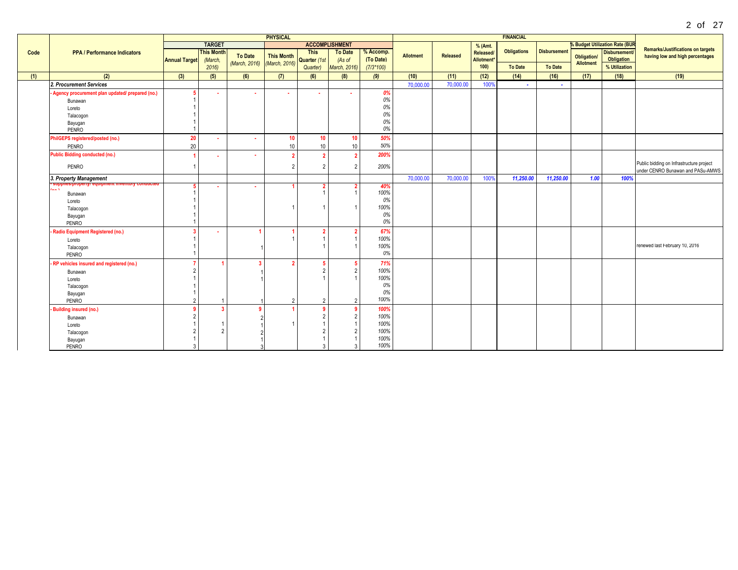| Code | PPA / Performance Indicators | PHYSICAL | | | | | | | FINANCIAL | | | | | | | Remarks/Justifications on targets having low and high percentages |
|---|---|---|---|---|---|---|---|---|---|---|---|---|---|---|---|---|
| | | TARGET | | | ACCOMPLISHMENT | | | | Allotment | Released | % (Amt. Released/ Allotment* 100) | Obligations | Disbursement | % Budget Utilization Rate (BUR) | | |
| | | Annual Target | This Month (March, 2016) | To Date (March, 2016) | This Month (March, 2016) | This Quarter (1st Quarter) | To Date (As of March, 2016) | % Accomp. (To Date) (7/3*100) | | | | To Date | To Date | Obligation/ Allotment | Disbursement/ Obligation % Utilization | |
| (1) | (2) | (3) | (5) | (6) | (7) | (6) | (8) | (9) | (10) | (11) | (12) | (14) | (16) | (17) | (18) | (19) |
| | *2. Procurement Services* | | | | | | | | 70,000.00 | 70,000.00 | 100% | - | - | | | |
| | - Agency procurement plan updated/ prepared (no.) | 5 | - | - | - | - | - | 0% | | | | | | | | |
| | Bunawan | 1 | | | | | | 0% | | | | | | | | |
| | Loreto | 1 | | | | | | 0% | | | | | | | | |
| | Talacogon | 1 | | | | | | 0% | | | | | | | | |
| | Bayugan | 1 | | | | | | 0% | | | | | | | | |
| | PENRO | 1 | | | | | | 0% | | | | | | | | |
| | PhilGEPS registered/posted (no.) | 20 | - | - | 10 | 10 | 10 | 50% | | | | | | | | |
| | PENRO | 20 | | | 10 | 10 | 10 | 50% | | | | | | | | |
| | Public Bidding conducted (no.) | 1 | - | - | 2 | 2 | 2 | 200% | | | | | | | | |
| | PENRO | 1 | | | 2 | 2 | 2 | 200% | | | | | | | | Public bidding on Infrastructure project under CENRO Bunawan and PASu-AMWS |
| | *3. Property Management* | | | | | | | | 70,000.00 | 70,000.00 | 100% | 11,250.00 | 11,250.00 | 1.00 | 100% | |
| | - supplies/property/ equipment inventory conducted (no.) | 5 | - | - | 1 | 2 | 2 | 40% | | | | | | | | |
| | Bunawan | 1 | | | | 1 | 1 | 100% | | | | | | | | |
| | Loreto | 1 | | | | | | 0% | | | | | | | | |
| | Talacogon | 1 | | | 1 | 1 | 1 | 100% | | | | | | | | |
| | Bayugan | 1 | | | | | | 0% | | | | | | | | |
| | PENRO | 1 | | | | | | 0% | | | | | | | | |
| | - Radio Equipment Registered (no.) | 3 | - | 1 | 1 | 2 | 2 | 67% | | | | | | | | |
| | Loreto | 1 | | | 1 | 1 | 1 | 100% | | | | | | | | |
| | Talacogon | 1 | | 1 | | 1 | 1 | 100% | | | | | | | | renewed last February 10, 2016 |
| | PENRO | 1 | | | | | | 0% | | | | | | | | |
| | - RP vehicles insured and registered (no.) | 7 | 1 | 3 | 2 | 5 | 5 | 71% | | | | | | | | |
| | Bunawan | 2 | | 1 | | 2 | 2 | 100% | | | | | | | | |
| | Loreto | 1 | | 1 | | 1 | 1 | 100% | | | | | | | | |
| | Talacogon | 1 | | | | | | 0% | | | | | | | | |
| | Bayugan | 1 | | | | | | 0% | | | | | | | | |
| | PENRO | 2 | 1 | 1 | 2 | 2 | 2 | 100% | | | | | | | | |
| | - Building insured (no.) | 9 | 3 | 9 | 1 | 9 | 9 | 100% | | | | | | | | |
| | Bunawan | 2 | | 2 | | 2 | 2 | 100% | | | | | | | | |
| | Loreto | 1 | 1 | 1 | 1 | 1 | 1 | 100% | | | | | | | | |
| | Talacogon | 2 | 2 | 2 | | 2 | 2 | 100% | | | | | | | | |
| | Bayugan | 1 | | 1 | | 1 | 1 | 100% | | | | | | | | |
| | PENRO | 3 | | 3 | | 3 | 3 | 100% | | | | | | | | |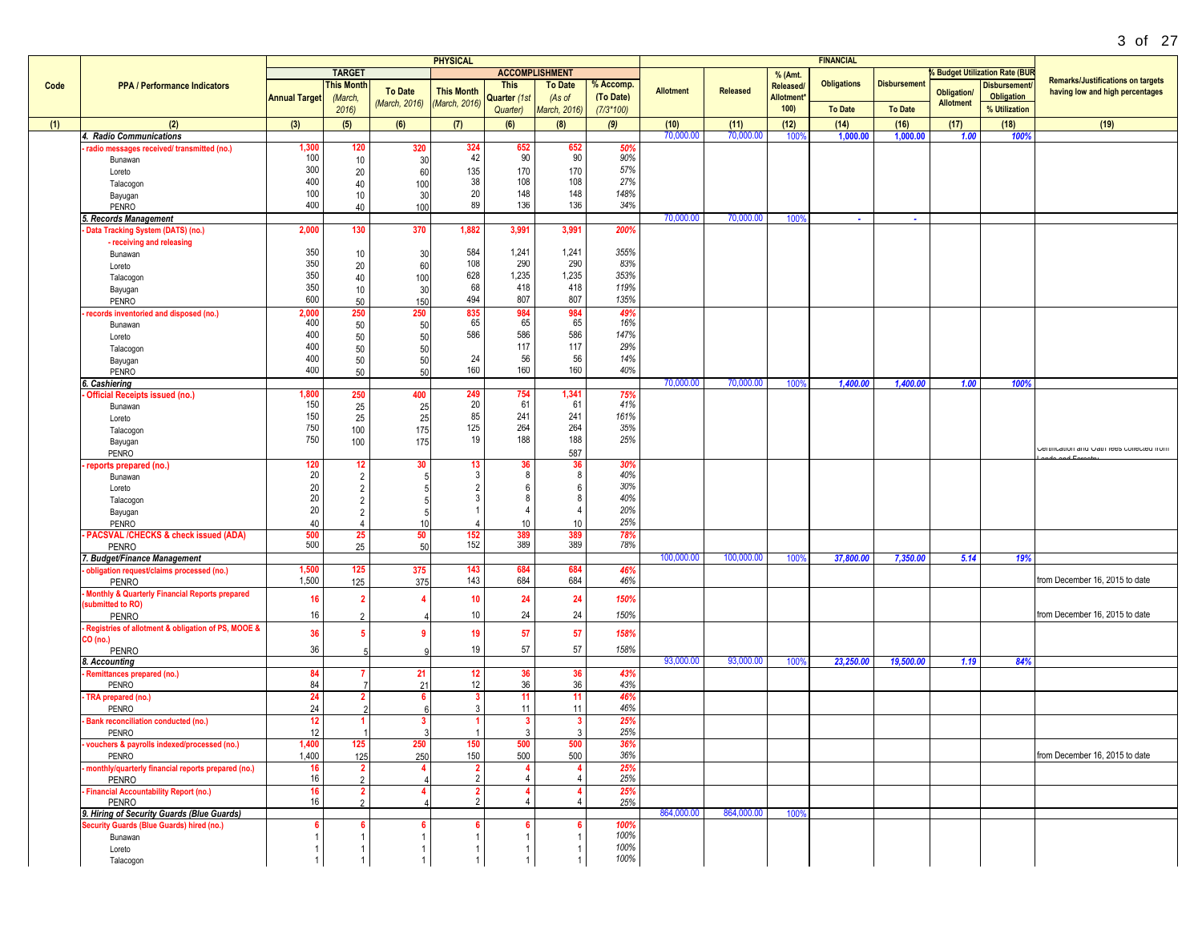| Code | PPA / Performance Indicators | PHYSICAL | | | | | | | FINANCIAL | | | | | | | Remarks/Justifications on targets having low and high percentages |
|---|---|---|---|---|---|---|---|---|---|---|---|---|---|---|---|---|
| | | TARGET | | | ACCOMPLISHMENT | | | | Allotment | Released | % (Amt. Released/ Allotment* 100) | Obligations | Disbursement | % Budget Utilization Rate (BUR) | | |
| | | Annual Target | This Month (March, 2016) | To Date (March, 2016) | This Month (March, 2016) | This Quarter (1st Quarter) | To Date (As of March, 2016) | % Accomp. (To Date) (7/3*100) | | | | To Date | To Date | Obligation/ Allotment | Disbursement/ Obligation % Utilization | |
| (1) | (2) | (3) | (5) | (6) | (7) | (6) | (8) | (9) | (10) | (11) | (12) | (14) | (16) | (17) | (18) | (19) |
| | *4. Radio Communications* | | | | | | | | 70,000.00 | 70,000.00 | 100% | 1,000.00 | 1,000.00 | 1.00 | 100% | |
| | - radio messages received/ transmitted (no.) | 1,300 | 120 | 320 | 324 | 652 | 652 | 50% | | | | | | | | |
| | Bunawan | 100 | 10 | 30 | 42 | 90 | 90 | 90% | | | | | | | | |
| | Loreto | 300 | 20 | 60 | 135 | 170 | 170 | 57% | | | | | | | | |
| | Talacogon | 400 | 40 | 100 | 38 | 108 | 108 | 27% | | | | | | | | |
| | Bayugan | 100 | 10 | 30 | 20 | 148 | 148 | 148% | | | | | | | | |
| | PENRO | 400 | 40 | 100 | 89 | 136 | 136 | 34% | | | | | | | | |
| | *5. Records Management* | | | | | | | | 70,000.00 | 70,000.00 | 100% | - | - | | | |
| | - Data Tracking System (DATS) (no.) - receiving and releasing | 2,000 | 130 | 370 | 1,882 | 3,991 | 3,991 | 200% | | | | | | | | |
| | Bunawan | 350 | 10 | 30 | 584 | 1,241 | 1,241 | 355% | | | | | | | | |
| | Loreto | 350 | 20 | 60 | 108 | 290 | 290 | 83% | | | | | | | | |
| | Talacogon | 350 | 40 | 100 | 628 | 1,235 | 1,235 | 353% | | | | | | | | |
| | Bayugan | 350 | 10 | 30 | 68 | 418 | 418 | 119% | | | | | | | | |
| | PENRO | 600 | 50 | 150 | 494 | 807 | 807 | 135% | | | | | | | | |
| | - records inventoried and disposed (no.) | 2,000 | 250 | 250 | 835 | 984 | 984 | 49% | | | | | | | | |
| | Bunawan | 400 | 50 | 50 | 65 | 65 | 65 | 16% | | | | | | | | |
| | Loreto | 400 | 50 | 50 | 586 | 586 | 586 | 147% | | | | | | | | |
| | Talacogon | 400 | 50 | 50 | | 117 | 117 | 29% | | | | | | | | |
| | Bayugan | 400 | 50 | 50 | 24 | 56 | 56 | 14% | | | | | | | | |
| | PENRO | 400 | 50 | 50 | 160 | 160 | 160 | 40% | | | | | | | | |
| | *6. Cashiering* | | | | | | | | 70,000.00 | 70,000.00 | 100% | 1,400.00 | 1,400.00 | 1.00 | 100% | |
| | - Official Receipts issued (no.) | 1,800 | 250 | 400 | 249 | 754 | 1,341 | 75% | | | | | | | | |
| | Bunawan | 150 | 25 | 25 | 20 | 61 | 61 | 41% | | | | | | | | |
| | Loreto | 150 | 25 | 25 | 85 | 241 | 241 | 161% | | | | | | | | |
| | Talacogon | 750 | 100 | 175 | 125 | 264 | 264 | 35% | | | | | | | | |
| | Bayugan | 750 | 100 | 175 | 19 | 188 | 188 | 25% | | | | | | | | |
| | PENRO | | | | | | 587 | | | | | | | | | Certification and Oath fees collected from Lands and Forestry |
| | - reports prepared (no.) | 120 | 12 | 30 | 13 | 36 | 36 | 30% | | | | | | | | |
| | Bunawan | 20 | 2 | 5 | 3 | 8 | 8 | 40% | | | | | | | | |
| | Loreto | 20 | 2 | 5 | 2 | 6 | 6 | 30% | | | | | | | | |
| | Talacogon | 20 | 2 | 5 | 3 | 8 | 8 | 40% | | | | | | | | |
| | Bayugan | 20 | 2 | 5 | 1 | 4 | 4 | 20% | | | | | | | | |
| | PENRO | 40 | 4 | 10 | 4 | 10 | 10 | 25% | | | | | | | | |
| | - PACSVAL /CHECKS & check issued (ADA) | 500 | 25 | 50 | 152 | 389 | 389 | 78% | | | | | | | | |
| | PENRO | 500 | 25 | 50 | 152 | 389 | 389 | 78% | | | | | | | | |
| | *7. Budget/Finance Management* | | | | | | | | 100,000.00 | 100,000.00 | 100% | 37,800.00 | 7,350.00 | 5.14 | 19% | |
| | - obligation request/claims processed (no.) | 1,500 | 125 | 375 | 143 | 684 | 684 | 46% | | | | | | | | |
| | PENRO | 1,500 | 125 | 375 | 143 | 684 | 684 | 46% | | | | | | | | from December 16, 2015 to date |
| | - Monthly & Quarterly Financial Reports prepared (submitted to RO) | 16 | 2 | 4 | 10 | 24 | 24 | 150% | | | | | | | | |
| | PENRO | 16 | 2 | 4 | 10 | 24 | 24 | 150% | | | | | | | | from December 16, 2015 to date |
| | - Registries of allotment & obligation of PS, MOOE & CO (no.) | 36 | 5 | 9 | 19 | 57 | 57 | 158% | | | | | | | | |
| | PENRO | 36 | 5 | 9 | 19 | 57 | 57 | 158% | | | | | | | | |
| | *8. Accounting* | | | | | | | | 93,000.00 | 93,000.00 | 100% | 23,250.00 | 19,500.00 | 1.19 | 84% | |
| | - Remittances prepared (no.) | 84 | 7 | 21 | 12 | 36 | 36 | 43% | | | | | | | | |
| | PENRO | 84 | 7 | 21 | 12 | 36 | 36 | 43% | | | | | | | | |
| | - TRA prepared (no.) | 24 | 2 | 6 | 3 | 11 | 11 | 46% | | | | | | | | |
| | PENRO | 24 | 2 | 6 | 3 | 11 | 11 | 46% | | | | | | | | |
| | - Bank reconciliation conducted (no.) | 12 | 1 | 3 | 1 | 3 | 3 | 25% | | | | | | | | |
| | PENRO | 12 | 1 | 3 | 1 | 3 | 3 | 25% | | | | | | | | |
| | - vouchers & payrolls indexed/processed (no.) | 1,400 | 125 | 250 | 150 | 500 | 500 | 36% | | | | | | | | |
| | PENRO | 1,400 | 125 | 250 | 150 | 500 | 500 | 36% | | | | | | | | from December 16, 2015 to date |
| | - monthly/quarterly financial reports prepared (no.) | 16 | 2 | 4 | 2 | 4 | 4 | 25% | | | | | | | | |
| | PENRO | 16 | 2 | 4 | 2 | 4 | 4 | 25% | | | | | | | | |
| | - Financial Accountability Report (no.) | 16 | 2 | 4 | 2 | 4 | 4 | 25% | | | | | | | | |
| | PENRO | 16 | 2 | 4 | 2 | 4 | 4 | 25% | | | | | | | | |
| | *9. Hiring of Security Guards (Blue Guards)* | | | | | | | | 864,000.00 | 864,000.00 | 100% | | | | | |
| | Security Guards (Blue Guards) hired (no.) | 6 | 6 | 6 | 6 | 6 | 6 | 100% | | | | | | | | |
| | Bunawan | 1 | 1 | 1 | 1 | 1 | 1 | 100% | | | | | | | | |
| | Loreto | 1 | 1 | 1 | 1 | 1 | 1 | 100% | | | | | | | | |
| | Talacogon | 1 | 1 | 1 | 1 | 1 | 1 | 100% | | | | | | | | |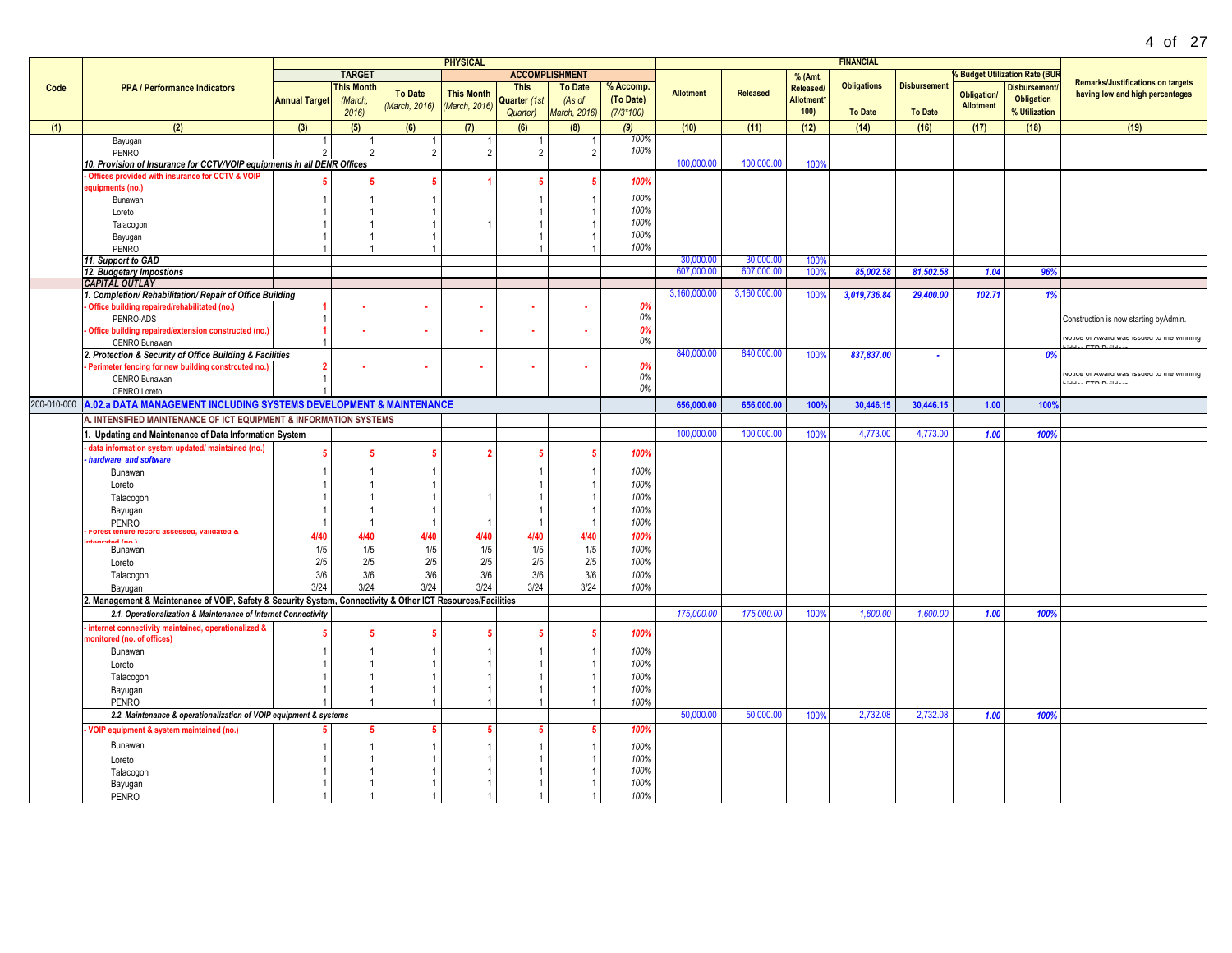| Code | PPA / Performance Indicators | PHYSICAL | | | | | | | FINANCIAL | | | | | | | Remarks/Justifications on targets having low and high percentages |
|---|---|---|---|---|---|---|---|---|---|---|---|---|---|---|---|---|
| | | TARGET | | | ACCOMPLISHMENT | | | | Allotment | Released | % (Amt. Released/ Allotment* 100) | Obligations | Disbursement | % Budget Utilization Rate (BUR | | |
| | | Annual Target | This Month (March, 2016) | To Date (March, 2016) | This Month (March, 2016) | This Quarter (1st Quarter) | To Date (As of March, 2016) | % Accomp. (To Date) (7/3*100) | | | | To Date | To Date | Obligation/ Allotment | Disbursement/ Obligation % Utilization | |
| (1) | (2) | (3) | (5) | (6) | (7) | (6) | (8) | (9) | (10) | (11) | (12) | (14) | (16) | (17) | (18) | (19) |
| | Bayugan | 1 | 1 | 1 | 1 | 1 | 1 | 100% | | | | | | | | |
| | PENRO | 2 | 2 | 2 | 2 | 2 | 2 | 100% | | | | | | | | |
| | *10. Provision of Insurance for CCTV/VOIP equipments in all DENR Offices* | | | | | | | | 100,000.00 | 100,000.00 | 100% | | | | | |
| | - Offices provided with insurance for CCTV & VOIP equipments (no.) | 5 | 5 | 5 | 1 | 5 | 5 | 100% | | | | | | | | |
| | Bunawan | 1 | 1 | 1 | | 1 | 1 | 100% | | | | | | | | |
| | Loreto | 1 | 1 | 1 | | 1 | 1 | 100% | | | | | | | | |
| | Talacogon | 1 | 1 | 1 | 1 | 1 | 1 | 100% | | | | | | | | |
| | Bayugan | 1 | 1 | 1 | | 1 | 1 | 100% | | | | | | | | |
| | PENRO | 1 | 1 | 1 | | 1 | 1 | 100% | | | | | | | | |
| | *11. Support to GAD* | | | | | | | | 30,000.00 | 30,000.00 | 100% | | | | | |
| | *12. Budgetary Impostions* | | | | | | | | 607,000.00 | 607,000.00 | 100% | 85,002.58 | 81,502.58 | 1.04 | 96% | |
| | *CAPITAL OUTLAY* | | | | | | | | | | | | | | | |
| | *1. Completion/ Rehabilitation/ Repair of Office Building* | | | | | | | | 3,160,000.00 | 3,160,000.00 | 100% | 3,019,736.84 | 29,400.00 | 102.71 | 1% | |
| | - Office building repaired/rehabilitated (no.) | 1 | - | - | - | - | - | 0% | | | | | | | | |
| | PENRO-ADS | 1 | | | | | | 0% | | | | | | | | Construction is now starting byAdmin. |
| | - Office building repaired/extension constructed (no.) | 1 | - | - | - | - | - | 0% | | | | | | | | |
| | CENRO Bunawan | 1 | | | | | | 0% | | | | | | | | Notice of Award was issued to the winning bidder ETP Builders |
| | *2. Protection & Security of Office Building & Facilities* | | | | | | | | 840,000.00 | 840,000.00 | 100% | 837,837.00 | - | | 0% | |
| | - Perimeter fencing for new building constrcuted no.) | 2 | - | - | - | - | - | 0% | | | | | | | | |
| | CENRO Bunawan | 1 | | | | | | 0% | | | | | | | | Notice of Award was issued to the winning bidder ETP Builders |
| | CENRO Loreto | 1 | | | | | | 0% | | | | | | | | |
| 200-010-000 | **A.02.a DATA MANAGEMENT INCLUDING SYSTEMS DEVELOPMENT & MAINTENANCE** | | | | | | | | 656,000.00 | 656,000.00 | 100% | 30,446.15 | 30,446.15 | 1.00 | 100% | |
| | **A. INTENSIFIED MAINTENANCE OF ICT EQUIPMENT & INFORMATION SYSTEMS** | | | | | | | | | | | | | | | |
| | **1. Updating and Maintenance of Data Information System** | | | | | | | | 100,000.00 | 100,000.00 | 100% | 4,773.00 | 4,773.00 | 1.00 | 100% | |
| | - data information system updated/ maintained (no.) - *hardware and software* | 5 | 5 | 5 | 2 | 5 | 5 | 100% | | | | | | | | |
| | Bunawan | 1 | 1 | 1 | | 1 | 1 | 100% | | | | | | | | |
| | Loreto | 1 | 1 | 1 | | 1 | 1 | 100% | | | | | | | | |
| | Talacogon | 1 | 1 | 1 | 1 | 1 | 1 | 100% | | | | | | | | |
| | Bayugan | 1 | 1 | 1 | | 1 | 1 | 100% | | | | | | | | |
| | PENRO | 1 | 1 | 1 | 1 | 1 | 1 | 100% | | | | | | | | |
| | - Forest tenure record assessed, validated & integrated (no.) | 4/40 | 4/40 | 4/40 | 4/40 | 4/40 | 4/40 | 100% | | | | | | | | |
| | Bunawan | 1/5 | 1/5 | 1/5 | 1/5 | 1/5 | 1/5 | 100% | | | | | | | | |
| | Loreto | 2/5 | 2/5 | 2/5 | 2/5 | 2/5 | 2/5 | 100% | | | | | | | | |
| | Talacogon | 3/6 | 3/6 | 3/6 | 3/6 | 3/6 | 3/6 | 100% | | | | | | | | |
| | Bayugan | 3/24 | 3/24 | 3/24 | 3/24 | 3/24 | 3/24 | 100% | | | | | | | | |
| | **2. Management & Maintenance of VOIP, Safety & Security System, Connectivity & Other ICT Resources/Facilities** | | | | | | | | | | | | | | | |
| | *2.1. Operationalization & Maintenance of Internet Connectivity* | | | | | | | | 175,000.00 | 175,000.00 | 100% | 1,600.00 | 1,600.00 | 1.00 | 100% | |
| | - internet connectivity maintained, operationalized & monitored (no. of offices) | 5 | 5 | 5 | 5 | 5 | 5 | 100% | | | | | | | | |
| | Bunawan | 1 | 1 | 1 | 1 | 1 | 1 | 100% | | | | | | | | |
| | Loreto | 1 | 1 | 1 | 1 | 1 | 1 | 100% | | | | | | | | |
| | Talacogon | 1 | 1 | 1 | 1 | 1 | 1 | 100% | | | | | | | | |
| | Bayugan | 1 | 1 | 1 | 1 | 1 | 1 | 100% | | | | | | | | |
| | PENRO | 1 | 1 | 1 | 1 | 1 | 1 | 100% | | | | | | | | |
| | *2.2. Maintenance & operationalization of VOIP equipment & systems* | | | | | | | | 50,000.00 | 50,000.00 | 100% | 2,732.08 | 2,732.08 | 1.00 | 100% | |
| | - VOIP equipment & system maintained (no.) | 5 | 5 | 5 | 5 | 5 | 5 | 100% | | | | | | | | |
| | Bunawan | 1 | 1 | 1 | 1 | 1 | 1 | 100% | | | | | | | | |
| | Loreto | 1 | 1 | 1 | 1 | 1 | 1 | 100% | | | | | | | | |
| | Talacogon | 1 | 1 | 1 | 1 | 1 | 1 | 100% | | | | | | | | |
| | Bayugan | 1 | 1 | 1 | 1 | 1 | 1 | 100% | | | | | | | | |
| | PENRO | 1 | 1 | 1 | 1 | 1 | 1 | 100% | | | | | | | | |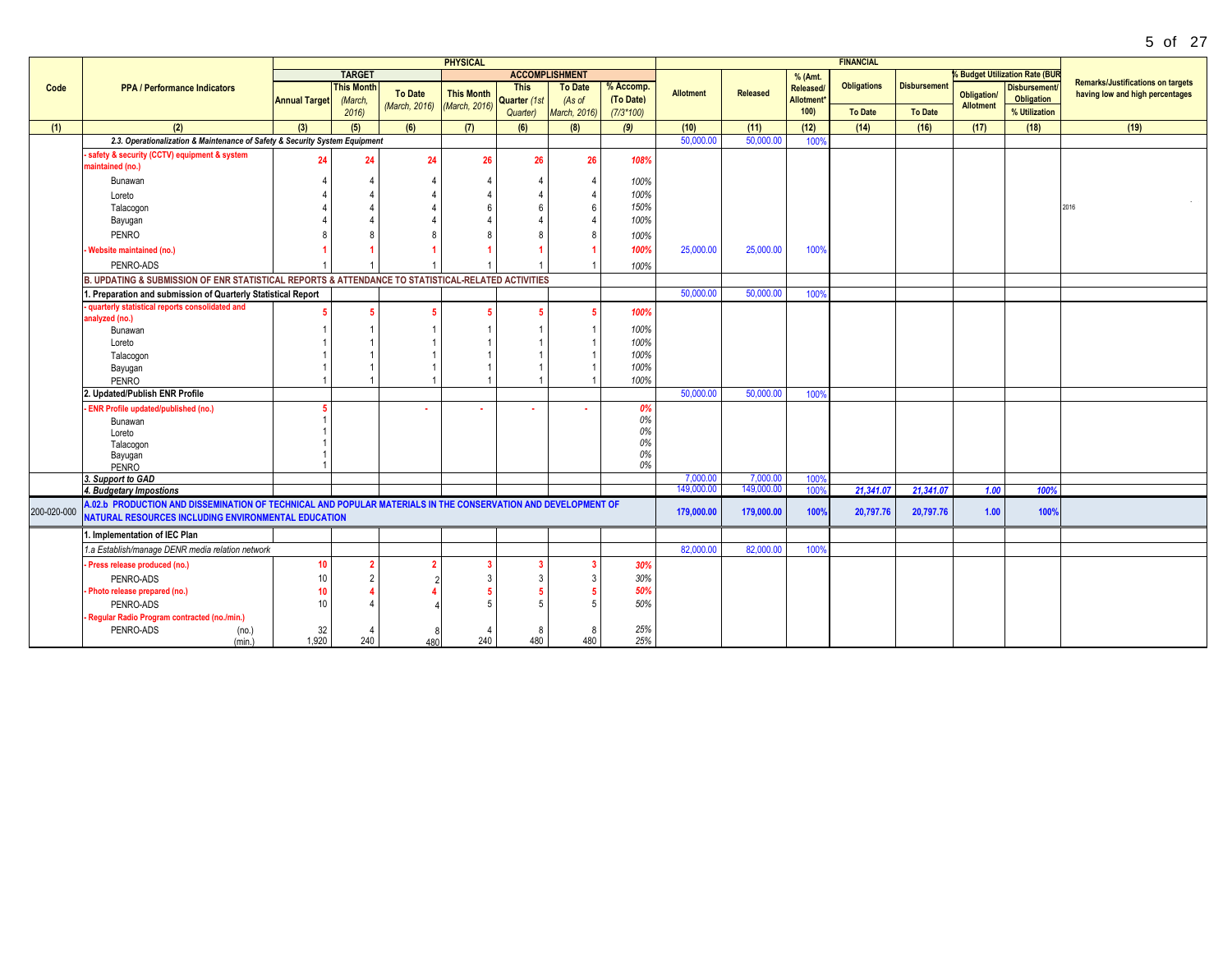| Code | PPA / Performance Indicators | PHYSICAL | | | | | | | FINANCIAL | | | | | | | Remarks/Justifications on targets having low and high percentages |
|---|---|---|---|---|---|---|---|---|---|---|---|---|---|---|---|---|
| | | TARGET | | | ACCOMPLISHMENT | | | | Allotment | Released | % (Amt. Released/ Allotment* 100) | Obligations | Disbursement | % Budget Utilization Rate (BUR) | | |
| | | Annual Target | This Month (March, 2016) | To Date (March, 2016) | This Month (March, 2016) | This Quarter (1st Quarter) | To Date (As of March, 2016) | % Accomp. (To Date) (7/3*100) | | | | To Date | To Date | Obligation/ Allotment | Disbursement/ Obligation % Utilization | |
| (1) | (2) | (3) | (5) | (6) | (7) | (6) | (8) | (9) | (10) | (11) | (12) | (14) | (16) | (17) | (18) | (19) |
| | *2.3. Operationalization & Maintenance of Safety & Security System Equipment* | | | | | | | | 50,000.00 | 50,000.00 | 100% | | | | | |
| | **- safety & security (CCTV) equipment & system maintained (no.)** | **24** | **24** | **24** | **26** | **26** | **26** | ***108%*** | | | | | | | | |
| | Bunawan | 4 | 4 | 4 | 4 | 4 | 4 | *100%* | | | | | | | | |
| | Loreto | 4 | 4 | 4 | 4 | 4 | 4 | *100%* | | | | | | | | |
| | Talacogon | 4 | 4 | 4 | 6 | 6 | 6 | *150%* | | | | | | | | 2016 |
| | Bayugan | 4 | 4 | 4 | 4 | 4 | 4 | *100%* | | | | | | | | |
| | PENRO | 8 | 8 | 8 | 8 | 8 | 8 | *100%* | | | | | | | | |
| | **- Website maintained (no.)** | **1** | **1** | **1** | **1** | **1** | **1** | ***100%*** | 25,000.00 | 25,000.00 | 100% | | | | | |
| | PENRO-ADS | 1 | 1 | 1 | 1 | 1 | 1 | *100%* | | | | | | | | |
| | **B. UPDATING & SUBMISSION OF ENR STATISTICAL REPORTS & ATTENDANCE TO STATISTICAL-RELATED ACTIVITIES** | | | | | | | | | | | | | | | |
| | **1. Preparation and submission of Quarterly Statistical Report** | | | | | | | | 50,000.00 | 50,000.00 | 100% | | | | | |
| | **- quarterly statistical reports consolidated and analyzed (no.)** | **5** | **5** | **5** | **5** | **5** | **5** | ***100%*** | | | | | | | | |
| | Bunawan | 1 | 1 | 1 | 1 | 1 | 1 | *100%* | | | | | | | | |
| | Loreto | 1 | 1 | 1 | 1 | 1 | 1 | *100%* | | | | | | | | |
| | Talacogon | 1 | 1 | 1 | 1 | 1 | 1 | *100%* | | | | | | | | |
| | Bayugan | 1 | 1 | 1 | 1 | 1 | 1 | *100%* | | | | | | | | |
| | PENRO | 1 | 1 | 1 | 1 | 1 | 1 | *100%* | | | | | | | | |
| | **2. Updated/Publish ENR Profile** | | | | | | | | 50,000.00 | 50,000.00 | 100% | | | | | |
| | **- ENR Profile updated/published (no.)** | **5** | | - | - | - | - | ***0%*** | | | | | | | | |
| | Bunawan | 1 | | | | | | *0%* | | | | | | | | |
| | Loreto | 1 | | | | | | *0%* | | | | | | | | |
| | Talacogon | 1 | | | | | | *0%* | | | | | | | | |
| | Bayugan | 1 | | | | | | *0%* | | | | | | | | |
| | PENRO | 1 | | | | | | *0%* | | | | | | | | |
| | ***3. Support to GAD*** | | | | | | | | 7,000.00 | 7,000.00 | 100% | | | | | |
| | ***4. Budgetary Impostions*** | | | | | | | | 149,000.00 | 149,000.00 | 100% | ***21,341.07*** | ***21,341.07*** | ***1.00*** | ***100%*** | |
| 200-020-000 | **A.02.b PRODUCTION AND DISSEMINATION OF TECHNICAL AND POPULAR MATERIALS IN THE CONSERVATION AND DEVELOPMENT OF NATURAL RESOURCES INCLUDING ENVIRONMENTAL EDUCATION** | | | | | | | | **179,000.00** | **179,000.00** | **100%** | **20,797.76** | **20,797.76** | **1.00** | **100%** | |
| | **1. Implementation of IEC Plan** | | | | | | | | | | | | | | | |
| | *1.a Establish/manage DENR media relation network* | | | | | | | | 82,000.00 | 82,000.00 | 100% | | | | | |
| | **- Press release produced (no.)** | **10** | **2** | **2** | **3** | **3** | **3** | ***30%*** | | | | | | | | |
| | PENRO-ADS | 10 | 2 | 2 | 3 | 3 | 3 | *30%* | | | | | | | | |
| | **- Photo release prepared (no.)** | **10** | **4** | **4** | **5** | **5** | **5** | ***50%*** | | | | | | | | |
| | PENRO-ADS | 10 | 4 | 4 | 5 | 5 | 5 | *50%* | | | | | | | | |
| | **- Regular Radio Program contracted (no./min.)** | | | | | | | | | | | | | | | |
| | PENRO-ADS (no.) | 32 | 4 | 8 | 4 | 8 | 8 | *25%* | | | | | | | | |
| | (min.) | 1,920 | 240 | 480 | 240 | 480 | 480 | *25%* | | | | | | | | |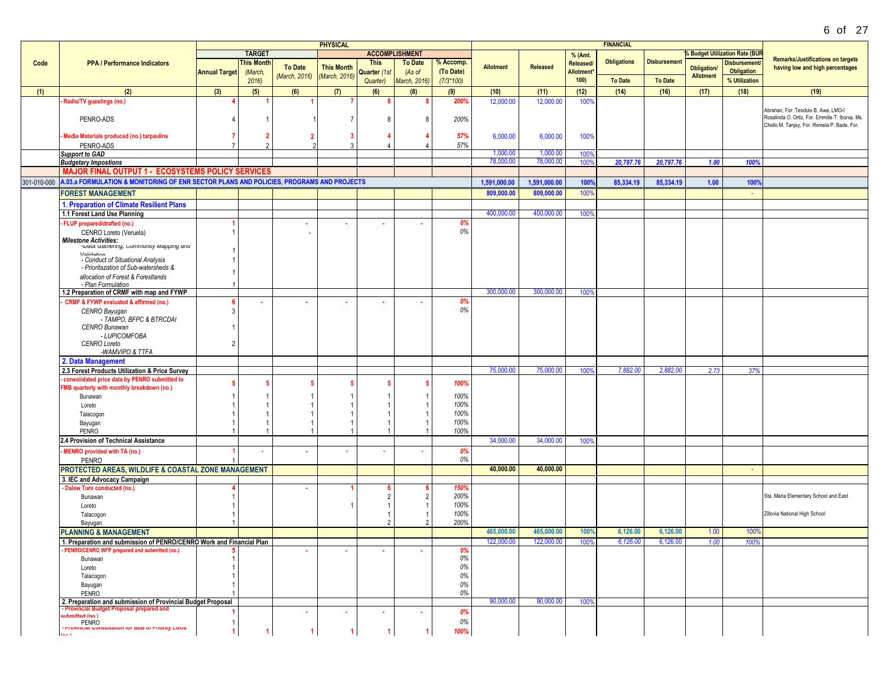| Code | PPA / Performance Indicators | PHYSICAL | | | | | | | FINANCIAL | | | | | | | Remarks/Justifications on targets having low and high percentages |
|---|---|---|---|---|---|---|---|---|---|---|---|---|---|---|---|---|
| | | TARGET | | | ACCOMPLISHMENT | | | | Allotment | Released | % (Amt. Released/ Allotment* 100) | Obligations | Disbursement | % Budget Utilization Rate (BUR | | |
| | | Annual Target | This Month (March, 2016) | To Date (March, 2016) | This Month (March, 2016) | This Quarter (1st Quarter) | To Date (As of March, 2016) | % Accomp. (To Date) (7/3*100) | | | | To Date | To Date | Obligation/ Allotment | Disbursement/ Obligation % Utilization | |
| (1) | (2) | (3) | (5) | (6) | (7) | (6) | (8) | (9) | (10) | (11) | (12) | (14) | (16) | (17) | (18) | (19) |
| | - Radio/TV guestings (no.) | 4 | 1 | 1 | 7 | 8 | 8 | 200% | 12,000.00 | 12,000.00 | 100% | | | | | |
| | PENRO-ADS | 4 | 1 | 1 | 7 | 8 | 8 | 200% | | | | | | | | Abrahan, For. Teodulo B. Awa, LMO-I Rosalinda O. Ortiz, For. Emmilie T. Ibonia, Ms. Chello M. Tanjay, For. Romela P. Bade, For. |
| | - Media Materials produced (no.) tarpaulins | 7 | 2 | 2 | 3 | 4 | 4 | 57% | 6,000.00 | 6,000.00 | 100% | | | | | |
| | PENRO-ADS | 7 | 2 | 2 | 3 | 4 | 4 | 57% | | | | | | | | |
| | *Support to GAD* | | | | | | | | 1,000.00 | 1,000.00 | 100% | | | | | |
| | *Budgetary Impostions* | | | | | | | | 78,000.00 | 78,000.00 | 100% | *20,797.76* | *20,797.76* | *1.00* | *100%* | |
| | **MAJOR FINAL OUTPUT 1 - ECOSYSTEMS POLICY SERVICES** | | | | | | | | | | | | | | | |
| 301-010-000 | **A.03.a FORMULATION & MONITORING OF ENR SECTOR PLANS AND POLICIES, PROGRAMS AND PROJECTS** | | | | | | | | **1,591,000.00** | **1,591,000.00** | 100% | **85,334.19** | **85,334.19** | **1.00** | 100% | |
| | **FOREST MANAGEMENT** | | | | | | | | **809,000.00** | **809,000.00** | 100% | | | | - | |
| | **1. Preparation of Climate Resilient Plans** | | | | | | | | | | | | | | | |
| | **1.1 Forest Land Use Planning** | | | | | | | | 400,000.00 | 400,000.00 | 100% | | | | | |
| | - FLUP prepared/drafted (no.) | 1 | | - | - | - | - | 0% | | | | | | | | |
| | CENRO Loreto (Veruela) | 1 | | - | | | | 0% | | | | | | | | |
| | *Milestone Activities:* | | | | | | | | | | | | | | | |
| | *-Data Gathering, Community Mapping and Validation* | *1* | | | | | | | | | | | | | | |
| | *- Conduct of Situational Analysis* | *1* | | | | | | | | | | | | | | |
| | *- Prioritazation of Sub-watersheds & allocation of Forest & Forestlands* | *1* | | | | | | | | | | | | | | |
| | *- Plan Formulation* | *1* | | | | | | | | | | | | | | |
| | **1.2 Preparation of CRMF with map and FYWP** | | | | | | | | 300,000.00 | 300,000.00 | 100% | | | | | |
| | - CRMF & FYWP evaluated & affirmed (no.) | 6 | - | - | - | - | - | 0% | | | | | | | | |
| | *CENRO Bayugan* | 3 | | | | | | 0% | | | | | | | | |
| | *- TAMPO, BFPC & BTRCDAI* | | | | | | | | | | | | | | | |
| | *CENRO Bunawan* | 1 | | | | | | | | | | | | | | |
| | *- LUPICOMFOBA* | | | | | | | | | | | | | | | |
| | *CENRO Loreto* | 2 | | | | | | | | | | | | | | |
| | *-WAMVIPO & TTFA* | | | | | | | | | | | | | | | |
| | **2. Data Management** | | | | | | | | | | | | | | | |
| | **2.3 Forest Products Utilization & Price Survey** | | | | | | | | 75,000.00 | 75,000.00 | 100% | 7,882.00 | 2,882.00 | 2.73 | 37% | |
| | - consolidated price data by PENRO submitted to FMB quarterly with monthly breakdown (no.) | 5 | 5 | 5 | 5 | 5 | 5 | 100% | | | | | | | | |
| | Bunawan | 1 | 1 | 1 | 1 | 1 | 1 | 100% | | | | | | | | |
| | Loreto | 1 | 1 | 1 | 1 | 1 | 1 | 100% | | | | | | | | |
| | Talacogon | 1 | 1 | 1 | 1 | 1 | 1 | 100% | | | | | | | | |
| | Bayugan | 1 | 1 | 1 | 1 | 1 | 1 | 100% | | | | | | | | |
| | PENRO | 1 | 1 | 1 | 1 | 1 | 1 | 100% | | | | | | | | |
| | **2.4 Provision of Technical Assistance** | | | | | | | | 34,000.00 | 34,000.00 | 100% | | | | | |
| | - MENRO provided with TA (no.) | 1 | - | - | - | - | - | 0% | | | | | | | | |
| | PENRO | 1 | | | | | | 0% | | | | | | | | |
| | **PROTECTED AREAS, WILDLIFE & COASTAL ZONE MANAGEMENT** | | | | | | | | **40,000.00** | **40,000.00** | | | | | - | |
| | **3. IEC and Advocacy Campaign** | | | | | | | | | | | | | | | |
| | - Dalaw Turo conducted (no.) | 4 | | - | 1 | 6 | 6 | 150% | | | | | | | | |
| | Bunawan | 1 | | | | 2 | 2 | 200% | | | | | | | | Sta. Maria Elementary School and East |
| | Loreto | 1 | | | 1 | 1 | 1 | 100% | | | | | | | | |
| | Talacogon | 1 | | | | 1 | 1 | 100% | | | | | | | | Zillovia National High School |
| | Bayugan | 1 | | | | 2 | 2 | 200% | | | | | | | | |
| | **PLANNING & MANAGEMENT** | | | | | | | | **465,000.00** | **465,000.00** | 100% | **6,126.00** | **6,126.00** | **1.00** | 100% | |
| | **1. Preparation and submission of PENRO/CENRO Work and Financial Plan** | | | | | | | | 122,000.00 | 122,000.00 | 100% | 6,126.00 | 6,126.00 | 1.00 | 100% | |
| | - PENRO/CENRO WFP prepared and submitted (no.) | 5 | | - | - | - | - | 0% | | | | | | | | |
| | Bunawan | 1 | | | | | | 0% | | | | | | | | |
| | Loreto | 1 | | | | | | 0% | | | | | | | | |
| | Talacogon | 1 | | | | | | 0% | | | | | | | | |
| | Bayugan | 1 | | | | | | 0% | | | | | | | | |
| | PENRO | 1 | | | | | | 0% | | | | | | | | |
| | **2. Preparation and submission of Provincial Budget Proposal** | | | | | | | | 90,000.00 | 90,000.00 | 100% | | | | | |
| | - Provincial Budget Proposal prepared and submitted (no.) | 1 | | - | - | - | - | 0% | | | | | | | | |
| | PENRO | 1 | | | | | | 0% | | | | | | | | |
| | - Provincial Consultation for BuB of Priority LGUs (no.) | 1 | 1 | 1 | 1 | 1 | 1 | 100% | | | | | | | | |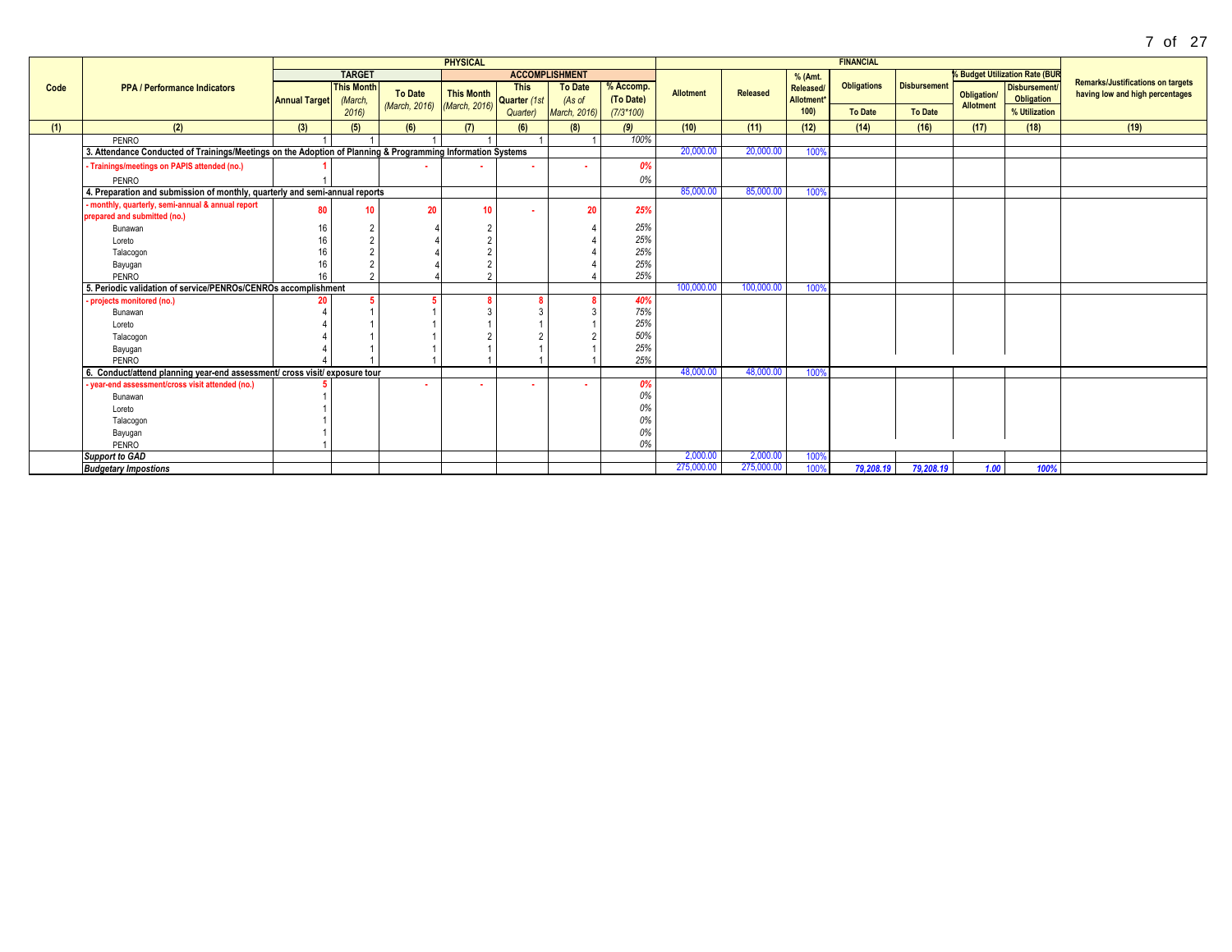| Code | PPA / Performance Indicators | PHYSICAL | | | | | | | FINANCIAL | | | | | | | Remarks/Justifications on targets having low and high percentages |
|---|---|---|---|---|---|---|---|---|---|---|---|---|---|---|---|---|
| | | TARGET | | | ACCOMPLISHMENT | | | | Allotment | Released | % (Amt. Released/ Allotment* 100) | Obligations | Disbursement | % Budget Utilization Rate (BUR) | | |
| | | Annual Target | This Month (March, 2016) | To Date (March, 2016) | This Month (March, 2016) | This Quarter (1st Quarter) | To Date (As of March, 2016) | % Accomp. (To Date) (7/3*100) | | | | To Date | To Date | Obligation/ Allotment | Disbursement/ Obligation % Utilization | |
| (1) | (2) | (3) | (5) | (6) | (7) | (6) | (8) | (9) | (10) | (11) | (12) | (14) | (16) | (17) | (18) | (19) |
| | PENRO | 1 | 1 | 1 | 1 | 1 | 1 | 100% | | | | | | | | |
| | **3. Attendance Conducted of Trainings/Meetings on the Adoption of Planning & Programming Information Systems** | | | | | | | | 20,000.00 | 20,000.00 | 100% | | | | | |
| | **- Trainings/meetings on PAPIS attended (no.)** | **1** | | **-** | **-** | **-** | **-** | **0%** | | | | | | | | |
| | PENRO | 1 | | | | | | 0% | | | | | | | | |
| | **4. Preparation and submission of monthly, quarterly and semi-annual reports** | | | | | | | | 85,000.00 | 85,000.00 | 100% | | | | | |
| | **- monthly, quarterly, semi-annual & annual report prepared and submitted (no.)** | **80** | **10** | **20** | **10** | **-** | **20** | **25%** | | | | | | | | |
| | Bunawan | 16 | 2 | 4 | 2 | | 4 | 25% | | | | | | | | |
| | Loreto | 16 | 2 | 4 | 2 | | 4 | 25% | | | | | | | | |
| | Talacogon | 16 | 2 | 4 | 2 | | 4 | 25% | | | | | | | | |
| | Bayugan | 16 | 2 | 4 | 2 | | 4 | 25% | | | | | | | | |
| | PENRO | 16 | 2 | 4 | 2 | | 4 | 25% | | | | | | | | |
| | **5. Periodic validation of service/PENROs/CENROs accomplishment** | | | | | | | | 100,000.00 | 100,000.00 | 100% | | | | | |
| | **- projects monitored (no.)** | **20** | **5** | **5** | **8** | **8** | **8** | **40%** | | | | | | | | |
| | Bunawan | 4 | 1 | 1 | 3 | 3 | 3 | 75% | | | | | | | | |
| | Loreto | 4 | 1 | 1 | 1 | 1 | 1 | 25% | | | | | | | | |
| | Talacogon | 4 | 1 | 1 | 2 | 2 | 2 | 50% | | | | | | | | |
| | Bayugan | 4 | 1 | 1 | 1 | 1 | 1 | 25% | | | | | | | | |
| | PENRO | 4 | 1 | 1 | 1 | 1 | 1 | 25% | | | | | | | | |
| | **6. Conduct/attend planning year-end assessment/ cross visit/ exposure tour** | | | | | | | | 48,000.00 | 48,000.00 | 100% | | | | | |
| | **- year-end assessment/cross visit attended (no.)** | **5** | | **-** | **-** | **-** | **-** | **0%** | | | | | | | | |
| | Bunawan | 1 | | | | | | 0% | | | | | | | | |
| | Loreto | 1 | | | | | | 0% | | | | | | | | |
| | Talacogon | 1 | | | | | | 0% | | | | | | | | |
| | Bayugan | 1 | | | | | | 0% | | | | | | | | |
| | PENRO | 1 | | | | | | 0% | | | | | | | | |
| | ***Support to GAD*** | | | | | | | | 2,000.00 | 2,000.00 | 100% | | | | | |
| | ***Budgetary Impostions*** | | | | | | | | 275,000.00 | 275,000.00 | 100% | ***79,208.19*** | ***79,208.19*** | ***1.00*** | ***100%*** | |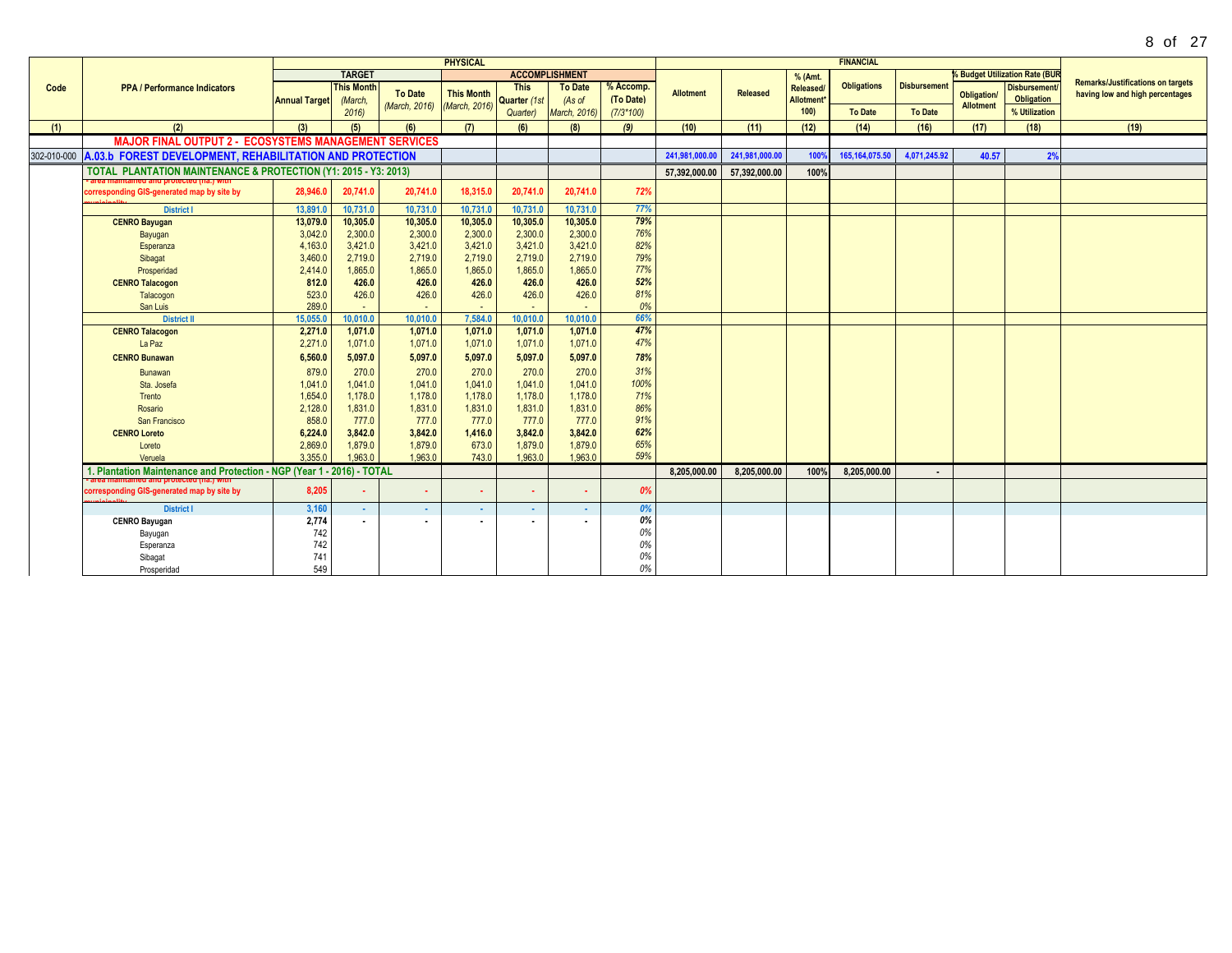| Code | PPA / Performance Indicators | PHYSICAL | | | | | | | FINANCIAL | | | | | | | Remarks/Justifications on targets having low and high percentages |
|---|---|---|---|---|---|---|---|---|---|---|---|---|---|---|---|---|
| | | TARGET | | | ACCOMPLISHMENT | | | | Allotment | Released | % (Amt. Released/ Allotment*100) | Obligations | Disbursement | % Budget Utilization Rate (BUR) | | |
| | | Annual Target | This Month (March, 2016) | To Date (March, 2016) | This Month (March, 2016) | This Quarter (1st Quarter) | To Date (As of March, 2016) | % Accomp. (To Date) (7/3*100) | | | | To Date | To Date | Obligation/ Allotment | Disbursement/ Obligation % Utilization | |
| (1) | (2) | (3) | (5) | (6) | (7) | (6) | (8) | (9) | (10) | (11) | (12) | (14) | (16) | (17) | (18) | (19) |
| | **MAJOR FINAL OUTPUT 2 - ECOSYSTEMS MANAGEMENT SERVICES** | | | | | | | | | | | | | | | |
| 302-010-000 | **A.03.b FOREST DEVELOPMENT, REHABILITATION AND PROTECTION** | | | | | | | | 241,981,000.00 | 241,981,000.00 | 100% | 165,164,075.50 | 4,071,245.92 | 40.57 | 2% | |
| | **TOTAL PLANTATION MAINTENANCE & PROTECTION (Y1: 2015 - Y3: 2013)** | | | | | | | | 57,392,000.00 | 57,392,000.00 | 100% | | | | | |
| | - area maintained and protected (ha.) with corresponding GIS-generated map by site by municipality | 28,946.0 | 20,741.0 | 20,741.0 | 18,315.0 | 20,741.0 | 20,741.0 | 72% | | | | | | | | |
| | District I | 13,891.0 | 10,731.0 | 10,731.0 | 10,731.0 | 10,731.0 | 10,731.0 | 77% | | | | | | | | |
| | **CENRO Bayugan** | 13,079.0 | 10,305.0 | 10,305.0 | 10,305.0 | 10,305.0 | 10,305.0 | 79% | | | | | | | | |
| | Bayugan | 3,042.0 | 2,300.0 | 2,300.0 | 2,300.0 | 2,300.0 | 2,300.0 | 76% | | | | | | | | |
| | Esperanza | 4,163.0 | 3,421.0 | 3,421.0 | 3,421.0 | 3,421.0 | 3,421.0 | 82% | | | | | | | | |
| | Sibagat | 3,460.0 | 2,719.0 | 2,719.0 | 2,719.0 | 2,719.0 | 2,719.0 | 79% | | | | | | | | |
| | Prosperidad | 2,414.0 | 1,865.0 | 1,865.0 | 1,865.0 | 1,865.0 | 1,865.0 | 77% | | | | | | | | |
| | **CENRO Talacogon** | 812.0 | 426.0 | 426.0 | 426.0 | 426.0 | 426.0 | 52% | | | | | | | | |
| | Talacogon | 523.0 | 426.0 | 426.0 | 426.0 | 426.0 | 426.0 | 81% | | | | | | | | |
| | San Luis | 289.0 | - | - | - | - | - | 0% | | | | | | | | |
| | District II | 15,055.0 | 10,010.0 | 10,010.0 | 7,584.0 | 10,010.0 | 10,010.0 | 66% | | | | | | | | |
| | **CENRO Talacogon** | 2,271.0 | 1,071.0 | 1,071.0 | 1,071.0 | 1,071.0 | 1,071.0 | 47% | | | | | | | | |
| | La Paz | 2,271.0 | 1,071.0 | 1,071.0 | 1,071.0 | 1,071.0 | 1,071.0 | 47% | | | | | | | | |
| | **CENRO Bunawan** | 6,560.0 | 5,097.0 | 5,097.0 | 5,097.0 | 5,097.0 | 5,097.0 | 78% | | | | | | | | |
| | Bunawan | 879.0 | 270.0 | 270.0 | 270.0 | 270.0 | 270.0 | 31% | | | | | | | | |
| | Sta. Josefa | 1,041.0 | 1,041.0 | 1,041.0 | 1,041.0 | 1,041.0 | 1,041.0 | 100% | | | | | | | | |
| | Trento | 1,654.0 | 1,178.0 | 1,178.0 | 1,178.0 | 1,178.0 | 1,178.0 | 71% | | | | | | | | |
| | Rosario | 2,128.0 | 1,831.0 | 1,831.0 | 1,831.0 | 1,831.0 | 1,831.0 | 86% | | | | | | | | |
| | San Francisco | 858.0 | 777.0 | 777.0 | 777.0 | 777.0 | 777.0 | 91% | | | | | | | | |
| | **CENRO Loreto** | 6,224.0 | 3,842.0 | 3,842.0 | 1,416.0 | 3,842.0 | 3,842.0 | 62% | | | | | | | | |
| | Loreto | 2,869.0 | 1,879.0 | 1,879.0 | 673.0 | 1,879.0 | 1,879.0 | 65% | | | | | | | | |
| | Veruela | 3,355.0 | 1,963.0 | 1,963.0 | 743.0 | 1,963.0 | 1,963.0 | 59% | | | | | | | | |
| | **1. Plantation Maintenance and Protection - NGP (Year 1 - 2016) - TOTAL** | | | | | | | | 8,205,000.00 | 8,205,000.00 | 100% | 8,205,000.00 | - | | | |
| | - area maintained and protected (ha.) with corresponding GIS-generated map by site by municipality | 8,205 | - | - | - | - | - | 0% | | | | | | | | |
| | District I | 3,160 | - | - | - | - | - | 0% | | | | | | | | |
| | **CENRO Bayugan** | 2,774 | - | - | - | - | - | 0% | | | | | | | | |
| | Bayugan | 742 | | | | | | 0% | | | | | | | | |
| | Esperanza | 742 | | | | | | 0% | | | | | | | | |
| | Sibagat | 741 | | | | | | 0% | | | | | | | | |
| | Prosperidad | 549 | | | | | | 0% | | | | | | | | |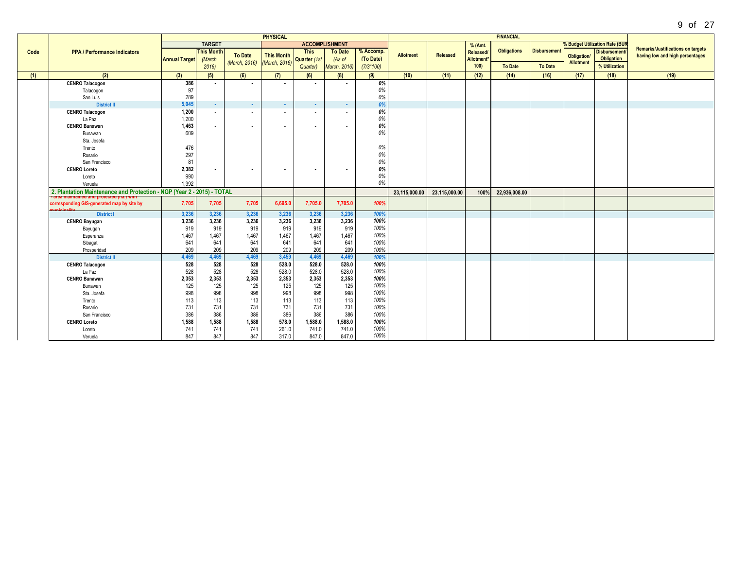| Code | PPA / Performance Indicators | PHYSICAL | | | | | | | FINANCIAL | | | | | | | Remarks/Justifications on targets having low and high percentages |
|---|---|---|---|---|---|---|---|---|---|---|---|---|---|---|---|---|
| | | TARGET | | | ACCOMPLISHMENT | | | | Allotment | Released | % (Amt. Released/ Allotment*100) | Obligations | Disbursement | % Budget Utilization Rate (BUR | | |
| | | Annual Target | This Month (March, 2016) | To Date (March, 2016) | This Month (March, 2016) | This Quarter (1st Quarter) | To Date (As of March, 2016) | % Accomp. (To Date) (7/3*100) | | | | To Date | To Date | Obligation/ Allotment | Disbursement/ Obligation % Utilization | |
| (1) | (2) | (3) | (5) | (6) | (7) | (6) | (8) | (9) | (10) | (11) | (12) | (14) | (16) | (17) | (18) | (19) |
| | **CENRO Talacogon** | **386** | - | - | - | - | - | *0%* | | | | | | | | |
| | Talacogon | 97 | | | | | | *0%* | | | | | | | | |
| | San Luis | 289 | | | | | | *0%* | | | | | | | | |
| | **District II** | **5,045** | - | - | - | - | - | *0%* | | | | | | | | |
| | **CENRO Talacogon** | **1,200** | - | - | - | - | - | *0%* | | | | | | | | |
| | La Paz | 1,200 | | | | | | *0%* | | | | | | | | |
| | **CENRO Bunawan** | **1,463** | - | - | - | - | - | *0%* | | | | | | | | |
| | Bunawan | 609 | | | | | | *0%* | | | | | | | | |
| | Sta. Josefa | | | | | | | | | | | | | | | |
| | Trento | 476 | | | | | | *0%* | | | | | | | | |
| | Rosario | 297 | | | | | | *0%* | | | | | | | | |
| | San Francisco | 81 | | | | | | *0%* | | | | | | | | |
| | **CENRO Loreto** | **2,382** | - | - | - | - | - | *0%* | | | | | | | | |
| | Loreto | 990 | | | | | | *0%* | | | | | | | | |
| | Veruela | 1,392 | | | | | | *0%* | | | | | | | | |
| | **2. Plantation Maintenance and Protection - NGP (Year 2 - 2015) - TOTAL** | | | | | | | | 23,115,000.00 | 23,115,000.00 | 100% | 22,936,008.00 | | | | |
| | **- area maintained and protected (ha.) with corresponding GIS-generated map by site by municipality** | **7,705** | **7,705** | **7,705** | **6,695.0** | **7,705.0** | **7,705.0** | ***100%*** | | | | | | | | |
| | **District I** | **3,236** | **3,236** | **3,236** | **3,236** | **3,236** | **3,236** | ***100%*** | | | | | | | | |
| | **CENRO Bayugan** | **3,236** | **3,236** | **3,236** | **3,236** | **3,236** | **3,236** | ***100%*** | | | | | | | | |
| | Bayugan | 919 | 919 | 919 | 919 | 919 | 919 | *100%* | | | | | | | | |
| | Esperanza | 1,467 | 1,467 | 1,467 | 1,467 | 1,467 | 1,467 | *100%* | | | | | | | | |
| | Sibagat | 641 | 641 | 641 | 641 | 641 | 641 | *100%* | | | | | | | | |
| | Prosperidad | 209 | 209 | 209 | 209 | 209 | 209 | *100%* | | | | | | | | |
| | **District II** | **4,469** | **4,469** | **4,469** | **3,459** | **4,469** | **4,469** | ***100%*** | | | | | | | | |
| | **CENRO Talacogon** | **528** | **528** | **528** | **528.0** | **528.0** | **528.0** | ***100%*** | | | | | | | | |
| | La Paz | 528 | 528 | 528 | 528.0 | 528.0 | 528.0 | *100%* | | | | | | | | |
| | **CENRO Bunawan** | **2,353** | **2,353** | **2,353** | **2,353** | **2,353** | **2,353** | ***100%*** | | | | | | | | |
| | Bunawan | 125 | 125 | 125 | 125 | 125 | 125 | *100%* | | | | | | | | |
| | Sta. Josefa | 998 | 998 | 998 | 998 | 998 | 998 | *100%* | | | | | | | | |
| | Trento | 113 | 113 | 113 | 113 | 113 | 113 | *100%* | | | | | | | | |
| | Rosario | 731 | 731 | 731 | 731 | 731 | 731 | *100%* | | | | | | | | |
| | San Francisco | 386 | 386 | 386 | 386 | 386 | 386 | *100%* | | | | | | | | |
| | **CENRO Loreto** | **1,588** | **1,588** | **1,588** | **578.0** | **1,588.0** | **1,588.0** | ***100%*** | | | | | | | | |
| | Loreto | 741 | 741 | 741 | 261.0 | 741.0 | 741.0 | *100%* | | | | | | | | |
| | Veruela | 847 | 847 | 847 | 317.0 | 847.0 | 847.0 | *100%* | | | | | | | | |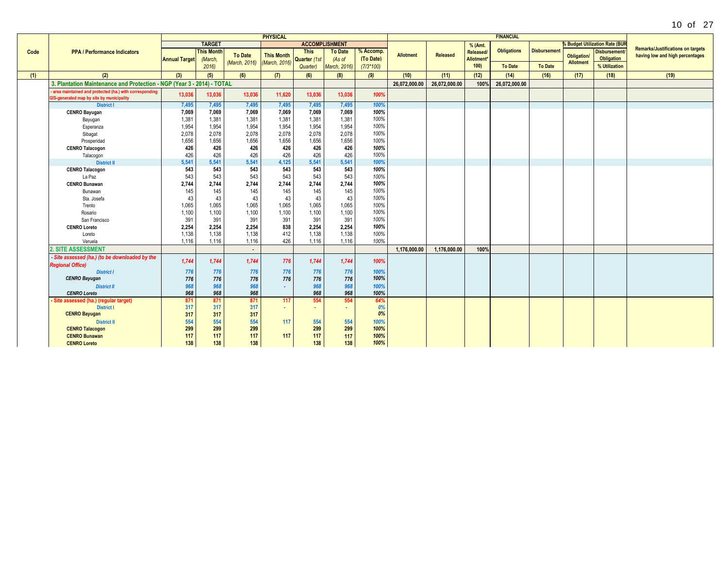| Code | PPA / Performance Indicators | PHYSICAL | | | | | | | FINANCIAL | | | | | | | Remarks/Justifications on targets having low and high percentages |
|---|---|---|---|---|---|---|---|---|---|---|---|---|---|---|---|---|
| | | TARGET | | | ACCOMPLISHMENT | | | | Allotment | Released | % (Amt. Released/ Allotment* 100) | Obligations | Disbursement | % Budget Utilization Rate (BUR) | | |
| | | Annual Target | This Month (March, 2016) | To Date (March, 2016) | This Month (March, 2016) | This Quarter (1st Quarter) | To Date (As of March, 2016) | % Accomp. (To Date) (7/3*100) | | | | To Date | To Date | Obligation/ Allotment | Disbursement/ Obligation % Utilization | |
| (1) | (2) | (3) | (5) | (6) | (7) | (6) | (8) | (9) | (10) | (11) | (12) | (14) | (16) | (17) | (18) | (19) |
| | **3. Plantation Maintenance and Protection - NGP (Year 3 - 2014) - TOTAL** | | | | | | | | 26,072,000.00 | 26,072,000.00 | 100% | 26,072,000.00 | | | | |
| | - area maintained and protected (ha.) with corresponding GIS-generated map by site by municipality | 13,036 | 13,036 | 13,036 | 11,620 | 13,036 | 13,036 | 100% | | | | | | | | |
| | District I | 7,495 | 7,495 | 7,495 | 7,495 | 7,495 | 7,495 | 100% | | | | | | | | |
| | **CENRO Bayugan** | 7,069 | 7,069 | 7,069 | 7,069 | 7,069 | 7,069 | 100% | | | | | | | | |
| | Bayugan | 1,381 | 1,381 | 1,381 | 1,381 | 1,381 | 1,381 | 100% | | | | | | | | |
| | Esperanza | 1,954 | 1,954 | 1,954 | 1,954 | 1,954 | 1,954 | 100% | | | | | | | | |
| | Sibagat | 2,078 | 2,078 | 2,078 | 2,078 | 2,078 | 2,078 | 100% | | | | | | | | |
| | Prosperidad | 1,656 | 1,656 | 1,656 | 1,656 | 1,656 | 1,656 | 100% | | | | | | | | |
| | **CENRO Talacogon** | 426 | 426 | 426 | 426 | 426 | 426 | 100% | | | | | | | | |
| | Talacogon | 426 | 426 | 426 | 426 | 426 | 426 | 100% | | | | | | | | |
| | District II | 5,541 | 5,541 | 5,541 | 4,125 | 5,541 | 5,541 | 100% | | | | | | | | |
| | **CENRO Talacogon** | 543 | 543 | 543 | 543 | 543 | 543 | 100% | | | | | | | | |
| | La Paz | 543 | 543 | 543 | 543 | 543 | 543 | 100% | | | | | | | | |
| | **CENRO Bunawan** | 2,744 | 2,744 | 2,744 | 2,744 | 2,744 | 2,744 | 100% | | | | | | | | |
| | Bunawan | 145 | 145 | 145 | 145 | 145 | 145 | 100% | | | | | | | | |
| | Sta. Josefa | 43 | 43 | 43 | 43 | 43 | 43 | 100% | | | | | | | | |
| | Trento | 1,065 | 1,065 | 1,065 | 1,065 | 1,065 | 1,065 | 100% | | | | | | | | |
| | Rosario | 1,100 | 1,100 | 1,100 | 1,100 | 1,100 | 1,100 | 100% | | | | | | | | |
| | San Francisco | 391 | 391 | 391 | 391 | 391 | 391 | 100% | | | | | | | | |
| | **CENRO Loreto** | 2,254 | 2,254 | 2,254 | 838 | 2,254 | 2,254 | 100% | | | | | | | | |
| | Loreto | 1,138 | 1,138 | 1,138 | 412 | 1,138 | 1,138 | 100% | | | | | | | | |
| | Veruela | 1,116 | 1,116 | 1,116 | 426 | 1,116 | 1,116 | 100% | | | | | | | | |
| | **2. SITE ASSESSMENT** | | | - | | | | | 1,176,000.00 | 1,176,000.00 | 100% | | | | | |
| | *- Site assessed (ha.) (to be downloaded by the Regional Office)* | *1,744* | *1,744* | *1,744* | *776* | *1,744* | *1,744* | *100%* | | | | | | | | |
| | *District I* | *776* | *776* | *776* | *776* | *776* | *776* | *100%* | | | | | | | | |
| | ***CENRO Bayugan*** | *776* | *776* | *776* | *776* | *776* | *776* | *100%* | | | | | | | | |
| | *District II* | *968* | *968* | *968* | *-* | *968* | *968* | *100%* | | | | | | | | |
| | ***CENRO Loreto*** | *968* | *968* | *968* | | *968* | *968* | *100%* | | | | | | | | |
| | - Site assessed (ha.) (regular target) | 871 | 871 | 871 | 117 | 554 | 554 | 64% | | | | | | | | |
| | District I | 317 | 317 | 317 | - | - | - | 0% | | | | | | | | |
| | **CENRO Bayugan** | 317 | 317 | 317 | | | | 0% | | | | | | | | |
| | District II | 554 | 554 | 554 | 117 | 554 | 554 | 100% | | | | | | | | |
| | **CENRO Talacogon** | 299 | 299 | 299 | | 299 | 299 | 100% | | | | | | | | |
| | **CENRO Bunawan** | 117 | 117 | 117 | 117 | 117 | 117 | 100% | | | | | | | | |
| | **CENRO Loreto** | 138 | 138 | 138 | | 138 | 138 | 100% | | | | | | | | |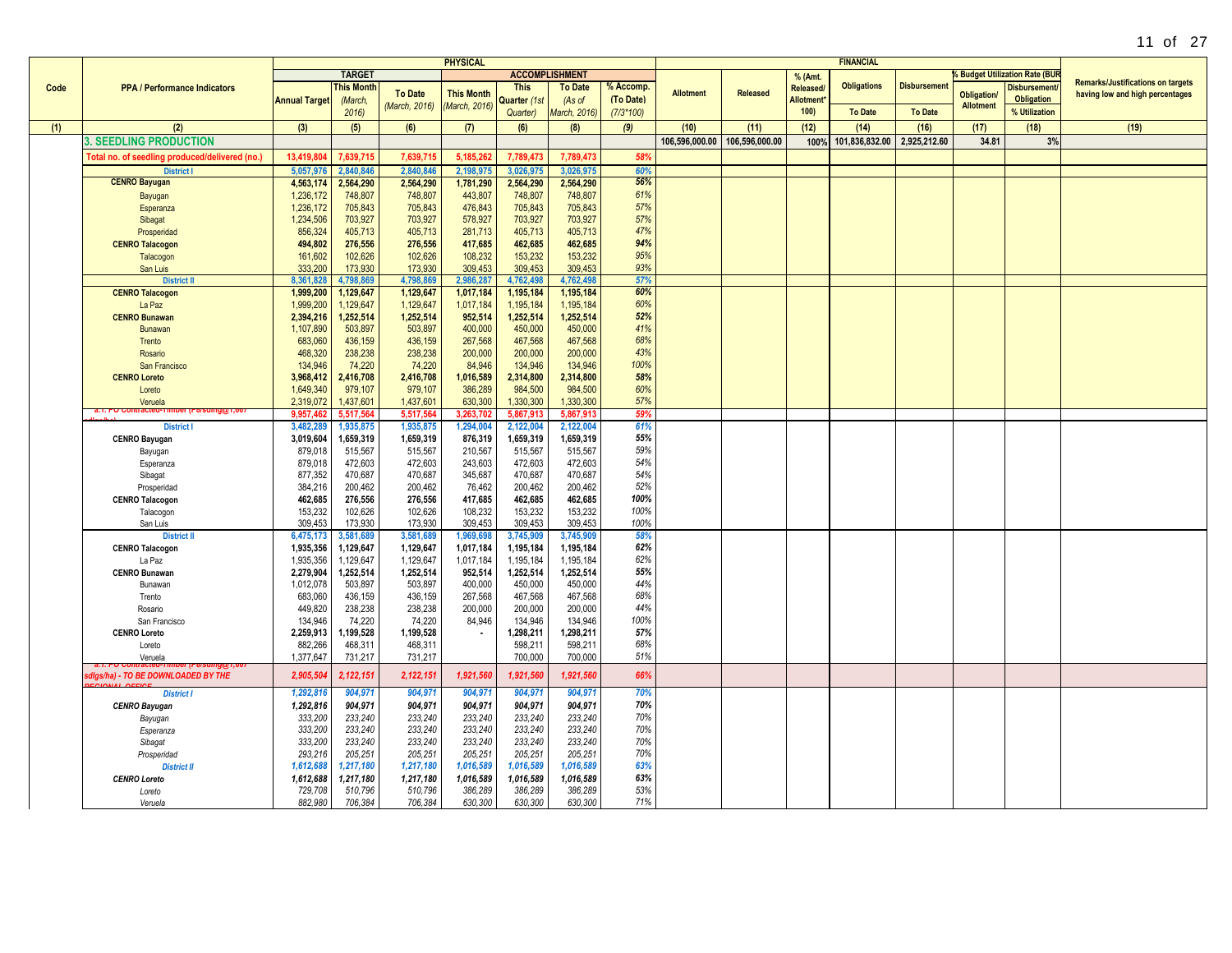| Code | PPA / Performance Indicators | PHYSICAL | | | | | | | | FINANCIAL | | | | | | | Remarks/Justifications on targets having low and high percentages |
|---|---|---|---|---|---|---|---|---|---|---|---|---|---|---|---|---|---|
| | | TARGET | | | ACCOMPLISHMENT | | | | | | | | | | % Budget Utilization Rate (BUR | | |
| | | Annual Target | This Month (March, 2016) | To Date (March, 2016) | This Month (March, 2016) | This Quarter (1st Quarter) | To Date (As of March, 2016) | % Accomp. (To Date) (7/3*100) | Allotment | Released | % (Amt. Released/ Allotment* 100) | Obligations To Date | Disbursement To Date | Obligation/ Allotment | Disbursement/ Obligation % Utilization | |
| (1) | (2) | (3) | (5) | (6) | (7) | (6) | (8) | (9) | (10) | (11) | (12) | (14) | (16) | (17) | (18) | (19) |
| | **3. SEEDLING PRODUCTION** | | | | | | | | 106,596,000.00 | 106,596,000.00 | 100% | 101,836,832.00 | 2,925,212.60 | 34.81 | 3% | |
| | **Total no. of seedling produced/delivered (no.)** | **13,419,804** | **7,639,715** | **7,639,715** | **5,185,262** | **7,789,473** | **7,789,473** | **58%** | | | | | | | | |
| | **District I** | **5,057,976** | **2,840,846** | **2,840,846** | **2,198,975** | **3,026,975** | **3,026,975** | **60%** | | | | | | | | |
| | **CENRO Bayugan** | **4,563,174** | **2,564,290** | **2,564,290** | **1,781,290** | **2,564,290** | **2,564,290** | **56%** | | | | | | | | |
| | Bayugan | 1,236,172 | 748,807 | 748,807 | 443,807 | 748,807 | 748,807 | 61% | | | | | | | | |
| | Esperanza | 1,236,172 | 705,843 | 705,843 | 476,843 | 705,843 | 705,843 | 57% | | | | | | | | |
| | Sibagat | 1,234,506 | 703,927 | 703,927 | 578,927 | 703,927 | 703,927 | 57% | | | | | | | | |
| | Prosperidad | 856,324 | 405,713 | 405,713 | 281,713 | 405,713 | 405,713 | 47% | | | | | | | | |
| | **CENRO Talacogon** | **494,802** | **276,556** | **276,556** | **417,685** | **462,685** | **462,685** | **94%** | | | | | | | | |
| | Talacogon | 161,602 | 102,626 | 102,626 | 108,232 | 153,232 | 153,232 | 95% | | | | | | | | |
| | San Luis | 333,200 | 173,930 | 173,930 | 309,453 | 309,453 | 309,453 | 93% | | | | | | | | |
| | **District II** | **8,361,828** | **4,798,869** | **4,798,869** | **2,986,287** | **4,762,498** | **4,762,498** | **57%** | | | | | | | | |
| | **CENRO Talacogon** | **1,999,200** | **1,129,647** | **1,129,647** | **1,017,184** | **1,195,184** | **1,195,184** | **60%** | | | | | | | | |
| | La Paz | 1,999,200 | 1,129,647 | 1,129,647 | 1,017,184 | 1,195,184 | 1,195,184 | 60% | | | | | | | | |
| | **CENRO Bunawan** | **2,394,216** | **1,252,514** | **1,252,514** | **952,514** | **1,252,514** | **1,252,514** | **52%** | | | | | | | | |
| | Bunawan | 1,107,890 | 503,897 | 503,897 | 400,000 | 450,000 | 450,000 | 41% | | | | | | | | |
| | Trento | 683,060 | 436,159 | 436,159 | 267,568 | 467,568 | 467,568 | 68% | | | | | | | | |
| | Rosario | 468,320 | 238,238 | 238,238 | 200,000 | 200,000 | 200,000 | 43% | | | | | | | | |
| | San Francisco | 134,946 | 74,220 | 74,220 | 84,946 | 134,946 | 134,946 | 100% | | | | | | | | |
| | **CENRO Loreto** | **3,968,412** | **2,416,708** | **2,416,708** | **1,016,589** | **2,314,800** | **2,314,800** | **58%** | | | | | | | | |
| | Loreto | 1,649,340 | 979,107 | 979,107 | 386,289 | 984,500 | 984,500 | 60% | | | | | | | | |
| | Veruela | 2,319,072 | 1,437,601 | 1,437,601 | 630,300 | 1,330,300 | 1,330,300 | 57% | | | | | | | | |
| | **a.1. PO Contracted-Timber (Parsuing@1,667 sdlgs/ha)** | **9,957,462** | **5,517,564** | **5,517,564** | **3,263,702** | **5,867,913** | **5,867,913** | **59%** | | | | | | | | |
| | **District I** | **3,482,289** | **1,935,875** | **1,935,875** | **1,294,004** | **2,122,004** | **2,122,004** | **61%** | | | | | | | | |
| | **CENRO Bayugan** | **3,019,604** | **1,659,319** | **1,659,319** | **876,319** | **1,659,319** | **1,659,319** | **55%** | | | | | | | | |
| | Bayugan | 879,018 | 515,567 | 515,567 | 210,567 | 515,567 | 515,567 | 59% | | | | | | | | |
| | Esperanza | 879,018 | 472,603 | 472,603 | 243,603 | 472,603 | 472,603 | 54% | | | | | | | | |
| | Sibagat | 877,352 | 470,687 | 470,687 | 345,687 | 470,687 | 470,687 | 54% | | | | | | | | |
| | Prosperidad | 384,216 | 200,462 | 200,462 | 76,462 | 200,462 | 200,462 | 52% | | | | | | | | |
| | **CENRO Talacogon** | **462,685** | **276,556** | **276,556** | **417,685** | **462,685** | **462,685** | **100%** | | | | | | | | |
| | Talacogon | 153,232 | 102,626 | 102,626 | 108,232 | 153,232 | 153,232 | 100% | | | | | | | | |
| | San Luis | 309,453 | 173,930 | 173,930 | 309,453 | 309,453 | 309,453 | 100% | | | | | | | | |
| | **District II** | **6,475,173** | **3,581,689** | **3,581,689** | **1,969,698** | **3,745,909** | **3,745,909** | **58%** | | | | | | | | |
| | **CENRO Talacogon** | **1,935,356** | **1,129,647** | **1,129,647** | **1,017,184** | **1,195,184** | **1,195,184** | **62%** | | | | | | | | |
| | La Paz | 1,935,356 | 1,129,647 | 1,129,647 | 1,017,184 | 1,195,184 | 1,195,184 | 62% | | | | | | | | |
| | **CENRO Bunawan** | **2,279,904** | **1,252,514** | **1,252,514** | **952,514** | **1,252,514** | **1,252,514** | **55%** | | | | | | | | |
| | Bunawan | 1,012,078 | 503,897 | 503,897 | 400,000 | 450,000 | 450,000 | 44% | | | | | | | | |
| | Trento | 683,060 | 436,159 | 436,159 | 267,568 | 467,568 | 467,568 | 68% | | | | | | | | |
| | Rosario | 449,820 | 238,238 | 238,238 | 200,000 | 200,000 | 200,000 | 44% | | | | | | | | |
| | San Francisco | 134,946 | 74,220 | 74,220 | 84,946 | 134,946 | 134,946 | 100% | | | | | | | | |
| | **CENRO Loreto** | **2,259,913** | **1,199,528** | **1,199,528** | **-** | **1,298,211** | **1,298,211** | **57%** | | | | | | | | |
| | Loreto | 882,266 | 468,311 | 468,311 | | 598,211 | 598,211 | 68% | | | | | | | | |
| | Veruela | 1,377,647 | 731,217 | 731,217 | | 700,000 | 700,000 | 51% | | | | | | | | |
| | ***a.1. PO Contracted-Timber (Parsuing@1,667 sdlgs/ha) - TO BE DOWNLOADED BY THE REGIONAL OFFICE*** | ***2,905,504*** | ***2,122,151*** | ***2,122,151*** | ***1,921,560*** | ***1,921,560*** | ***1,921,560*** | ***66%*** | | | | | | | | |
| | ***District I*** | ***1,292,816*** | ***904,971*** | ***904,971*** | ***904,971*** | ***904,971*** | ***904,971*** | ***70%*** | | | | | | | | |
| | ***CENRO Bayugan*** | ***1,292,816*** | ***904,971*** | ***904,971*** | ***904,971*** | ***904,971*** | ***904,971*** | ***70%*** | | | | | | | | |
| | *Bayugan* | *333,200* | *233,240* | *233,240* | *233,240* | *233,240* | *233,240* | *70%* | | | | | | | | |
| | *Esperanza* | *333,200* | *233,240* | *233,240* | *233,240* | *233,240* | *233,240* | *70%* | | | | | | | | |
| | *Sibagat* | *333,200* | *233,240* | *233,240* | *233,240* | *233,240* | *233,240* | *70%* | | | | | | | | |
| | *Prosperidad* | *293,216* | *205,251* | *205,251* | *205,251* | *205,251* | *205,251* | *70%* | | | | | | | | |
| | ***District II*** | ***1,612,688*** | ***1,217,180*** | ***1,217,180*** | ***1,016,589*** | ***1,016,589*** | ***1,016,589*** | ***63%*** | | | | | | | | |
| | ***CENRO Loreto*** | ***1,612,688*** | ***1,217,180*** | ***1,217,180*** | ***1,016,589*** | ***1,016,589*** | ***1,016,589*** | ***63%*** | | | | | | | | |
| | *Loreto* | *729,708* | *510,796* | *510,796* | *386,289* | *386,289* | *386,289* | *53%* | | | | | | | | |
| | *Veruela* | *882,980* | *706,384* | *706,384* | *630,300* | *630,300* | *630,300* | *71%* | | | | | | | | |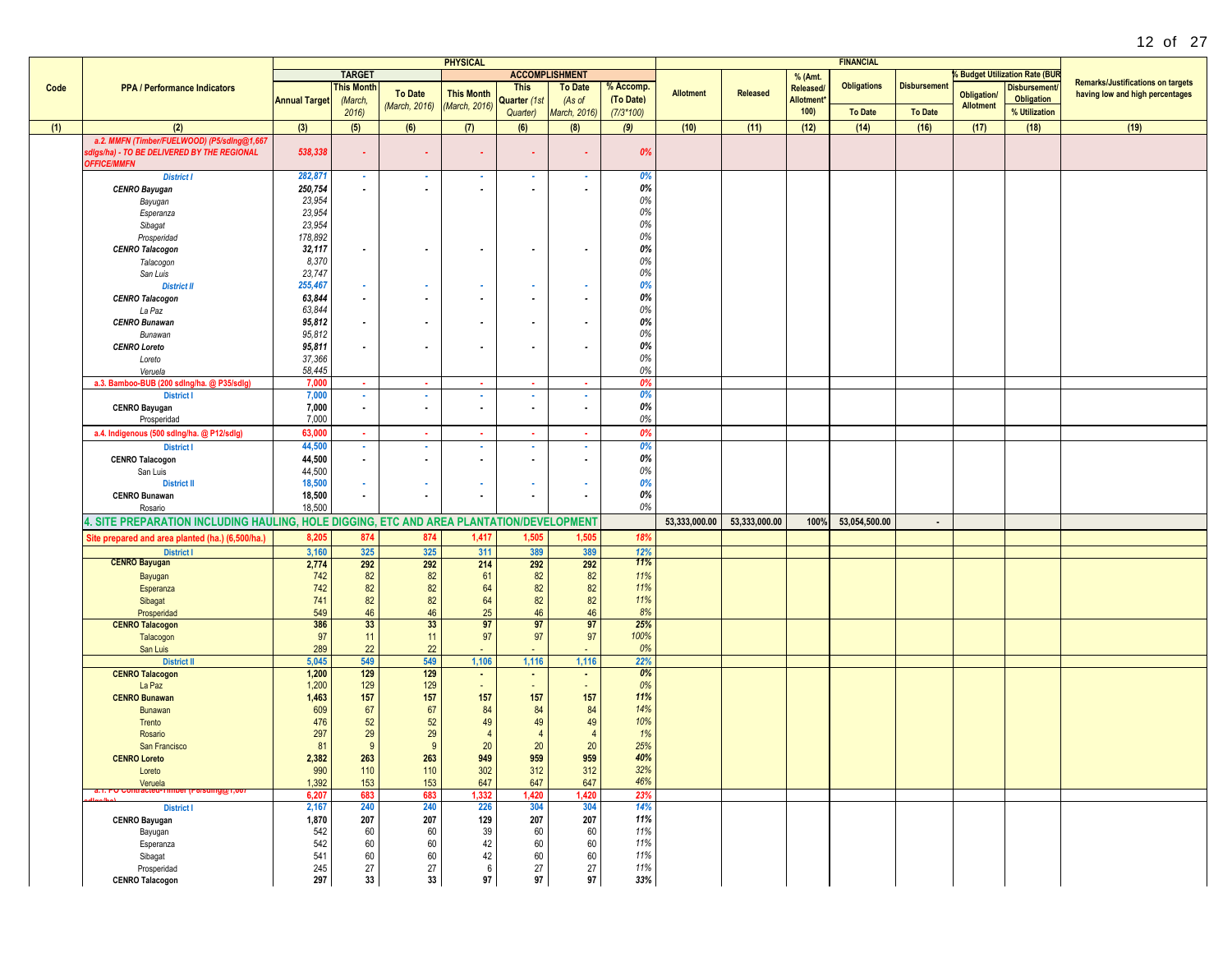| Code | PPA / Performance Indicators | PHYSICAL | | | | | | | FINANCIAL | | | | | | | Remarks/Justifications on targets having low and high percentages |
|---|---|---|---|---|---|---|---|---|---|---|---|---|---|---|---|---|
| | | TARGET | | | ACCOMPLISHMENT | | | | Allotment | Released | % (Amt. Released/ Allotment* 100) | Obligations | Disbursement | % Budget Utilization Rate (BUR) | | |
| | | Annual Target | This Month (March, 2016) | To Date (March, 2016) | This Month (March, 2016) | This Quarter (1st Quarter) | To Date (As of March, 2016) | % Accomp. (To Date) (7/3*100) | | | | To Date | To Date | Obligation/ Allotment | Disbursement/ Obligation % Utilization | |
| (1) | (2) | (3) | (5) | (6) | (7) | (6) | (8) | (9) | (10) | (11) | (12) | (14) | (16) | (17) | (18) | (19) |
| | a.2. MMFN (Timber/FUELWOOD) (P5/sdlng@1,667 sdlgs/ha) - TO BE DELIVERED BY THE REGIONAL OFFICE/MMFN | 538,338 | - | - | - | - | - | 0% | | | | | | | | |
| | District I | 282,871 | - | - | - | - | - | 0% | | | | | | | | |
| | CENRO Bayugan | 250,754 | - | - | - | - | - | 0% | | | | | | | | |
| | Bayugan | 23,954 | | | | | | 0% | | | | | | | | |
| | Esperanza | 23,954 | | | | | | 0% | | | | | | | | |
| | Sibagat | 23,954 | | | | | | 0% | | | | | | | | |
| | Prosperidad | 178,892 | | | | | | 0% | | | | | | | | |
| | CENRO Talacogon | 32,117 | - | - | - | - | - | 0% | | | | | | | | |
| | Talacogon | 8,370 | | | | | | 0% | | | | | | | | |
| | San Luis | 23,747 | | | | | | 0% | | | | | | | | |
| | District II | 255,467 | - | - | - | - | - | 0% | | | | | | | | |
| | CENRO Talacogon | 63,844 | - | - | - | - | - | 0% | | | | | | | | |
| | La Paz | 63,844 | | | | | | 0% | | | | | | | | |
| | CENRO Bunawan | 95,812 | - | - | - | - | - | 0% | | | | | | | | |
| | Bunawan | 95,812 | | | | | | 0% | | | | | | | | |
| | CENRO Loreto | 95,811 | - | - | - | - | - | 0% | | | | | | | | |
| | Loreto | 37,366 | | | | | | 0% | | | | | | | | |
| | Veruela | 58,445 | | | | | | 0% | | | | | | | | |
| | a.3. Bamboo-BUB (200 sdlng/ha. @ P35/sdlg) | 7,000 | - | - | - | - | - | 0% | | | | | | | | |
| | District I | 7,000 | - | - | - | - | - | 0% | | | | | | | | |
| | CENRO Bayugan | 7,000 | - | - | - | - | - | 0% | | | | | | | | |
| | Prosperidad | 7,000 | | | | | | 0% | | | | | | | | |
| | a.4. Indigenous (500 sdlng/ha. @ P12/sdlg) | 63,000 | - | - | - | - | - | 0% | | | | | | | | |
| | District I | 44,500 | - | - | - | - | - | 0% | | | | | | | | |
| | CENRO Talacogon | 44,500 | - | - | - | - | - | 0% | | | | | | | | |
| | San Luis | 44,500 | | | | | | 0% | | | | | | | | |
| | District II | 18,500 | - | - | - | - | - | 0% | | | | | | | | |
| | CENRO Bunawan | 18,500 | - | - | - | - | - | 0% | | | | | | | | |
| | Rosario | 18,500 | | | | | | 0% | | | | | | | | |
| | 4. SITE PREPARATION INCLUDING HAULING, HOLE DIGGING, ETC AND AREA PLANTATION/DEVELOPMENT | | | | | | | | 53,333,000.00 | 53,333,000.00 | 100% | 53,054,500.00 | - | | | |
| | Site prepared and area planted (ha.) (6,500/ha.) | 8,205 | 874 | 874 | 1,417 | 1,505 | 1,505 | 18% | | | | | | | | |
| | District I | 3,160 | 325 | 325 | 311 | 389 | 389 | 12% | | | | | | | | |
| | CENRO Bayugan | 2,774 | 292 | 292 | 214 | 292 | 292 | 11% | | | | | | | | |
| | Bayugan | 742 | 82 | 82 | 61 | 82 | 82 | 11% | | | | | | | | |
| | Esperanza | 742 | 82 | 82 | 64 | 82 | 82 | 11% | | | | | | | | |
| | Sibagat | 741 | 82 | 82 | 64 | 82 | 82 | 11% | | | | | | | | |
| | Prosperidad | 549 | 46 | 46 | 25 | 46 | 46 | 8% | | | | | | | | |
| | CENRO Talacogon | 386 | 33 | 33 | 97 | 97 | 97 | 25% | | | | | | | | |
| | Talacogon | 97 | 11 | 11 | 97 | 97 | 97 | 100% | | | | | | | | |
| | San Luis | 289 | 22 | 22 | - | - | - | 0% | | | | | | | | |
| | District II | 5,045 | 549 | 549 | 1,106 | 1,116 | 1,116 | 22% | | | | | | | | |
| | CENRO Talacogon | 1,200 | 129 | 129 | - | - | - | 0% | | | | | | | | |
| | La Paz | 1,200 | 129 | 129 | - | - | - | 0% | | | | | | | | |
| | CENRO Bunawan | 1,463 | 157 | 157 | 157 | 157 | 157 | 11% | | | | | | | | |
| | Bunawan | 609 | 67 | 67 | 84 | 84 | 84 | 14% | | | | | | | | |
| | Trento | 476 | 52 | 52 | 49 | 49 | 49 | 10% | | | | | | | | |
| | Rosario | 297 | 29 | 29 | 4 | 4 | 4 | 1% | | | | | | | | |
| | San Francisco | 81 | 9 | 9 | 20 | 20 | 20 | 25% | | | | | | | | |
| | CENRO Loreto | 2,382 | 263 | 263 | 949 | 959 | 959 | 40% | | | | | | | | |
| | Loreto | 990 | 110 | 110 | 302 | 312 | 312 | 32% | | | | | | | | |
| | Veruela | 1,392 | 153 | 153 | 647 | 647 | 647 | 46% | | | | | | | | |
| | a.1. PO Contracted-Timber (P8/sdlng@1,667 sdlgs/ha) | 6,207 | 683 | 683 | 1,332 | 1,420 | 1,420 | 23% | | | | | | | | |
| | District I | 2,167 | 240 | 240 | 226 | 304 | 304 | 14% | | | | | | | | |
| | CENRO Bayugan | 1,870 | 207 | 207 | 129 | 207 | 207 | 11% | | | | | | | | |
| | Bayugan | 542 | 60 | 60 | 39 | 60 | 60 | 11% | | | | | | | | |
| | Esperanza | 542 | 60 | 60 | 42 | 60 | 60 | 11% | | | | | | | | |
| | Sibagat | 541 | 60 | 60 | 42 | 60 | 60 | 11% | | | | | | | | |
| | Prosperidad | 245 | 27 | 27 | 6 | 27 | 27 | 11% | | | | | | | | |
| | CENRO Talacogon | 297 | 33 | 33 | 97 | 97 | 97 | 33% | | | | | | | | |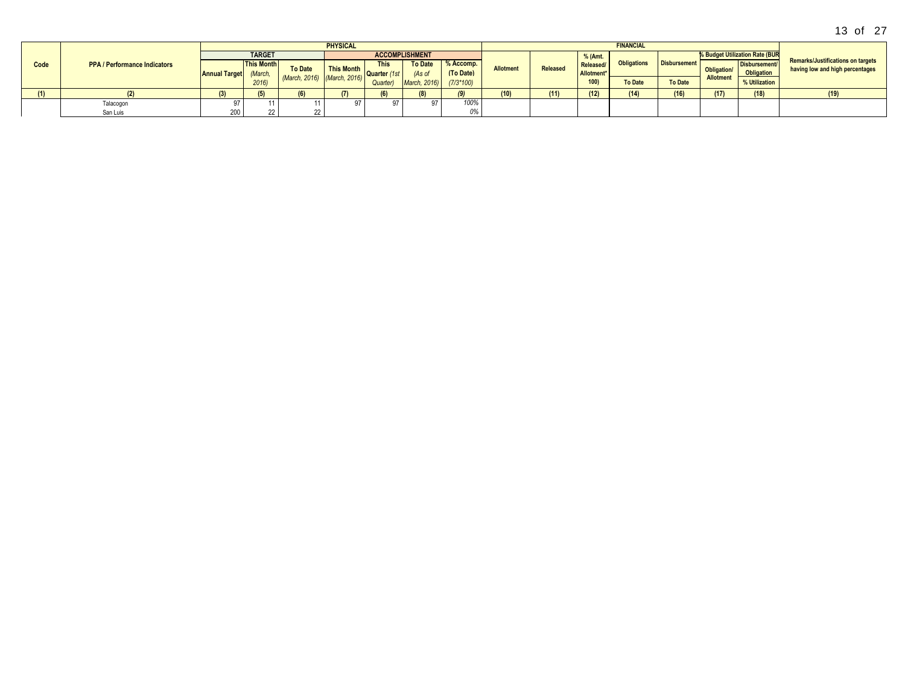| Code | PPA / Performance Indicators | PHYSICAL | | | | | | | FINANCIAL | | | | | | | Remarks/Justifications on targets having low and high percentages |
|---|---|---|---|---|---|---|---|---|---|---|---|---|---|---|---|---|
| | | TARGET | | | ACCOMPLISHMENT | | | | Allotment | Released | % (Amt. Released/ Allotment* 100) | Obligations | Disbursement | % Budget Utilization Rate (BUR | | |
| | | Annual Target | This Month *(March, 2016)* | To Date *(March, 2016)* | This Month *(March, 2016)* | This Quarter *(1st Quarter)* | To Date *(As of March, 2016)* | % Accomp. (To Date) *(7/3*100)* | | | | To Date | To Date | Obligation/ Allotment | Disbursement/ Obligation % Utilization | |
| (1) | (2) | (3) | (5) | (6) | (7) | (6) | (8) | (9) | (10) | (11) | (12) | (14) | (16) | (17) | (18) | (19) |
| | Talacogon | 97 | 11 | 11 | 97 | 97 | 97 | 100% | | | | | | | | |
| | San Luis | 200 | 22 | 22 | | | | 0% | | | | | | | | |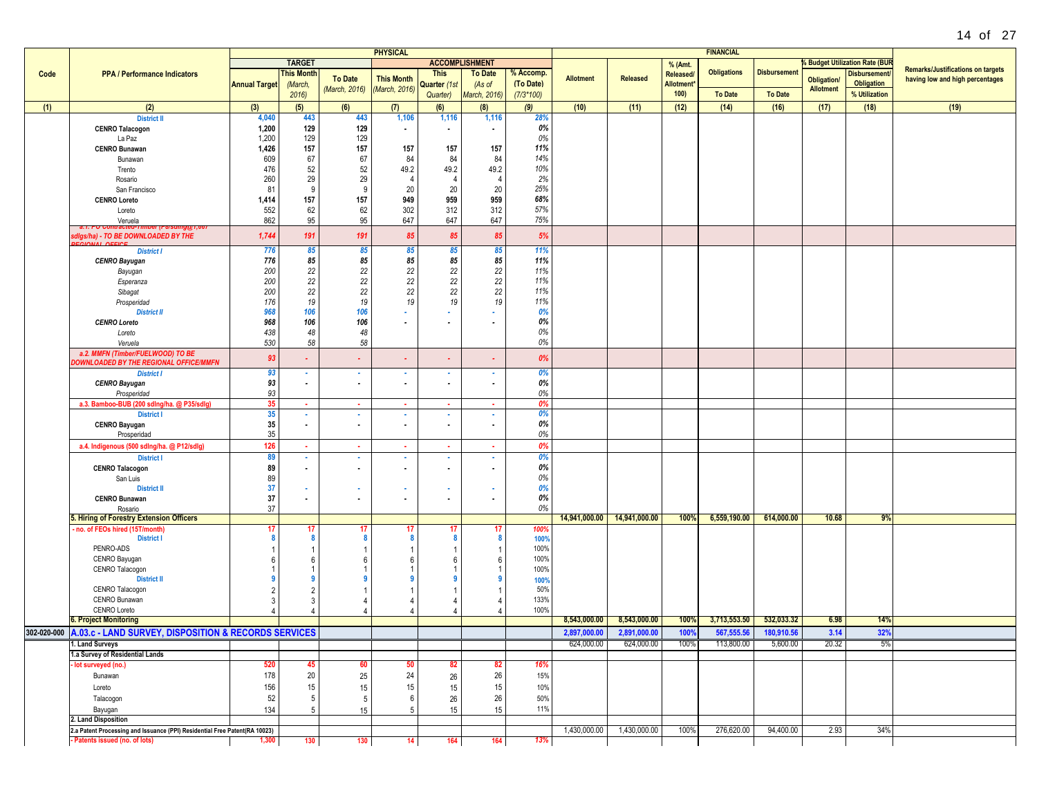| Code | PPA / Performance Indicators | PHYSICAL | | | | | | | FINANCIAL | | | | | | | Remarks/Justifications on targets having low and high percentages |
|---|---|---|---|---|---|---|---|---|---|---|---|---|---|---|---|---|
| | | TARGET | | | ACCOMPLISHMENT | | | | Allotment | Released | % (Amt. Released/ Allotment* 100) | Obligations | Disbursement | % Budget Utilization Rate (BUR) | | |
| | | Annual Target | This Month (March, 2016) | To Date (March, 2016) | This Month (March, 2016) | This Quarter (1st Quarter) | To Date (As of March, 2016) | % Accomp. (To Date) (7/3*100) | | | | To Date | To Date | Obligation/ Allotment | Disbursement/ Obligation % Utilization | |
| (1) | (2) | (3) | (5) | (6) | (7) | (6) | (8) | (9) | (10) | (11) | (12) | (14) | (16) | (17) | (18) | (19) |
| | District II | 4,040 | 443 | 443 | 1,106 | 1,116 | 1,116 | 28% | | | | | | | | |
| | CENRO Talacogon | 1,200 | 129 | 129 | - | - | - | 0% | | | | | | | | |
| | La Paz | 1,200 | 129 | 129 | | | | 0% | | | | | | | | |
| | CENRO Bunawan | 1,426 | 157 | 157 | 157 | 157 | 157 | 11% | | | | | | | | |
| | Bunawan | 609 | 67 | 67 | 84 | 84 | 84 | 14% | | | | | | | | |
| | Trento | 476 | 52 | 52 | 49.2 | 49.2 | 49.2 | 10% | | | | | | | | |
| | Rosario | 260 | 29 | 29 | 4 | 4 | 4 | 2% | | | | | | | | |
| | San Francisco | 81 | 9 | 9 | 20 | 20 | 20 | 25% | | | | | | | | |
| | CENRO Loreto | 1,414 | 157 | 157 | 949 | 959 | 959 | 68% | | | | | | | | |
| | Loreto | 552 | 62 | 62 | 302 | 312 | 312 | 57% | | | | | | | | |
| | Veruela | 862 | 95 | 95 | 647 | 647 | 647 | 75% | | | | | | | | |
| | a.1. PO Contracted-Timber (P8/sdlng@1,667 sdlgs/ha) - TO BE DOWNLOADED BY THE REGIONAL OFFICE | 1,744 | 191 | 191 | 85 | 85 | 85 | 5% | | | | | | | | |
| | District I | 776 | 85 | 85 | 85 | 85 | 85 | 11% | | | | | | | | |
| | CENRO Bayugan | 776 | 85 | 85 | 85 | 85 | 85 | 11% | | | | | | | | |
| | Bayugan | 200 | 22 | 22 | 22 | 22 | 22 | 11% | | | | | | | | |
| | Esperanza | 200 | 22 | 22 | 22 | 22 | 22 | 11% | | | | | | | | |
| | Sibagat | 200 | 22 | 22 | 22 | 22 | 22 | 11% | | | | | | | | |
| | Prosperidad | 176 | 19 | 19 | 19 | 19 | 19 | 11% | | | | | | | | |
| | District II | 968 | 106 | 106 | - | - | - | 0% | | | | | | | | |
| | CENRO Loreto | 968 | 106 | 106 | - | - | - | 0% | | | | | | | | |
| | Loreto | 438 | 48 | 48 | | | | 0% | | | | | | | | |
| | Veruela | 530 | 58 | 58 | | | | 0% | | | | | | | | |
| | a.2. MMFN (Timber/FUELWOOD) TO BE DOWNLOADED BY THE REGIONAL OFFICE/MMFN | 93 | - | - | - | - | - | 0% | | | | | | | | |
| | District I | 93 | - | - | - | - | - | 0% | | | | | | | | |
| | CENRO Bayugan | 93 | - | - | - | - | - | 0% | | | | | | | | |
| | Prosperidad | 93 | | | | | | 0% | | | | | | | | |
| | a.3. Bamboo-BUB (200 sdlng/ha. @ P35/sdlg) | 35 | - | - | - | - | - | 0% | | | | | | | | |
| | District I | 35 | - | - | - | - | - | 0% | | | | | | | | |
| | CENRO Bayugan | 35 | - | - | - | - | - | 0% | | | | | | | | |
| | Prosperidad | 35 | | | | | | 0% | | | | | | | | |
| | a.4. Indigenous (500 sdlng/ha. @ P12/sdlg) | 126 | - | - | - | - | - | 0% | | | | | | | | |
| | District I | 89 | - | - | - | - | - | 0% | | | | | | | | |
| | CENRO Talacogon | 89 | - | - | - | - | - | 0% | | | | | | | | |
| | San Luis | 89 | | | | | | 0% | | | | | | | | |
| | District II | 37 | - | - | - | - | - | 0% | | | | | | | | |
| | CENRO Bunawan | 37 | - | - | - | - | - | 0% | | | | | | | | |
| | Rosario | 37 | | | | | | 0% | | | | | | | | |
| | 5. Hiring of Forestry Extension Officers | | | | | | | | 14,941,000.00 | 14,941,000.00 | 100% | 6,559,190.00 | 614,000.00 | 10.68 | 9% | |
| | - no. of FEOs hired (15T/month) | 17 | 17 | 17 | 17 | 17 | 17 | 100% | | | | | | | | |
| | District I | 8 | 8 | 8 | 8 | 8 | 8 | 100% | | | | | | | | |
| | PENRO-ADS | 1 | 1 | 1 | 1 | 1 | 1 | 100% | | | | | | | | |
| | CENRO Bayugan | 6 | 6 | 6 | 6 | 6 | 6 | 100% | | | | | | | | |
| | CENRO Talacogon | 1 | 1 | 1 | 1 | 1 | 1 | 100% | | | | | | | | |
| | District II | 9 | 9 | 9 | 9 | 9 | 9 | 100% | | | | | | | | |
| | CENRO Talacogon | 2 | 2 | 1 | 1 | 1 | 1 | 50% | | | | | | | | |
| | CENRO Bunawan | 3 | 3 | 4 | 4 | 4 | 4 | 133% | | | | | | | | |
| | CENRO Loreto | 4 | 4 | 4 | 4 | 4 | 4 | 100% | | | | | | | | |
| | 6. Project Monitoring | | | | | | | | 8,543,000.00 | 8,543,000.00 | 100% | 3,713,553.50 | 532,033.32 | 6.98 | 14% | |
| 302-020-000 | A.03.c - LAND SURVEY, DISPOSITION & RECORDS SERVICES | | | | | | | | 2,897,000.00 | 2,891,000.00 | 100% | 567,555.56 | 180,910.56 | 3.14 | 32% | |
| | 1. Land Surveys | | | | | | | | 624,000.00 | 624,000.00 | 100% | 113,800.00 | 5,600.00 | 20.32 | 5% | |
| | 1.a Survey of Residential Lands | | | | | | | | | | | | | | | |
| | - lot surveyed (no.) | 520 | 45 | 60 | 50 | 82 | 82 | 16% | | | | | | | | |
| | Bunawan | 178 | 20 | 25 | 24 | 26 | 26 | 15% | | | | | | | | |
| | Loreto | 156 | 15 | 15 | 15 | 15 | 15 | 10% | | | | | | | | |
| | Talacogon | 52 | 5 | 5 | 6 | 26 | 26 | 50% | | | | | | | | |
| | Bayugan | 134 | 5 | 15 | 5 | 15 | 15 | 11% | | | | | | | | |
| | 2. Land Disposition | | | | | | | | | | | | | | | |
| | 2.a Patent Processing and Issuance (PPI) Residential Free Patent(RA 10023) | | | | | | | | 1,430,000.00 | 1,430,000.00 | 100% | 276,620.00 | 94,400.00 | 2.93 | 34% | |
| | - Patents issued (no. of lots) | 1,300 | 130 | 130 | 14 | 164 | 164 | 13% | | | | | | | | |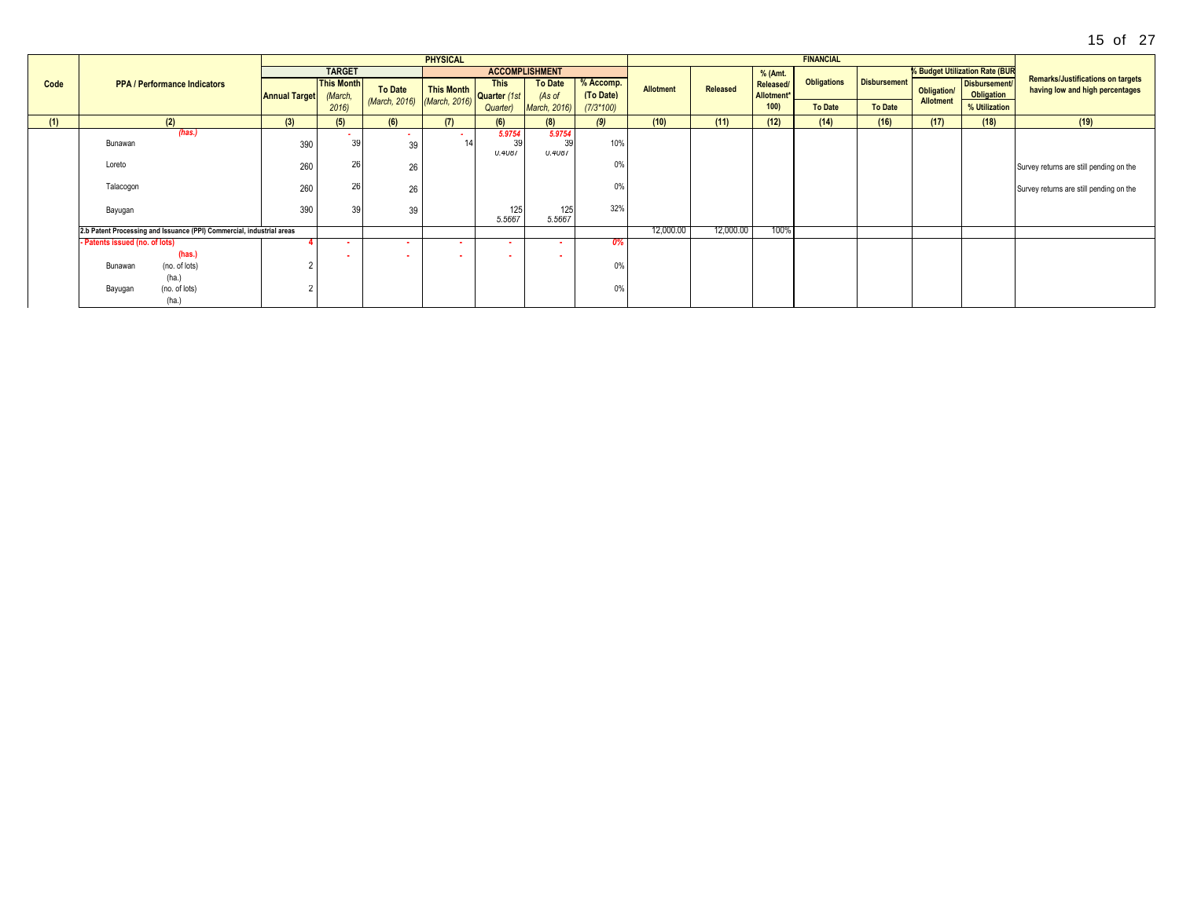| Code | PPA / Performance Indicators | PHYSICAL | | | | | | | FINANCIAL | | | | | | | Remarks/Justifications on targets having low and high percentages |
|---|---|---|---|---|---|---|---|---|---|---|---|---|---|---|---|---|
| | | TARGET | | | ACCOMPLISHMENT | | | | Allotment | Released | % (Amt. Released/ Allotment* 100) | Obligations | Disbursement | % Budget Utilization Rate (BUR) | | |
| | | Annual Target | This Month (March, 2016) | To Date (March, 2016) | This Month (March, 2016) | This Quarter (1st Quarter) | To Date (As of March, 2016) | % Accomp. (To Date) (7/3*100) | | | | To Date | To Date | Obligation/ Allotment | Disbursement/ Obligation % Utilization | |
| (1) | (2) | (3) | (5) | (6) | (7) | (6) | (8) | (9) | (10) | (11) | (12) | (14) | (16) | (17) | (18) | (19) |
| | *(has.)* | | - | - | - | *5.9754* | *5.9754* | | | | | | | | | |
| | Bunawan | 390 | 39 | 39 | 14 | 39 / 0.4087 | 39 / 0.4087 | 10% | | | | | | | | |
| | Loreto | 260 | 26 | 26 | | | | 0% | | | | | | | | Survey returns are still pending on the |
| | Talacogon | 260 | 26 | 26 | | | | 0% | | | | | | | | Survey returns are still pending on the |
| | Bayugan | 390 | 39 | 39 | | 125 / 5.5667 | 125 / 5.5667 | 32% | | | | | | | | |
| | **2.b Patent Processing and Issuance (PPI) Commercial, industrial areas** | | | | | | | | 12,000.00 | 12,000.00 | 100% | | | | | |
| | **- Patents issued (no. of lots)** | **4** | - | - | - | - | - | ***0%*** | | | | | | | | |
| | **(has.)** | | - | - | - | - | - | | | | | | | | | |
| | Bunawan (no. of lots) | 2 | | | | | | 0% | | | | | | | | |
| | (ha.) | | | | | | | | | | | | | | | |
| | Bayugan (no. of lots) | 2 | | | | | | 0% | | | | | | | | |
| | (ha.) | | | | | | | | | | | | | | | |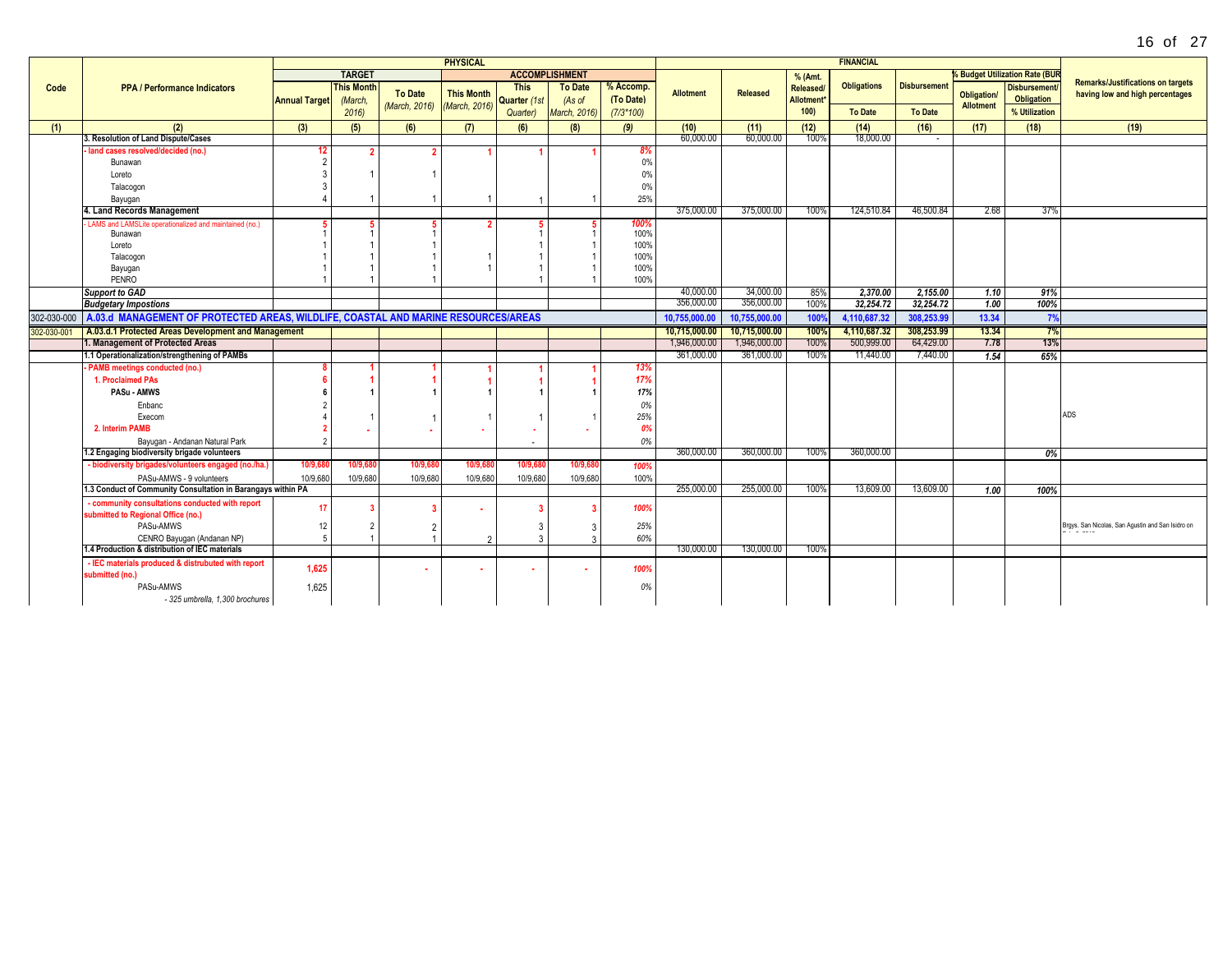| Code | PPA / Performance Indicators | PHYSICAL | | | | | | | FINANCIAL | | | | | % Budget Utilization Rate (BUR) | | Remarks/Justifications on targets having low and high percentages |
|---|---|---|---|---|---|---|---|---|---|---|---|---|---|---|---|---|
| | | TARGET | | | ACCOMPLISHMENT | | | | | | | | | | | |
| | | Annual Target | This Month (March, 2016) | To Date (March, 2016) | This Month (March, 2016) | This Quarter (1st Quarter) | To Date (As of March, 2016) | % Accomp. (To Date) (7/3*100) | Allotment | Released | % (Amt. Released/ Allotment* 100) | Obligations To Date | Disbursement To Date | Obligation/ Allotment | Disbursement/ Obligation % Utilization | |
| (1) | (2) | (3) | (5) | (6) | (7) | (6) | (8) | (9) | (10) | (11) | (12) | (14) | (16) | (17) | (18) | (19) |
| | **3. Resolution of Land Dispute/Cases** | | | | | | | | 60,000.00 | 60,000.00 | 100% | 18,000.00 | - | | | |
| | - land cases resolved/decided (no.) | 12 | 2 | 2 | 1 | 1 | 1 | 8% | | | | | | | | |
| | Bunawan | 2 | | | | | | 0% | | | | | | | | |
| | Loreto | 3 | 1 | 1 | | | | 0% | | | | | | | | |
| | Talacogon | 3 | | | | | | 0% | | | | | | | | |
| | Bayugan | 4 | 1 | 1 | 1 | 1 | 1 | 25% | | | | | | | | |
| | **4. Land Records Management** | | | | | | | | 375,000.00 | 375,000.00 | 100% | 124,510.84 | 46,500.84 | 2.68 | 37% | |
| | - LAMS and LAMSLite operationalized and maintained (no.) | 5 | 5 | 5 | 2 | 5 | 5 | 100% | | | | | | | | |
| | Bunawan | 1 | 1 | 1 | | 1 | 1 | 100% | | | | | | | | |
| | Loreto | 1 | 1 | 1 | | 1 | 1 | 100% | | | | | | | | |
| | Talacogon | 1 | 1 | 1 | 1 | 1 | 1 | 100% | | | | | | | | |
| | Bayugan | 1 | 1 | 1 | 1 | 1 | 1 | 100% | | | | | | | | |
| | PENRO | 1 | 1 | 1 | | 1 | 1 | 100% | | | | | | | | |
| | ***Support to GAD*** | | | | | | | | 40,000.00 | 34,000.00 | 85% | *2,370.00* | *2,155.00* | *1.10* | *91%* | |
| | ***Budgetary Impostions*** | | | | | | | | 356,000.00 | 356,000.00 | 100% | *32,254.72* | *32,254.72* | *1.00* | *100%* | |
| 302-030-000 | **A.03.d MANAGEMENT OF PROTECTED AREAS, WILDLIFE, COASTAL AND MARINE RESOURCES/AREAS** | | | | | | | | **10,755,000.00** | **10,755,000.00** | **100%** | **4,110,687.32** | **308,253.99** | **13.34** | **7%** | |
| 302-030-001 | **A.03.d.1 Protected Areas Development and Management** | | | | | | | | **10,715,000.00** | **10,715,000.00** | **100%** | **4,110,687.32** | **308,253.99** | **13.34** | **7%** | |
| | **1. Management of Protected Areas** | | | | | | | | 1,946,000.00 | 1,946,000.00 | 100% | 500,999.00 | 64,429.00 | 7.78 | 13% | |
| | **1.1 Operationalization/strengthening of PAMBs** | | | | | | | | 361,000.00 | 361,000.00 | 100% | 11,440.00 | 7,440.00 | 1.54 | 65% | |
| | - PAMB meetings conducted (no.) | 8 | 1 | 1 | 1 | 1 | 1 | 13% | | | | | | | | |
| | 1. Proclaimed PAs | 6 | 1 | 1 | 1 | 1 | 1 | 17% | | | | | | | | |
| | **PASu - AMWS** | 6 | 1 | 1 | 1 | 1 | 1 | 17% | | | | | | | | |
| | Enbanc | 2 | | | | | | 0% | | | | | | | | |
| | Execom | 4 | 1 | 1 | 1 | 1 | 1 | 25% | | | | | | | | ADS |
| | 2. Interim PAMB | 2 | - | - | - | - | - | 0% | | | | | | | | |
| | Bayugan - Andanan Natural Park | 2 | | | | - | | 0% | | | | | | | | |
| | **1.2 Engaging biodiversity brigade volunteers** | | | | | | | | 360,000.00 | 360,000.00 | 100% | 360,000.00 | | | 0% | |
| | - biodiversity brigades/volunteers engaged (no./ha.) | 10/9,680 | 10/9,680 | 10/9,680 | 10/9,680 | 10/9,680 | 10/9,680 | 100% | | | | | | | | |
| | PASu-AMWS - 9 volunteers | 10/9,680 | 10/9,680 | 10/9,680 | 10/9,680 | 10/9,680 | 10/9,680 | 100% | | | | | | | | |
| | **1.3 Conduct of Community Consultation in Barangays within PA** | | | | | | | | 255,000.00 | 255,000.00 | 100% | 13,609.00 | 13,609.00 | 1.00 | 100% | |
| | - community consultations conducted with report submitted to Regional Office (no.) | 17 | 3 | 3 | - | 3 | 3 | 100% | | | | | | | | |
| | PASu-AMWS | 12 | 2 | 2 | | 3 | 3 | 25% | | | | | | | | Brgys. San Nicolas, San Agustin and San Isidro on |
| | CENRO Bayugan (Andanan NP) | 5 | 1 | 1 | 2 | 3 | 3 | 60% | | | | | | | | |
| | **1.4 Production & distribution of IEC materials** | | | | | | | | 130,000.00 | 130,000.00 | 100% | | | | | |
| | - IEC materials produced & distrubuted with report submitted (no.) | 1,625 | | - | - | - | - | 100% | | | | | | | | |
| | PASu-AMWS | 1,625 | | | | | | 0% | | | | | | | | |
| | - 325 umbrella, 1,300 brochures | | | | | | | | | | | | | | | |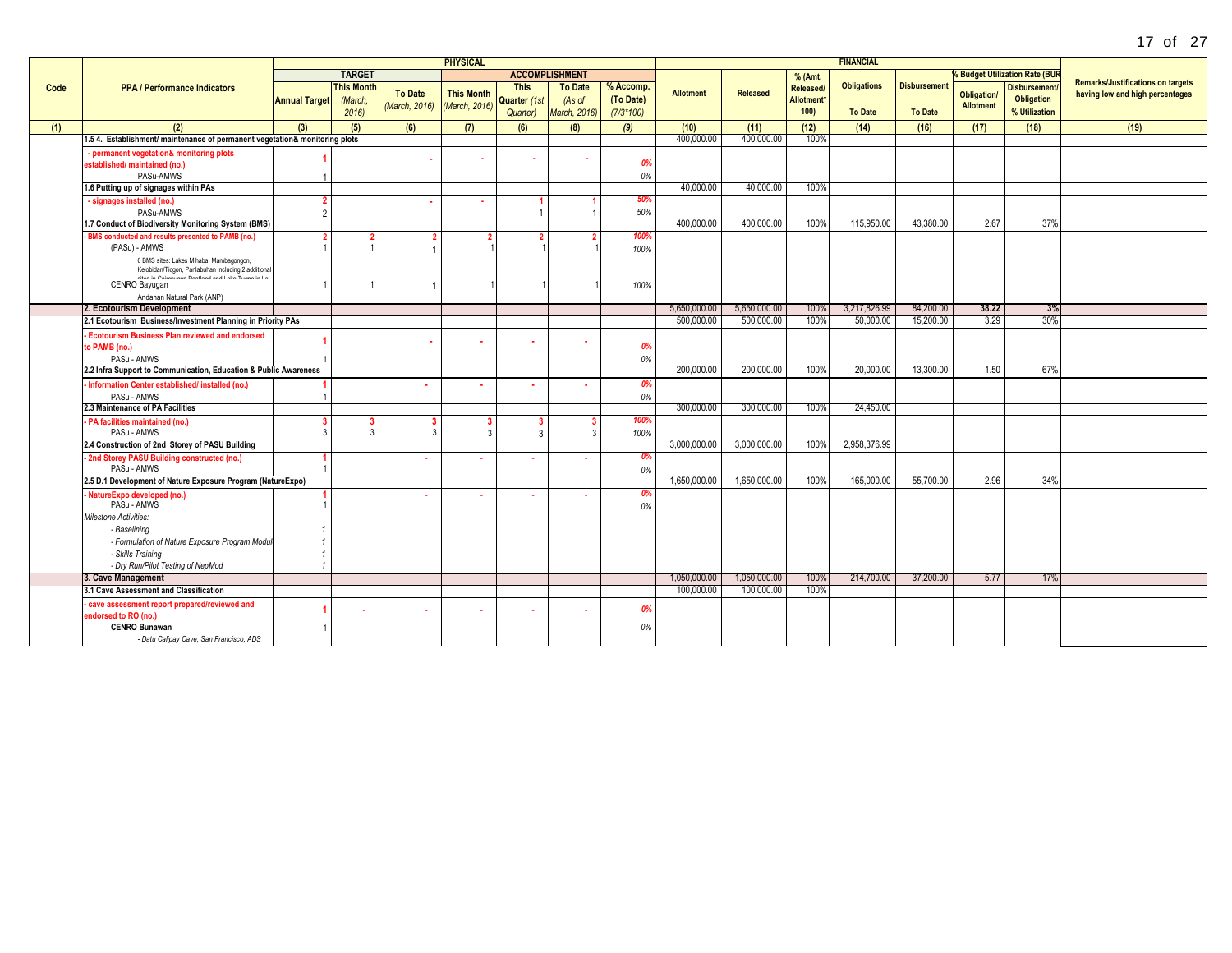| Code | PPA / Performance Indicators | PHYSICAL | | | | | | | FINANCIAL | | | | | | | Remarks/Justifications on targets having low and high percentages |
|---|---|---|---|---|---|---|---|---|---|---|---|---|---|---|---|---|
| | | TARGET | | | ACCOMPLISHMENT | | | | Allotment | Released | % (Amt. Released/ Allotment* 100) | Obligations | Disbursement | % Budget Utilization Rate (BUR | | |
| | | Annual Target | This Month (March, 2016) | To Date (March, 2016) | This Month (March, 2016) | This Quarter (1st Quarter) | To Date (As of March, 2016) | % Accomp. (To Date) (7/3*100) | | | | To Date | To Date | Obligation/ Allotment | Disbursement/ Obligation % Utilization | |
| (1) | (2) | (3) | (5) | (6) | (7) | (6) | (8) | (9) | (10) | (11) | (12) | (14) | (16) | (17) | (18) | (19) |
| | 1.5 4. Establishment/ maintenance of permanent vegetation& monitoring plots | | | | | | | | 400,000.00 | 400,000.00 | 100% | | | | | |
| | - permanent vegetation& monitoring plots established/ maintained (no.) | 1 | | - | - | - | - | 0% | | | | | | | | |
| | PASu-AMWS | 1 | | | | | | 0% | | | | | | | | |
| | 1.6 Putting up of signages within PAs | | | | | | | | 40,000.00 | 40,000.00 | 100% | | | | | |
| | - signages installed (no.) | 2 | | - | - | 1 | 1 | 50% | | | | | | | | |
| | PASu-AMWS | 2 | | | | 1 | 1 | 50% | | | | | | | | |
| | 1.7 Conduct of Biodiversity Monitoring System (BMS) | | | | | | | | 400,000.00 | 400,000.00 | 100% | 115,950.00 | 43,380.00 | 2.67 | 37% | |
| | - BMS conducted and results presented to PAMB (no.) | 2 | 2 | 2 | 2 | 2 | 2 | 100% | | | | | | | | |
| | (PASu) - AMWS | 1 | 1 | 1 | 1 | 1 | 1 | 100% | | | | | | | | |
| | 6 BMS sites: Lakes Mihaba, Mambagongon, Kelobidan/Ticgon, Panlabuhan including 2 additional sites in Caimpugan Peatland and Lake Tugno in La... | | | | | | | | | | | | | | | |
| | CENRO Bayugan | 1 | 1 | 1 | 1 | 1 | 1 | 100% | | | | | | | | |
| | Andanan Natural Park (ANP) | | | | | | | | | | | | | | | |
| | **2. Ecotourism Development** | | | | | | | | 5,650,000.00 | 5,650,000.00 | 100% | 3,217,826.99 | 84,200.00 | **38.22** | **3%** | |
| | 2.1 Ecotourism Business/Investment Planning in Priority PAs | | | | | | | | 500,000.00 | 500,000.00 | 100% | 50,000.00 | 15,200.00 | 3.29 | 30% | |
| | - Ecotourism Business Plan reviewed and endorsed to PAMB (no.) | 1 | | - | - | - | - | 0% | | | | | | | | |
| | PASu - AMWS | 1 | | | | | | 0% | | | | | | | | |
| | 2.2 Infra Support to Communication, Education & Public Awareness | | | | | | | | 200,000.00 | 200,000.00 | 100% | 20,000.00 | 13,300.00 | 1.50 | 67% | |
| | - Information Center established/ installed (no.) | 1 | | - | - | - | - | 0% | | | | | | | | |
| | PASu - AMWS | 1 | | | | | | 0% | | | | | | | | |
| | 2.3 Maintenance of PA Facilities | | | | | | | | 300,000.00 | 300,000.00 | 100% | 24,450.00 | | | | |
| | - PA facilities maintained (no.) | 3 | 3 | 3 | 3 | 3 | 3 | 100% | | | | | | | | |
| | PASu - AMWS | 3 | 3 | 3 | 3 | 3 | 3 | 100% | | | | | | | | |
| | 2.4 Construction of 2nd Storey of PASU Building | | | | | | | | 3,000,000.00 | 3,000,000.00 | 100% | 2,958,376.99 | | | | |
| | - 2nd Storey PASU Building constructed (no.) | 1 | | - | - | - | - | 0% | | | | | | | | |
| | PASu - AMWS | 1 | | | | | | 0% | | | | | | | | |
| | 2.5 D.1 Development of Nature Exposure Program (NatureExpo) | | | | | | | | 1,650,000.00 | 1,650,000.00 | 100% | 165,000.00 | 55,700.00 | 2.96 | 34% | |
| | - NatureExpo developed (no.) | 1 | | - | - | - | - | 0% | | | | | | | | |
| | PASu - AMWS | 1 | | | | | | 0% | | | | | | | | |
| | *Milestone Activities:* | | | | | | | | | | | | | | | |
| | *- Baselining* | *1* | | | | | | | | | | | | | | |
| | *- Formulation of Nature Exposure Program Modul* | *1* | | | | | | | | | | | | | | |
| | *- Skills Training* | *1* | | | | | | | | | | | | | | |
| | *- Dry Run/Pilot Testing of NepMod* | *1* | | | | | | | | | | | | | | |
| | **3. Cave Management** | | | | | | | | 1,050,000.00 | 1,050,000.00 | 100% | 214,700.00 | 37,200.00 | 5.77 | 17% | |
| | 3.1 Cave Assessment and Classification | | | | | | | | 100,000.00 | 100,000.00 | 100% | | | | | |
| | - cave assessment report prepared/reviewed and endorsed to RO (no.) | 1 | - | - | - | - | - | 0% | | | | | | | | |
| | **CENRO Bunawan** | 1 | | | | | | 0% | | | | | | | | |
| | *- Datu Calipay Cave, San Francisco, ADS* | | | | | | | | | | | | | | | |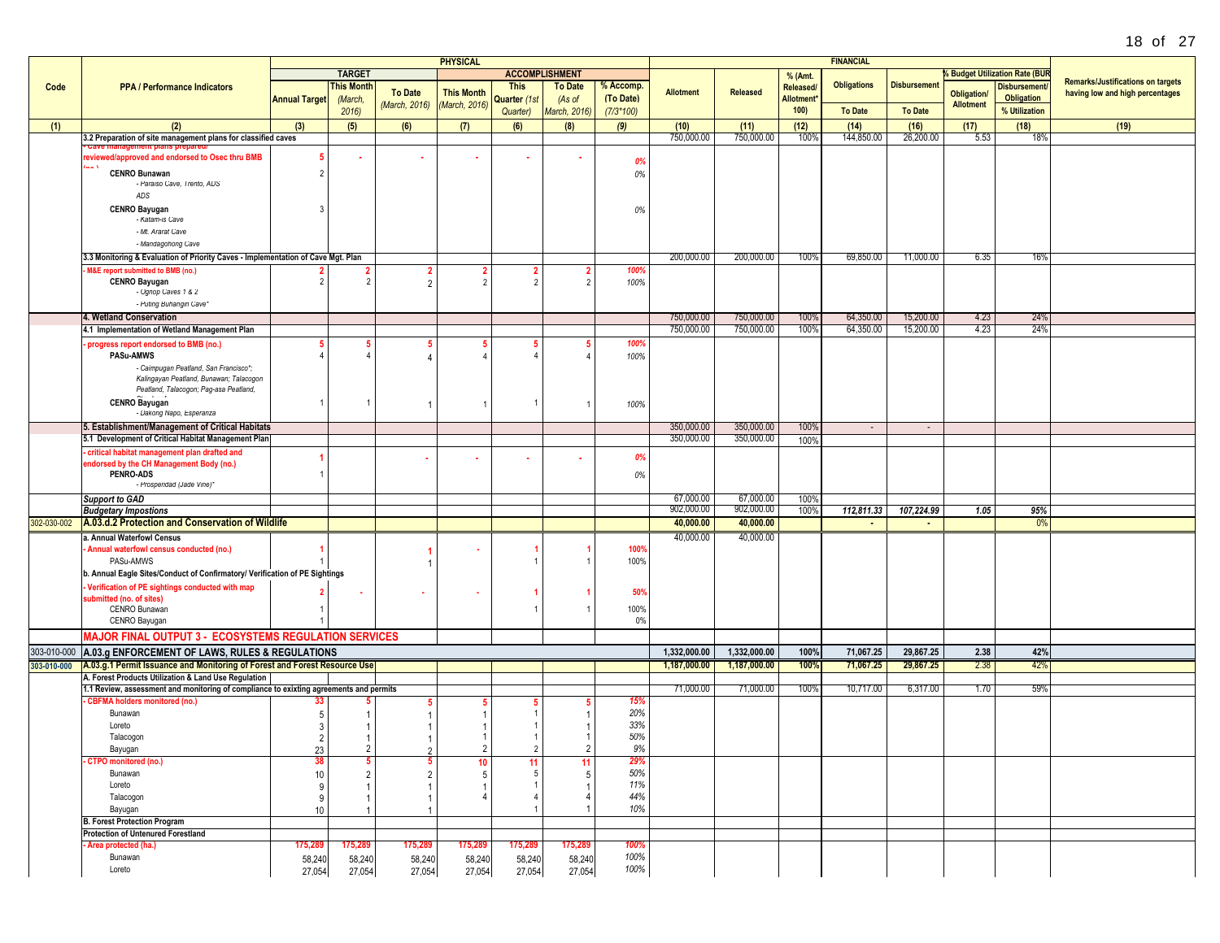| Code | PPA / Performance Indicators | PHYSICAL | | | | | | | FINANCIAL | | | | | | | Remarks/Justifications on targets having low and high percentages |
|---|---|---|---|---|---|---|---|---|---|---|---|---|---|---|---|---|
| | | TARGET | | | ACCOMPLISHMENT | | | | Allotment | Released | % (Amt. Released/ Allotment* 100) | Obligations | Disbursement | % Budget Utilization Rate (BUR) | | |
| | | Annual Target | This Month (March, 2016) | To Date (March, 2016) | This Month (March, 2016) | This Quarter (1st Quarter) | To Date (As of March, 2016) | % Accomp. (To Date) (7/3*100) | | | | To Date | To Date | Obligation/ Allotment | Disbursement/ Obligation % Utilization | |
| (1) | (2) | (3) | (5) | (6) | (7) | (6) | (8) | (9) | (10) | (11) | (12) | (14) | (16) | (17) | (18) | (19) |
| | 3.2 Preparation of site management plans for classified caves | | | | | | | | 750,000.00 | 750,000.00 | 100% | 144,850.00 | 26,200.00 | 5.53 | 18% | |
| | - Cave management plans prepared/ reviewed/approved and endorsed to Osec thru BMB (no.) | 5 | - | - | - | - | - | 0% | | | | | | | | |
| | CENRO Bunawan | 2 | | | | | | 0% | | | | | | | | |
| | - Paraiso Cave, Trento, ADS | | | | | | | | | | | | | | | |
| | CENRO Bayugan | 3 | | | | | | 0% | | | | | | | | |
| | - Katam-is Cave | | | | | | | | | | | | | | | |
| | - Mt. Ararat Cave | | | | | | | | | | | | | | | |
| | - Mandagohong Cave | | | | | | | | | | | | | | | |
| | 3.3 Monitoring & Evaluation of Priority Caves - Implementation of Cave Mgt. Plan | | | | | | | | 200,000.00 | 200,000.00 | 100% | 69,850.00 | 11,000.00 | 6.35 | 16% | |
| | - M&E report submitted to BMB (no.) | 2 | 2 | 2 | 2 | 2 | 2 | 100% | | | | | | | | |
| | CENRO Bayugan | 2 | 2 | 2 | 2 | 2 | 2 | 100% | | | | | | | | |
| | - Ognop Caves 1 & 2 | | | | | | | | | | | | | | | |
| | - Puting Buhangin Cave* | | | | | | | | | | | | | | | |
| | 4. Wetland Conservation | | | | | | | | 750,000.00 | 750,000.00 | 100% | 64,350.00 | 15,200.00 | 4.23 | 24% | |
| | 4.1 Implementation of Wetland Management Plan | | | | | | | | 750,000.00 | 750,000.00 | 100% | 64,350.00 | 15,200.00 | 4.23 | 24% | |
| | - progress report endorsed to BMB (no.) | 5 | 5 | 5 | 5 | 5 | 5 | 100% | | | | | | | | |
| | PASu-AMWS | 4 | 4 | 4 | 4 | 4 | 4 | 100% | | | | | | | | |
| | - Caimpugan Peatland, San Francisco*; Kalingayan Peatland, Bunawan; Talacogon Peatland, Talacogon; Pag-asa Peatland, | | | | | | | | | | | | | | | |
| | CENRO Bayugan | 1 | 1 | 1 | 1 | 1 | 1 | 100% | | | | | | | | |
| | - Dakong Napo, Esperanza | | | | | | | | | | | | | | | |
| | 5. Establishment/Management of Critical Habitats | | | | | | | | 350,000.00 | 350,000.00 | 100% | - | - | | | |
| | 5.1 Development of Critical Habitat Management Plan | | | | | | | | 350,000.00 | 350,000.00 | 100% | | | | | |
| | - critical habitat management plan drafted and endorsed by the CH Management Body (no.) | 1 | | - | - | - | - | 0% | | | | | | | | |
| | PENRO-ADS | 1 | | | | | | 0% | | | | | | | | |
| | - Prosperidad (Jade Vine)* | | | | | | | | | | | | | | | |
| | *Support to GAD* | | | | | | | | 67,000.00 | 67,000.00 | 100% | | | | | |
| | *Budgetary Impostions* | | | | | | | | 902,000.00 | 902,000.00 | 100% | *112,811.33* | *107,224.99* | *1.05* | *95%* | |
| 302-030-002 | **A.03.d.2 Protection and Conservation of Wildlife** | | | | | | | | **40,000.00** | **40,000.00** | | **-** | **-** | | 0% | |
| | a. Annual Waterfowl Census | | | | | | | | 40,000.00 | 40,000.00 | | | | | | |
| | - Annual waterfowl census conducted (no.) | 1 | | 1 | - | 1 | 1 | 100% | | | | | | | | |
| | PASu-AMWS | 1 | | 1 | | 1 | 1 | 100% | | | | | | | | |
| | b. Annual Eagle Sites/Conduct of Confirmatory/ Verification of PE Sightings | | | | | | | | | | | | | | | |
| | - Verification of PE sightings conducted with map submitted (no. of sites) | 2 | - | - | - | 1 | 1 | 50% | | | | | | | | |
| | CENRO Bunawan | 1 | | | | 1 | 1 | 100% | | | | | | | | |
| | CENRO Bayugan | 1 | | | | | | 0% | | | | | | | | |
| | **MAJOR FINAL OUTPUT 3 - ECOSYSTEMS REGULATION SERVICES** | | | | | | | | | | | | | | | |
| 303-010-000 | **A.03.g ENFORCEMENT OF LAWS, RULES & REGULATIONS** | | | | | | | | **1,332,000.00** | **1,332,000.00** | **100%** | **71,067.25** | **29,867.25** | **2.38** | **42%** | |
| 303-010-000 | **A.03.g.1 Permit Issuance and Monitoring of Forest and Forest Resource Use** | | | | | | | | **1,187,000.00** | **1,187,000.00** | **100%** | **71,067.25** | **29,867.25** | 2.38 | 42% | |
| | **A. Forest Products Utilization & Land Use Regulation** | | | | | | | | | | | | | | | |
| | **1.1 Review, assessment and monitoring of compliance to exixting agreements and permits** | | | | | | | | 71,000.00 | 71,000.00 | 100% | 10,717.00 | 6,317.00 | 1.70 | 59% | |
| | - CBFMA holders monitored (no.) | 33 | 5 | 5 | 5 | 5 | 5 | 15% | | | | | | | | |
| | Bunawan | 5 | 1 | 1 | 1 | 1 | 1 | 20% | | | | | | | | |
| | Loreto | 3 | 1 | 1 | 1 | 1 | 1 | 33% | | | | | | | | |
| | Talacogon | 2 | 1 | 1 | 1 | 1 | 1 | 50% | | | | | | | | |
| | Bayugan | 23 | 2 | 2 | 2 | 2 | 2 | 9% | | | | | | | | |
| | - CTPO monitored (no.) | 38 | 5 | 5 | 10 | 11 | 11 | 29% | | | | | | | | |
| | Bunawan | 10 | 2 | 2 | 5 | 5 | 5 | 50% | | | | | | | | |
| | Loreto | 9 | 1 | 1 | 1 | 1 | 1 | 11% | | | | | | | | |
| | Talacogon | 9 | 1 | 1 | 4 | 4 | 4 | 44% | | | | | | | | |
| | Bayugan | 10 | 1 | 1 | | 1 | 1 | 10% | | | | | | | | |
| | **B. Forest Protection Program** | | | | | | | | | | | | | | | |
| | **Protection of Untenured Forestland** | | | | | | | | | | | | | | | |
| | - Area protected (ha.) | 175,289 | 175,289 | 175,289 | 175,289 | 175,289 | 175,289 | 100% | | | | | | | | |
| | Bunawan | 58,240 | 58,240 | 58,240 | 58,240 | 58,240 | 58,240 | 100% | | | | | | | | |
| | Loreto | 27,054 | 27,054 | 27,054 | 27,054 | 27,054 | 27,054 | 100% | | | | | | | | |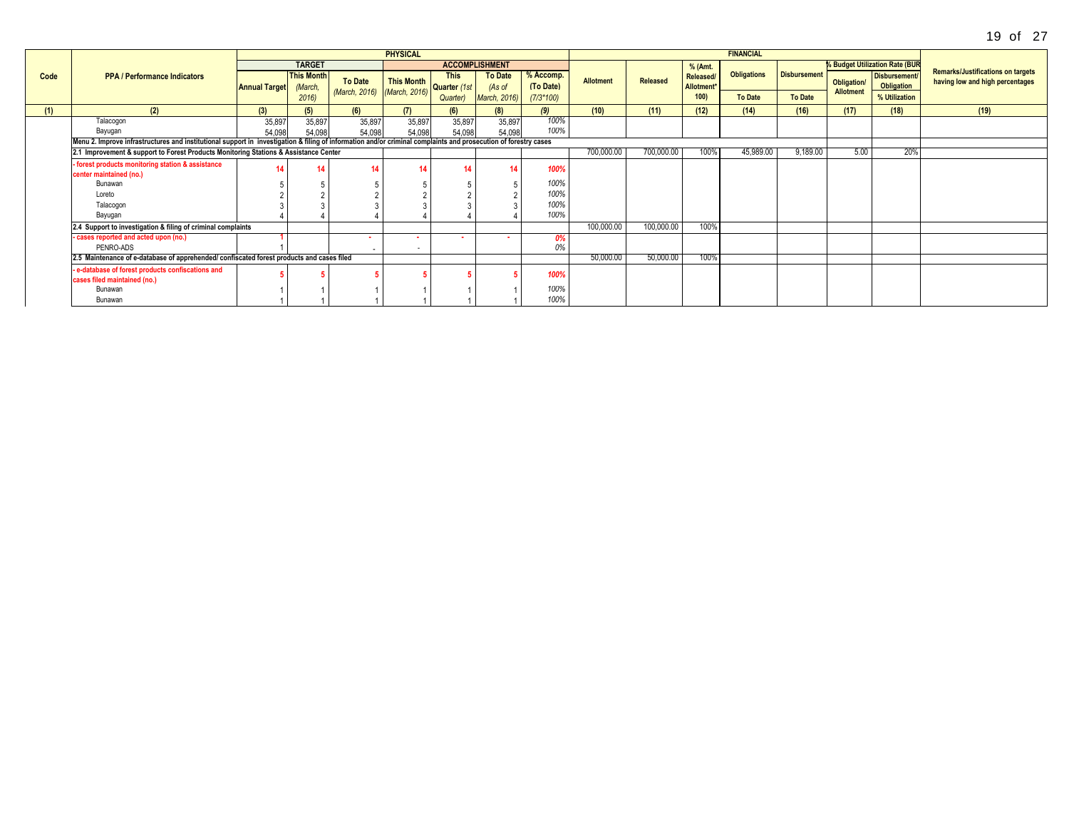| Code | PPA / Performance Indicators | PHYSICAL | | | | | | | FINANCIAL | | | | | | | Remarks/Justifications on targets having low and high percentages |
|---|---|---|---|---|---|---|---|---|---|---|---|---|---|---|---|---|
| | | TARGET | | | ACCOMPLISHMENT | | | | Allotment | Released | % (Amt. Released/ Allotment* 100) | Obligations | Disbursement | % Budget Utilization Rate (BUR) | | |
| | | Annual Target | This Month (March, 2016) | To Date (March, 2016) | This Month (March, 2016) | This Quarter (1st Quarter) | To Date (As of March, 2016) | % Accomp. (To Date) (7/3*100) | | | | To Date | To Date | Obligation/ Allotment | Disbursement/ Obligation % Utilization | |
| (1) | (2) | (3) | (5) | (6) | (7) | (6) | (8) | (9) | (10) | (11) | (12) | (14) | (16) | (17) | (18) | (19) |
| | Talacogon | 35,897 | 35,897 | 35,897 | 35,897 | 35,897 | 35,897 | 100% | | | | | | | | |
| | Bayugan | 54,098 | 54,098 | 54,098 | 54,098 | 54,098 | 54,098 | 100% | | | | | | | | |
| | **Menu 2. Improve infrastructures and institutional support in investigation & filing of information and/or criminal complaints and prosecution of forestry cases** | | | | | | | | | | | | | | | |
| | **2.1 Improvement & support to Forest Products Monitoring Stations & Assistance Center** | | | | | | | | 700,000.00 | 700,000.00 | 100% | 45,989.00 | 9,189.00 | 5.00 | 20% | |
| | **- forest products monitoring station & assistance center maintained (no.)** | **14** | **14** | **14** | **14** | **14** | **14** | **100%** | | | | | | | | |
| | Bunawan | 5 | 5 | 5 | 5 | 5 | 5 | 100% | | | | | | | | |
| | Loreto | 2 | 2 | 2 | 2 | 2 | 2 | 100% | | | | | | | | |
| | Talacogon | 3 | 3 | 3 | 3 | 3 | 3 | 100% | | | | | | | | |
| | Bayugan | 4 | 4 | 4 | 4 | 4 | 4 | 100% | | | | | | | | |
| | **2.4 Support to investigation & filing of criminal complaints** | | | | | | | | 100,000.00 | 100,000.00 | 100% | | | | | |
| | **- cases reported and acted upon (no.)** | **1** | | **-** | **-** | **-** | **-** | **0%** | | | | | | | | |
| | PENRO-ADS | 1 | | - | - | | | 0% | | | | | | | | |
| | **2.5 Maintenance of e-database of apprehended/ confiscated forest products and cases filed** | | | | | | | | 50,000.00 | 50,000.00 | 100% | | | | | |
| | **- e-database of forest products confiscations and cases filed maintained (no.)** | **5** | **5** | **5** | **5** | **5** | **5** | **100%** | | | | | | | | |
| | Bunawan | 1 | 1 | 1 | 1 | 1 | 1 | 100% | | | | | | | | |
| | Bunawan | 1 | 1 | 1 | 1 | 1 | 1 | 100% | | | | | | | | |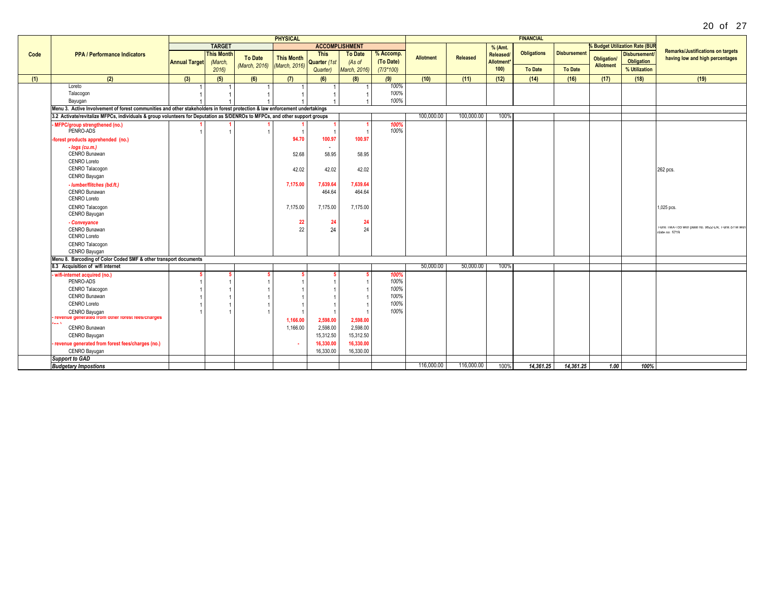| Code | PPA / Performance Indicators | PHYSICAL | | | | | | | FINANCIAL | | | | | | | Remarks/Justifications on targets having low and high percentages |
|---|---|---|---|---|---|---|---|---|---|---|---|---|---|---|---|---|
| | | TARGET | | | ACCOMPLISHMENT | | | | Allotment | Released | % (Amt. Released/ Allotment* 100) | Obligations | Disbursement | % Budget Utilization Rate (BUR) | | |
| | | Annual Target | This Month (March, 2016) | To Date (March, 2016) | This Month (March, 2016) | This Quarter (1st Quarter) | To Date (As of March, 2016) | % Accomp. (To Date) (7/3*100) | | | | To Date | To Date | Obligation/ Allotment | Disbursement/ Obligation % Utilization | |
| (1) | (2) | (3) | (5) | (6) | (7) | (6) | (8) | (9) | (10) | (11) | (12) | (14) | (16) | (17) | (18) | (19) |
| | Loreto | 1 | 1 | 1 | 1 | 1 | 1 | 100% | | | | | | | | |
| | Talacogon | 1 | 1 | 1 | 1 | 1 | 1 | 100% | | | | | | | | |
| | Bayugan | 1 | 1 | 1 | 1 | 1 | 1 | 100% | | | | | | | | |
| | **Menu 3. Active Involvement of forest communities and other stakeholders in forest protection & law enforcement undertakings** | | | | | | | | | | | | | | | |
| | **3.2 Activate/revitalize MFPCs, individuals & group volunteers for Deputation as S/DENROs to MFPCs, and other support groups** | | | | | | | | 100,000.00 | 100,000.00 | 100% | | | | | |
| | **- MFPC/group strengthened (no.)** | **1** | **1** | **1** | **1** | **1** | **1** | **100%** | | | | | | | | |
| | PENRO-ADS | 1 | 1 | 1 | 1 | 1 | 1 | 100% | | | | | | | | |
| | **-forest products apprehended (no.)** | | | | **94.70** | **100.97** | **100.97** | | | | | | | | | |
| | ***- logs (cu.m.)*** | | | | | - | | | | | | | | | | |
| | CENRO Bunawan | | | | 52.68 | 58.95 | 58.95 | | | | | | | | | |
| | CENRO Loreto | | | | | | | | | | | | | | | |
| | CENRO Talacogon | | | | 42.02 | 42.02 | 42.02 | | | | | | | | | 262 pcs. |
| | CENRO Bayugan | | | | | | | | | | | | | | | |
| | ***- lumber/flitches (bd.ft.)*** | | | | **7,175.00** | **7,639.64** | **7,639.64** | | | | | | | | | |
| | CENRO Bunawan | | | | | 464.64 | 464.64 | | | | | | | | | |
| | CENRO Loreto | | | | | | | | | | | | | | | |
| | CENRO Talacogon | | | | 7,175.00 | 7,175.00 | 7,175.00 | | | | | | | | | 1,025 pcs. |
| | CENRO Bayugan | | | | | | | | | | | | | | | |
| | ***- Conveyance*** | | | | **22** | **24** | **24** | | | | | | | | | |
| | CENRO Bunawan | | | | 22 | 24 | 24 | | | | | | | | | 1-unit TMX-155 with plate no. 9622-LN; 1-unit STM with plate no. 5719 |
| | CENRO Loreto | | | | | | | | | | | | | | | |
| | CENRO Talacogon | | | | | | | | | | | | | | | |
| | CENRO Bayugan | | | | | | | | | | | | | | | |
| | **Menu 8. Barcoding of Color Coded SMF & other transport documents** | | | | | | | | | | | | | | | |
| | **8.3 Acquisition of wifi internet** | | | | | | | | 50,000.00 | 50,000.00 | 100% | | | | | |
| | **- wifi-internet acquired (no.)** | **5** | **5** | **5** | **5** | **5** | **5** | **100%** | | | | | | | | |
| | PENRO-ADS | 1 | 1 | 1 | 1 | 1 | 1 | 100% | | | | | | | | |
| | CENRO Talacogon | 1 | 1 | 1 | 1 | 1 | 1 | 100% | | | | | | | | |
| | CENRO Bunawan | 1 | 1 | 1 | 1 | 1 | 1 | 100% | | | | | | | | |
| | CENRO Loreto | 1 | 1 | 1 | 1 | 1 | 1 | 100% | | | | | | | | |
| | CENRO Bayugan | 1 | 1 | 1 | 1 | 1 | 1 | 100% | | | | | | | | |
| | **- revenue generated from other forest fees/charges (no.)** | | | | **1,166.00** | **2,598.00** | **2,598.00** | | | | | | | | | |
| | CENRO Bunawan | | | | 1,166.00 | 2,598.00 | 2,598.00 | | | | | | | | | |
| | CENRO Bayugan | | | | | 15,312.50 | 15,312.50 | | | | | | | | | |
| | **- revenue generated from forest fees/charges (no.)** | | | | **-** | **16,330.00** | **16,330.00** | | | | | | | | | |
| | CENRO Bayugan | | | | | 16,330.00 | 16,330.00 | | | | | | | | | |
| | ***Support to GAD*** | | | | | | | | | | | | | | | |
| | ***Budgetary Impostions*** | | | | | | | | 116,000.00 | 116,000.00 | 100% | ***14,361.25*** | ***14,361.25*** | ***1.00*** | ***100%*** | |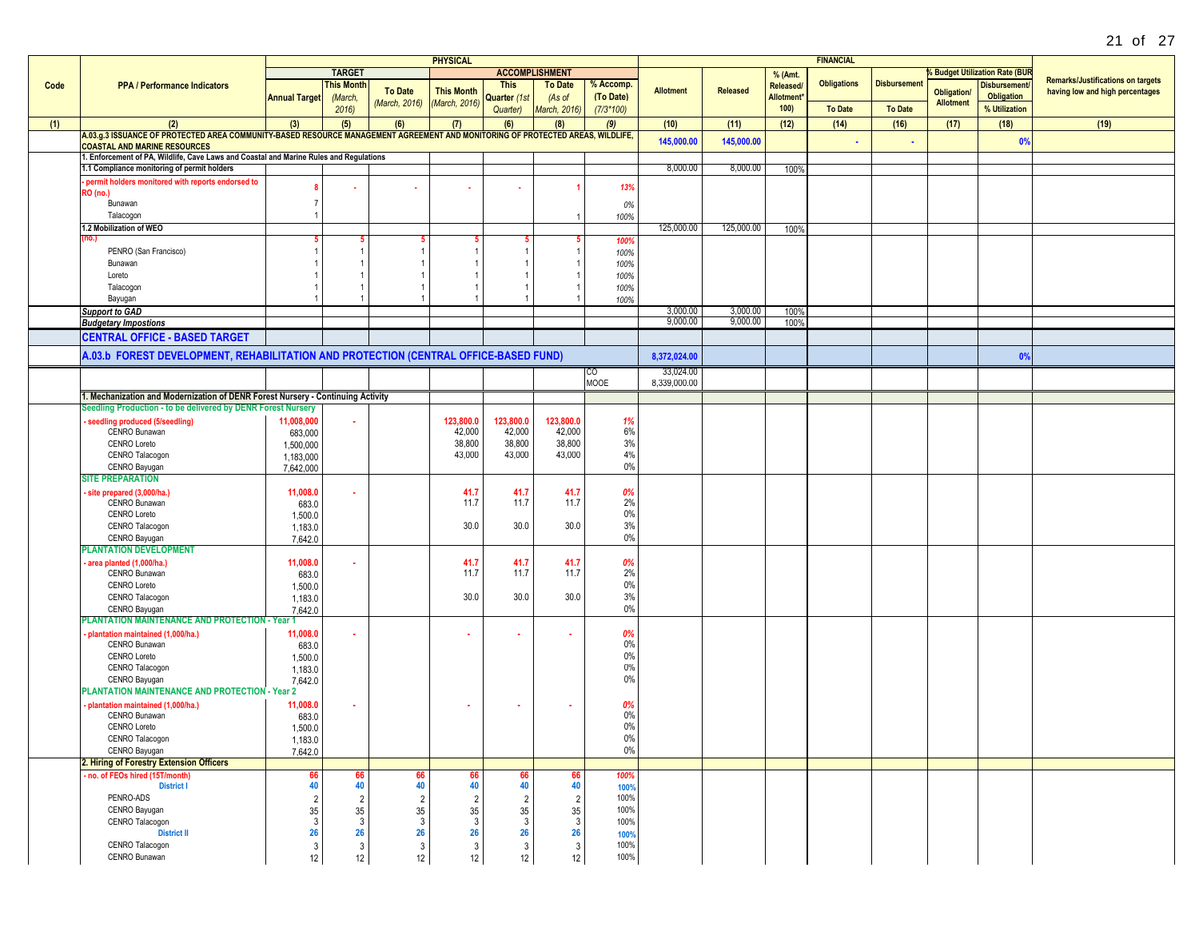| Code | PPA / Performance Indicators | PHYSICAL | | | | | | | FINANCIAL | | | | | | | Remarks/Justifications on targets having low and high percentages |
|---|---|---|---|---|---|---|---|---|---|---|---|---|---|---|---|---|
| | | TARGET | | | ACCOMPLISHMENT | | | | Allotment | Released | % (Amt. Released/ Allotment* 100) | Obligations | Disbursement | % Budget Utilization Rate (BUR) | | |
| | | Annual Target | This Month (March, 2016) | To Date (March, 2016) | This Month (March, 2016) | This Quarter (1st Quarter) | To Date (As of March, 2016) | % Accomp. (To Date) (7/3*100) | | | | To Date | To Date | Obligation/ Allotment | Disbursement/ Obligation % Utilization | |
| (1) | (2) | (3) | (5) | (6) | (7) | (6) | (8) | (9) | (10) | (11) | (12) | (14) | (16) | (17) | (18) | (19) |
| | **A.03.g.3 ISSUANCE OF PROTECTED AREA COMMUNITY-BASED RESOURCE MANAGEMENT AGREEMENT AND MONITORING OF PROTECTED AREAS, WILDLIFE, COASTAL AND MARINE RESOURCES** | | | | | | | | 145,000.00 | 145,000.00 | | - | - | | 0% | |
| | **1. Enforcement of PA, Wildlife, Cave Laws and Coastal and Marine Rules and Regulations** | | | | | | | | | | | | | | | |
| | **1.1 Compliance monitoring of permit holders** | | | | | | | | 8,000.00 | 8,000.00 | 100% | | | | | |
| | - permit holders monitored with reports endorsed to RO (no.) | 8 | - | - | - | - | 1 | 13% | | | | | | | | |
| | Bunawan | 7 | | | | | | 0% | | | | | | | | |
| | Talacogon | 1 | | | | | 1 | 100% | | | | | | | | |
| | **1.2 Mobilization of WEO** | | | | | | | | 125,000.00 | 125,000.00 | 100% | | | | | |
| | (no.) | 5 | 5 | 5 | 5 | 5 | 5 | 100% | | | | | | | | |
| | PENRO (San Francisco) | 1 | 1 | 1 | 1 | 1 | 1 | 100% | | | | | | | | |
| | Bunawan | 1 | 1 | 1 | 1 | 1 | 1 | 100% | | | | | | | | |
| | Loreto | 1 | 1 | 1 | 1 | 1 | 1 | 100% | | | | | | | | |
| | Talacogon | 1 | 1 | 1 | 1 | 1 | 1 | 100% | | | | | | | | |
| | Bayugan | 1 | 1 | 1 | 1 | 1 | 1 | 100% | | | | | | | | |
| | *Support to GAD* | | | | | | | | 3,000.00 | 3,000.00 | 100% | | | | | |
| | *Budgetary Impostions* | | | | | | | | 9,000.00 | 9,000.00 | 100% | | | | | |
| | **CENTRAL OFFICE - BASED TARGET** | | | | | | | | | | | | | | | |
| | **A.03.b FOREST DEVELOPMENT, REHABILITATION AND PROTECTION (CENTRAL OFFICE-BASED FUND)** | | | | | | | | 8,372,024.00 | | | | | | 0% | |
| | | | | | | | | CO | 33,024.00 | | | | | | | |
| | | | | | | | | MOOE | 8,339,000.00 | | | | | | | |
| | **1. Mechanization and Modernization of DENR Forest Nursery - Continuing Activity** | | | | | | | | | | | | | | | |
| | **Seedling Production - to be delivered by DENR Forest Nursery** | | | | | | | | | | | | | | | |
| | - seedling produced (5/seedling) | 11,008,000 | - | | 123,800.0 | 123,800.0 | 123,800.0 | 1% | | | | | | | | |
| | CENRO Bunawan | 683,000 | | | 42,000 | 42,000 | 42,000 | 6% | | | | | | | | |
| | CENRO Loreto | 1,500,000 | | | 38,800 | 38,800 | 38,800 | 3% | | | | | | | | |
| | CENRO Talacogon | 1,183,000 | | | 43,000 | 43,000 | 43,000 | 4% | | | | | | | | |
| | CENRO Bayugan | 7,642,000 | | | | | | 0% | | | | | | | | |
| | **SITE PREPARATION** | | | | | | | | | | | | | | | |
| | - site prepared (3,000/ha.) | 11,008.0 | - | | 41.7 | 41.7 | 41.7 | 0% | | | | | | | | |
| | CENRO Bunawan | 683.0 | | | 11.7 | 11.7 | 11.7 | 2% | | | | | | | | |
| | CENRO Loreto | 1,500.0 | | | | | | 0% | | | | | | | | |
| | CENRO Talacogon | 1,183.0 | | | 30.0 | 30.0 | 30.0 | 3% | | | | | | | | |
| | CENRO Bayugan | 7,642.0 | | | | | | 0% | | | | | | | | |
| | **PLANTATION DEVELOPMENT** | | | | | | | | | | | | | | | |
| | - area planted (1,000/ha.) | 11,008.0 | - | | 41.7 | 41.7 | 41.7 | 0% | | | | | | | | |
| | CENRO Bunawan | 683.0 | | | 11.7 | 11.7 | 11.7 | 2% | | | | | | | | |
| | CENRO Loreto | 1,500.0 | | | | | | 0% | | | | | | | | |
| | CENRO Talacogon | 1,183.0 | | | 30.0 | 30.0 | 30.0 | 3% | | | | | | | | |
| | CENRO Bayugan | 7,642.0 | | | | | | 0% | | | | | | | | |
| | **PLANTATION MAINTENANCE AND PROTECTION - Year 1** | | | | | | | | | | | | | | | |
| | - plantation maintained (1,000/ha.) | 11,008.0 | - | | - | - | - | 0% | | | | | | | | |
| | CENRO Bunawan | 683.0 | | | | | | 0% | | | | | | | | |
| | CENRO Loreto | 1,500.0 | | | | | | 0% | | | | | | | | |
| | CENRO Talacogon | 1,183.0 | | | | | | 0% | | | | | | | | |
| | CENRO Bayugan | 7,642.0 | | | | | | 0% | | | | | | | | |
| | **PLANTATION MAINTENANCE AND PROTECTION - Year 2** | | | | | | | | | | | | | | | |
| | - plantation maintained (1,000/ha.) | 11,008.0 | - | | - | - | - | 0% | | | | | | | | |
| | CENRO Bunawan | 683.0 | | | | | | 0% | | | | | | | | |
| | CENRO Loreto | 1,500.0 | | | | | | 0% | | | | | | | | |
| | CENRO Talacogon | 1,183.0 | | | | | | 0% | | | | | | | | |
| | CENRO Bayugan | 7,642.0 | | | | | | 0% | | | | | | | | |
| | **2. Hiring of Forestry Extension Officers** | | | | | | | | | | | | | | | |
| | - no. of FEOs hired (15T/month) | 66 | 66 | 66 | 66 | 66 | 66 | 100% | | | | | | | | |
| | **District I** | 40 | 40 | 40 | 40 | 40 | 40 | 100% | | | | | | | | |
| | PENRO-ADS | 2 | 2 | 2 | 2 | 2 | 2 | 100% | | | | | | | | |
| | CENRO Bayugan | 35 | 35 | 35 | 35 | 35 | 35 | 100% | | | | | | | | |
| | CENRO Talacogon | 3 | 3 | 3 | 3 | 3 | 3 | 100% | | | | | | | | |
| | **District II** | 26 | 26 | 26 | 26 | 26 | 26 | 100% | | | | | | | | |
| | CENRO Talacogon | 3 | 3 | 3 | 3 | 3 | 3 | 100% | | | | | | | | |
| | CENRO Bunawan | 12 | 12 | 12 | 12 | 12 | 12 | 100% | | | | | | | | |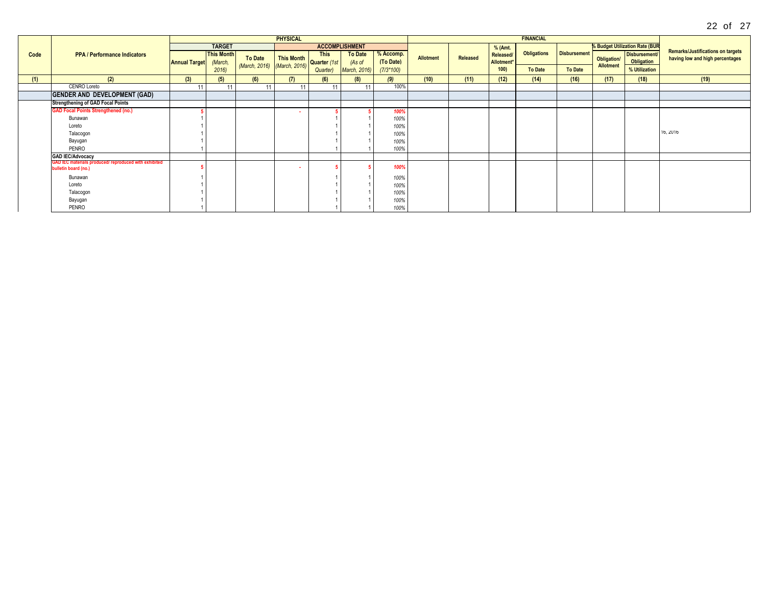| Code | PPA / Performance Indicators | PHYSICAL | | | | | | | FINANCIAL | | | | | | | Remarks/Justifications on targets having low and high percentages |
|---|---|---|---|---|---|---|---|---|---|---|---|---|---|---|---|---|
| | | TARGET | | | ACCOMPLISHMENT | | | | Allotment | Released | % (Amt. Released/ Allotment* 100) | Obligations | Disbursement | % Budget Utilization Rate (BUR | | |
| | | Annual Target | This Month *(March, 2016)* | To Date *(March, 2016)* | This Month *(March, 2016)* | This Quarter *(1st Quarter)* | To Date *(As of March, 2016)* | % Accomp. (To Date) *(7/3*100)* | | | | To Date | To Date | Obligation/ Allotment | Disbursement/ Obligation % Utilization | |
| (1) | (2) | (3) | (5) | (6) | (7) | (6) | (8) | (9) | (10) | (11) | (12) | (14) | (16) | (17) | (18) | (19) |
| | CENRO Loreto | 11 | 11 | 11 | 11 | 11 | 11 | 100% | | | | | | | | |
| | **GENDER AND DEVELOPMENT (GAD)** | | | | | | | | | | | | | | | |
| | **Strengthening of GAD Focal Points** | | | | | | | | | | | | | | | |
| | **GAD Focal Points Strengthened (no.)** | 5 | | | - | 5 | 5 | 100% | | | | | | | | |
| | Bunawan | 1 | | | | 1 | 1 | 100% | | | | | | | | |
| | Loreto | 1 | | | | 1 | 1 | 100% | | | | | | | | |
| | Talacogon | 1 | | | | 1 | 1 | 100% | | | | | | | | 16, 2016 |
| | Bayugan | 1 | | | | 1 | 1 | 100% | | | | | | | | |
| | PENRO | 1 | | | | 1 | 1 | 100% | | | | | | | | |
| | **GAD IEC/Advocacy** | | | | | | | | | | | | | | | |
| | **GAD IEC materials produced/ reproduced with exhibited bulletin board (no.)** | 5 | | | - | 5 | 5 | 100% | | | | | | | | |
| | Bunawan | 1 | | | | 1 | 1 | 100% | | | | | | | | |
| | Loreto | 1 | | | | 1 | 1 | 100% | | | | | | | | |
| | Talacogon | 1 | | | | 1 | 1 | 100% | | | | | | | | |
| | Bayugan | 1 | | | | 1 | 1 | 100% | | | | | | | | |
| | PENRO | 1 | | | | 1 | 1 | 100% | | | | | | | | |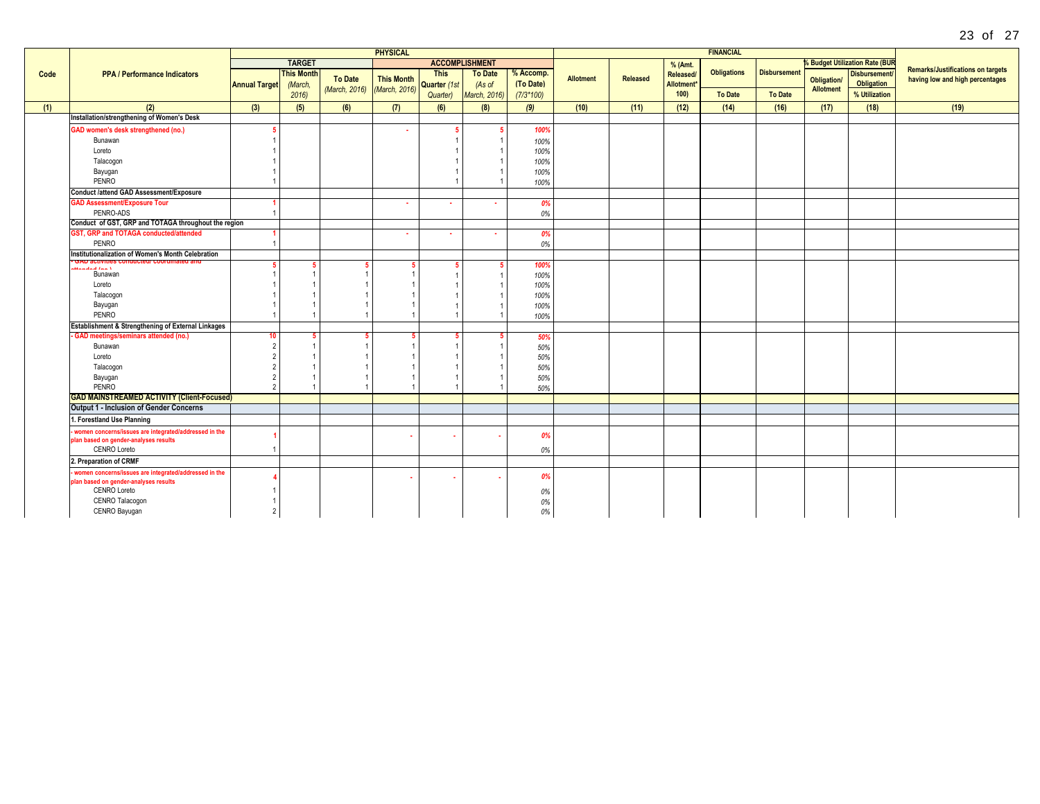| Code | PPA / Performance Indicators | PHYSICAL | | | | | | | FINANCIAL | | | | | | | Remarks/Justifications on targets having low and high percentages |
|---|---|---|---|---|---|---|---|---|---|---|---|---|---|---|---|---|
| | | TARGET | | | ACCOMPLISHMENT | | | | Allotment | Released | % (Amt. Released/ Allotment*100) | Obligations | Disbursement | % Budget Utilization Rate (BUR) | | |
| | | Annual Target | This Month (March, 2016) | To Date (March, 2016) | This Month (March, 2016) | This Quarter (1st Quarter) | To Date (As of March, 2016) | % Accomp. (To Date) (7/3*100) | | | | To Date | To Date | Obligation/ Allotment | Disbursement/ Obligation % Utilization | |
| (1) | (2) | (3) | (5) | (6) | (7) | (6) | (8) | (9) | (10) | (11) | (12) | (14) | (16) | (17) | (18) | (19) |
| | **Installation/strengthening of Women's Desk** | | | | | | | | | | | | | | | |
| | **GAD women's desk strengthened (no.)** | 5 | | | - | 5 | 5 | 100% | | | | | | | | |
| | Bunawan | 1 | | | | 1 | 1 | 100% | | | | | | | | |
| | Loreto | 1 | | | | 1 | 1 | 100% | | | | | | | | |
| | Talacogon | 1 | | | | 1 | 1 | 100% | | | | | | | | |
| | Bayugan | 1 | | | | 1 | 1 | 100% | | | | | | | | |
| | PENRO | 1 | | | | 1 | 1 | 100% | | | | | | | | |
| | **Conduct /attend GAD Assessment/Exposure** | | | | | | | | | | | | | | | |
| | **GAD Assessment/Exposure Tour** | 1 | | | - | - | - | 0% | | | | | | | | |
| | PENRO-ADS | 1 | | | | | | 0% | | | | | | | | |
| | **Conduct of GST, GRP and TOTAGA throughout the region** | | | | | | | | | | | | | | | |
| | **GST, GRP and TOTAGA conducted/attended** | 1 | | | - | - | - | 0% | | | | | | | | |
| | PENRO | 1 | | | | | | 0% | | | | | | | | |
| | **Institutionalization of Women's Month Celebration** | | | | | | | | | | | | | | | |
| | **- GAD activities conducted/ coordinated and attended (no.)** | 5 | 5 | 5 | 5 | 5 | 5 | 100% | | | | | | | | |
| | Bunawan | 1 | 1 | 1 | 1 | 1 | 1 | 100% | | | | | | | | |
| | Loreto | 1 | 1 | 1 | 1 | 1 | 1 | 100% | | | | | | | | |
| | Talacogon | 1 | 1 | 1 | 1 | 1 | 1 | 100% | | | | | | | | |
| | Bayugan | 1 | 1 | 1 | 1 | 1 | 1 | 100% | | | | | | | | |
| | PENRO | 1 | 1 | 1 | 1 | 1 | 1 | 100% | | | | | | | | |
| | **Establishment & Strengthening of External Linkages** | | | | | | | | | | | | | | | |
| | **- GAD meetings/seminars attended (no.)** | 10 | 5 | 5 | 5 | 5 | 5 | 50% | | | | | | | | |
| | Bunawan | 2 | 1 | 1 | 1 | 1 | 1 | 50% | | | | | | | | |
| | Loreto | 2 | 1 | 1 | 1 | 1 | 1 | 50% | | | | | | | | |
| | Talacogon | 2 | 1 | 1 | 1 | 1 | 1 | 50% | | | | | | | | |
| | Bayugan | 2 | 1 | 1 | 1 | 1 | 1 | 50% | | | | | | | | |
| | PENRO | 2 | 1 | 1 | 1 | 1 | 1 | 50% | | | | | | | | |
| | **GAD MAINSTREAMED ACTIVITY (Client-Focused)** | | | | | | | | | | | | | | | |
| | **Output 1 - Inclusion of Gender Concerns** | | | | | | | | | | | | | | | |
| | **1. Forestland Use Planning** | | | | | | | | | | | | | | | |
| | **- women concerns/issues are integrated/addressed in the plan based on gender-analyses results** | 1 | | | - | - | - | 0% | | | | | | | | |
| | CENRO Loreto | 1 | | | | | | 0% | | | | | | | | |
| | **2. Preparation of CRMF** | | | | | | | | | | | | | | | |
| | **- women concerns/issues are integrated/addressed in the plan based on gender-analyses results** | 4 | | | - | - | - | 0% | | | | | | | | |
| | CENRO Loreto | 1 | | | | | | 0% | | | | | | | | |
| | CENRO Talacogon | 1 | | | | | | 0% | | | | | | | | |
| | CENRO Bayugan | 2 | | | | | | 0% | | | | | | | | |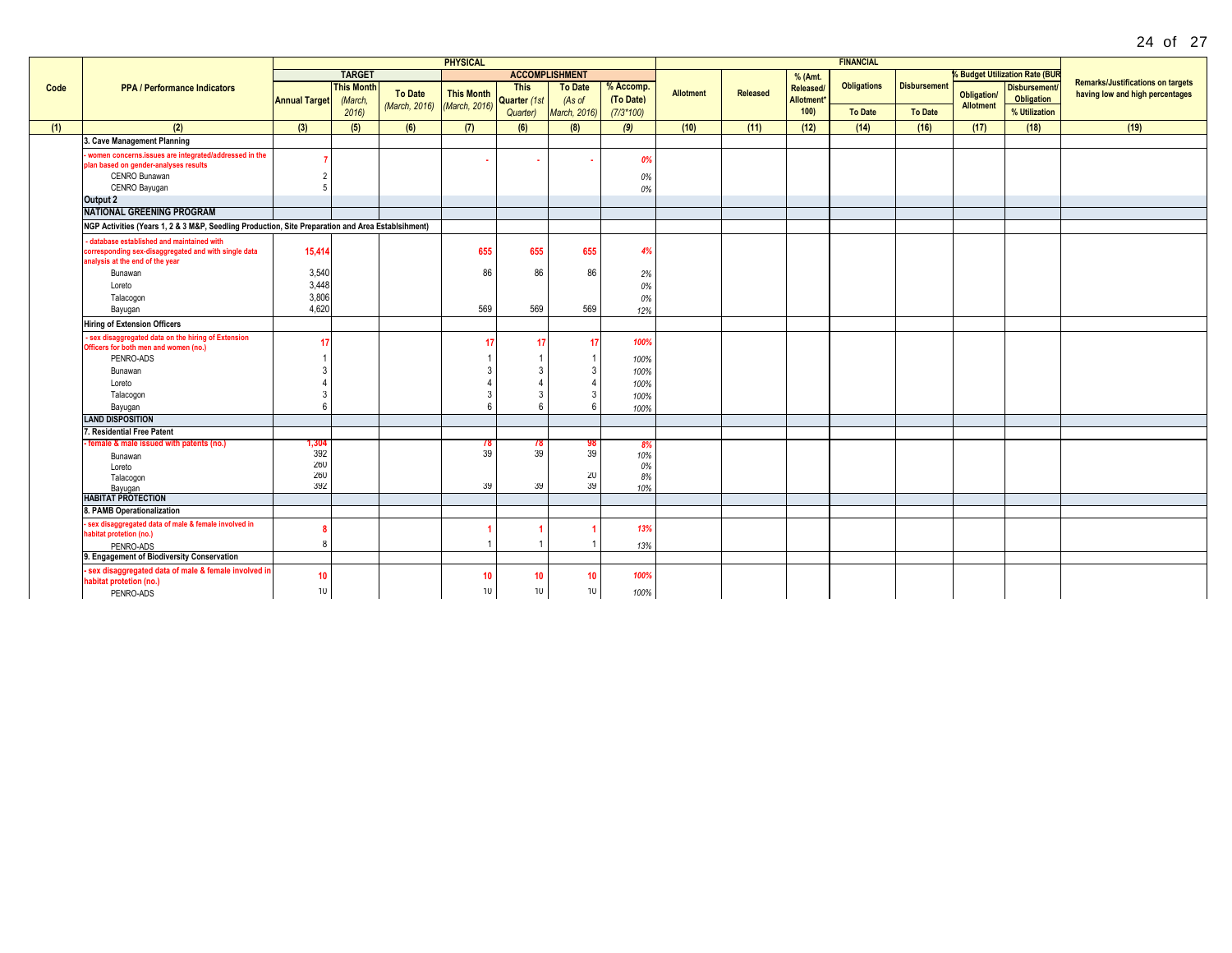| Code | PPA / Performance Indicators | PHYSICAL | | | | | | | FINANCIAL | | | | | | | Remarks/Justifications on targets having low and high percentages |
|---|---|---|---|---|---|---|---|---|---|---|---|---|---|---|---|---|
| | | TARGET | | | ACCOMPLISHMENT | | | | Allotment | Released | % (Amt. Released/ Allotment* 100) | Obligations | Disbursement | % Budget Utilization Rate (BUR | | |
| | | Annual Target | This Month (March, 2016) | To Date (March, 2016) | This Month (March, 2016) | This Quarter (1st Quarter) | To Date (As of March, 2016) | % Accomp. (To Date) (7/3*100) | | | | To Date | To Date | Obligation/ Allotment | Disbursement/ Obligation % Utilization | |
| (1) | (2) | (3) | (5) | (6) | (7) | (6) | (8) | (9) | (10) | (11) | (12) | (14) | (16) | (17) | (18) | (19) |
| | 3. Cave Management Planning | | | | | | | | | | | | | | | |
| | - women concerns.issues are integrated/addressed in the plan based on gender-analyses results | 7 | | | - | - | - | 0% | | | | | | | | |
| | CENRO Bunawan | 2 | | | | | | 0% | | | | | | | | |
| | CENRO Bayugan | 5 | | | | | | 0% | | | | | | | | |
| | **Output 2** | | | | | | | | | | | | | | | |
| | **NATIONAL GREENING PROGRAM** | | | | | | | | | | | | | | | |
| | NGP Activities (Years 1, 2 & 3 M&P, Seedling Production, Site Preparation and Area Establsihment) | | | | | | | | | | | | | | | |
| | - database established and maintained with corresponding sex-disaggregated and with single data analysis at the end of the year | 15,414 | | | 655 | 655 | 655 | 4% | | | | | | | | |
| | Bunawan | 3,540 | | | 86 | 86 | 86 | 2% | | | | | | | | |
| | Loreto | 3,448 | | | | | | 0% | | | | | | | | |
| | Talacogon | 3,806 | | | | | | 0% | | | | | | | | |
| | Bayugan | 4,620 | | | 569 | 569 | 569 | 12% | | | | | | | | |
| | Hiring of Extension Officers | | | | | | | | | | | | | | | |
| | - sex disaggregated data on the hiring of Extension Officers for both men and women (no.) | 17 | | | 17 | 17 | 17 | 100% | | | | | | | | |
| | PENRO-ADS | 1 | | | 1 | 1 | 1 | 100% | | | | | | | | |
| | Bunawan | 3 | | | 3 | 3 | 3 | 100% | | | | | | | | |
| | Loreto | 4 | | | 4 | 4 | 4 | 100% | | | | | | | | |
| | Talacogon | 3 | | | 3 | 3 | 3 | 100% | | | | | | | | |
| | Bayugan | 6 | | | 6 | 6 | 6 | 100% | | | | | | | | |
| | **LAND DISPOSITION** | | | | | | | | | | | | | | | |
| | 7. Residential Free Patent | | | | | | | | | | | | | | | |
| | - female & male issued with patents (no.) | 1,304 | | | 78 | 78 | 98 | 8% | | | | | | | | |
| | Bunawan | 392 | | | 39 | 39 | 39 | 10% | | | | | | | | |
| | Loreto | 260 | | | | | | 0% | | | | | | | | |
| | Talacogon | 260 | | | | | 20 | 8% | | | | | | | | |
| | Bayugan | 392 | | | 39 | 39 | 39 | 10% | | | | | | | | |
| | **HABITAT PROTECTION** | | | | | | | | | | | | | | | |
| | 8. PAMB Operationalization | | | | | | | | | | | | | | | |
| | - sex disaggregated data of male & female involved in habitat protetion (no.) | 8 | | | 1 | 1 | 1 | 13% | | | | | | | | |
| | PENRO-ADS | 8 | | | 1 | 1 | 1 | 13% | | | | | | | | |
| | 9. Engagement of Biodiversity Conservation | | | | | | | | | | | | | | | |
| | - sex disaggregated data of male & female involved in habitat protetion (no.) | 10 | | | 10 | 10 | 10 | 100% | | | | | | | | |
| | PENRO-ADS | 10 | | | 10 | 10 | 10 | 100% | | | | | | | | |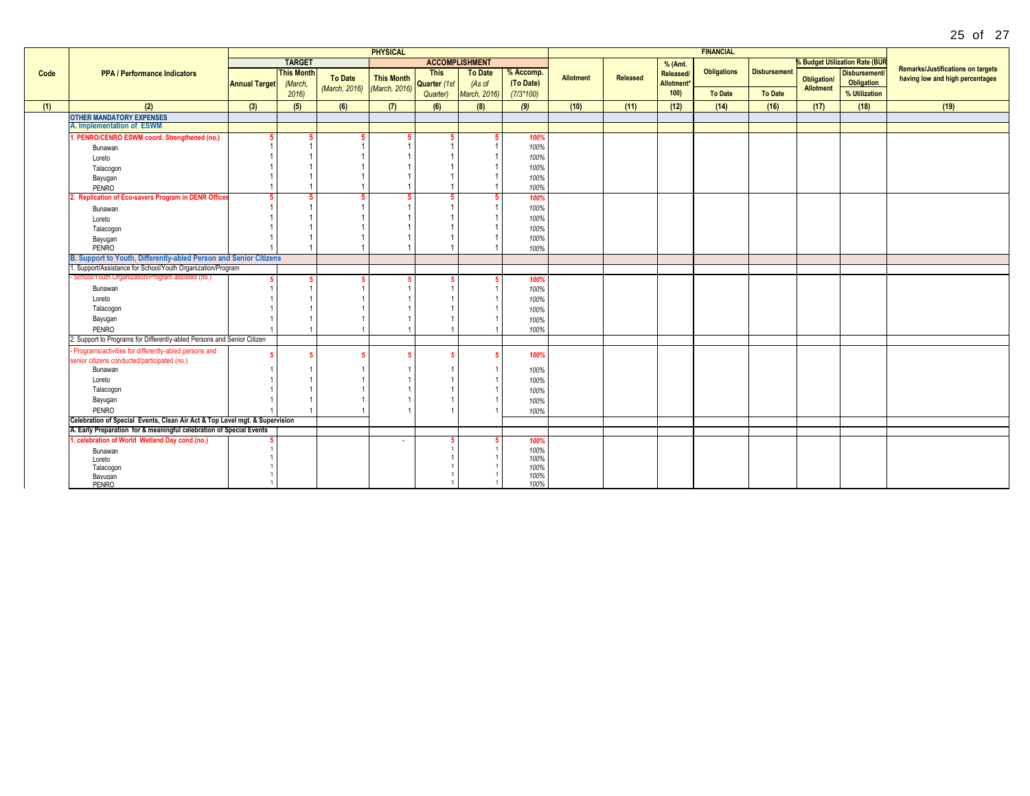| Code | PPA / Performance Indicators | PHYSICAL | | | | | | | FINANCIAL | | | | | | | Remarks/Justifications on targets having low and high percentages |
|---|---|---|---|---|---|---|---|---|---|---|---|---|---|---|---|---|
| | | TARGET | | | ACCOMPLISHMENT | | | | Allotment | Released | % (Amt. Released/ Allotment* 100) | Obligations | Disbursement | % Budget Utilization Rate (BUR | | |
| | | Annual Target | This Month (March, 2016) | To Date (March, 2016) | This Month (March, 2016) | This Quarter (1st Quarter) | To Date (As of March, 2016) | % Accomp. (To Date) (7/3*100) | | | | To Date | To Date | Obligation/ Allotment | Disbursement/ Obligation % Utilization | |
| (1) | (2) | (3) | (5) | (6) | (7) | (6) | (8) | (9) | (10) | (11) | (12) | (14) | (16) | (17) | (18) | (19) |
| | **OTHER MANDATORY EXPENSES** | | | | | | | | | | | | | | | |
| | **A. Implementation of ESWM** | | | | | | | | | | | | | | | |
| | **1. PENRO/CENRO ESWM coord. Strengthened (no.)** | 5 | 5 | 5 | 5 | 5 | 5 | 100% | | | | | | | | |
| | Bunawan | 1 | 1 | 1 | 1 | 1 | 1 | 100% | | | | | | | | |
| | Loreto | 1 | 1 | 1 | 1 | 1 | 1 | 100% | | | | | | | | |
| | Talacogon | 1 | 1 | 1 | 1 | 1 | 1 | 100% | | | | | | | | |
| | Bayugan | 1 | 1 | 1 | 1 | 1 | 1 | 100% | | | | | | | | |
| | PENRO | 1 | 1 | 1 | 1 | 1 | 1 | 100% | | | | | | | | |
| | **2. Replication of Eco-savers Program in DENR Offices** | 5 | 5 | 5 | 5 | 5 | 5 | 100% | | | | | | | | |
| | Bunawan | 1 | 1 | 1 | 1 | 1 | 1 | 100% | | | | | | | | |
| | Loreto | 1 | 1 | 1 | 1 | 1 | 1 | 100% | | | | | | | | |
| | Talacogon | 1 | 1 | 1 | 1 | 1 | 1 | 100% | | | | | | | | |
| | Bayugan | 1 | 1 | 1 | 1 | 1 | 1 | 100% | | | | | | | | |
| | PENRO | 1 | 1 | 1 | 1 | 1 | 1 | 100% | | | | | | | | |
| | **B. Support to Youth, Differently-abled Person and Senior Citizens** | | | | | | | | | | | | | | | |
| | 1. Support/Assistance for School/Youth Organization/Program | | | | | | | | | | | | | | | |
| | - School/Youth Organization/Program assisted (no.) | 5 | 5 | 5 | 5 | 5 | 5 | 100% | | | | | | | | |
| | Bunawan | 1 | 1 | 1 | 1 | 1 | 1 | 100% | | | | | | | | |
| | Loreto | 1 | 1 | 1 | 1 | 1 | 1 | 100% | | | | | | | | |
| | Talacogon | 1 | 1 | 1 | 1 | 1 | 1 | 100% | | | | | | | | |
| | Bayugan | 1 | 1 | 1 | 1 | 1 | 1 | 100% | | | | | | | | |
| | PENRO | 1 | 1 | 1 | 1 | 1 | 1 | 100% | | | | | | | | |
| | 2. Support to Programs for Differently-abled Persons and Senior Citizen | | | | | | | | | | | | | | | |
| | - Programs/activities for differently-abled persons and senior citizens conducted/participated (no.) | 5 | 5 | 5 | 5 | 5 | 5 | 100% | | | | | | | | |
| | Bunawan | 1 | 1 | 1 | 1 | 1 | 1 | 100% | | | | | | | | |
| | Loreto | 1 | 1 | 1 | 1 | 1 | 1 | 100% | | | | | | | | |
| | Talacogon | 1 | 1 | 1 | 1 | 1 | 1 | 100% | | | | | | | | |
| | Bayugan | 1 | 1 | 1 | 1 | 1 | 1 | 100% | | | | | | | | |
| | PENRO | 1 | 1 | 1 | 1 | 1 | 1 | 100% | | | | | | | | |
| | **Celebration of Special Events, Clean Air Act & Top Level mgt. & Supervision** | | | | | | | | | | | | | | | |
| | **A. Early Preparation for & meaningful celebration of Special Events** | | | | | | | | | | | | | | | |
| | **1. celebration of World Wetland Day cond.(no.)** | 5 | | | - | 5 | 5 | 100% | | | | | | | | |
| | Bunawan | 1 | | | | 1 | 1 | 100% | | | | | | | | |
| | Loreto | 1 | | | | 1 | 1 | 100% | | | | | | | | |
| | Talacogon | 1 | | | | 1 | 1 | 100% | | | | | | | | |
| | Bayugan | 1 | | | | 1 | 1 | 100% | | | | | | | | |
| | PENRO | 1 | | | | 1 | 1 | 100% | | | | | | | | |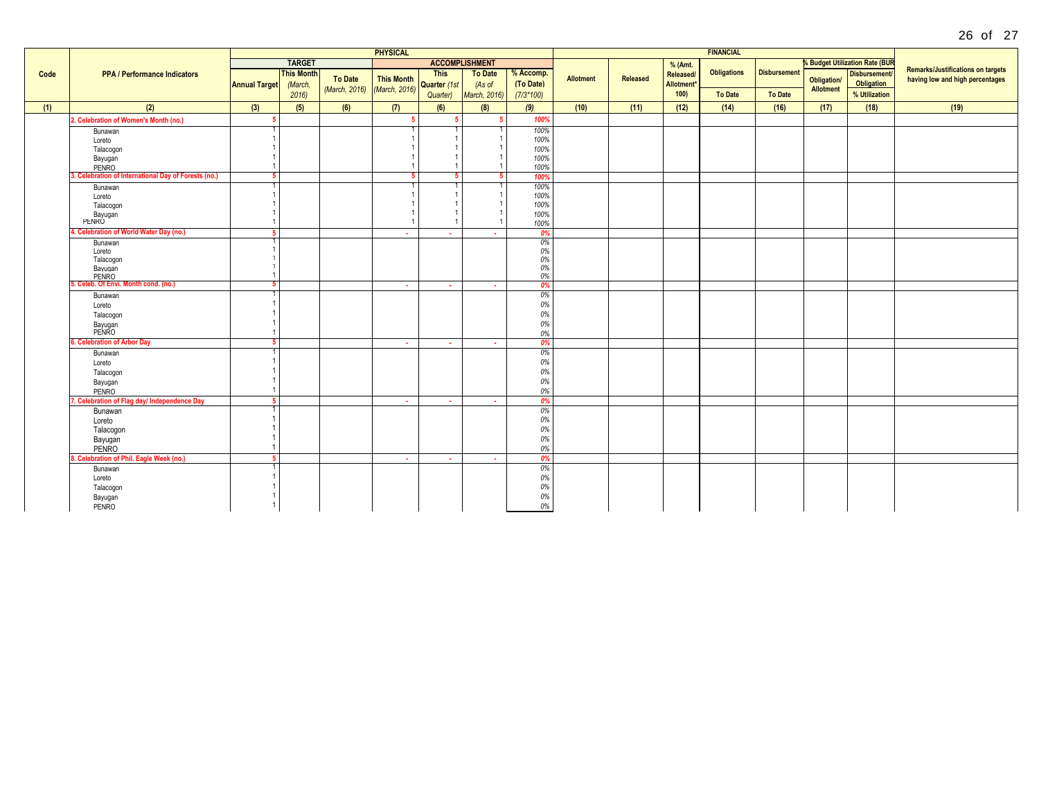| Code | PPA / Performance Indicators | PHYSICAL | | | | | | | FINANCIAL | | | | | | | Remarks/Justifications on targets having low and high percentages |
|---|---|---|---|---|---|---|---|---|---|---|---|---|---|---|---|---|
| | | TARGET | | | ACCOMPLISHMENT | | | | Allotment | Released | % (Amt. Released/ Allotment* 100) | Obligations | Disbursement | % Budget Utilization Rate (BUR | | |
| | | Annual Target | This Month (March, 2016) | To Date (March, 2016) | This Month (March, 2016) | This Quarter (1st Quarter) | To Date (As of March, 2016) | % Accomp. (To Date) (7/3*100) | | | | To Date | To Date | Obligation/ Allotment | Disbursement/ Obligation % Utilization | |
| (1) | (2) | (3) | (5) | (6) | (7) | (6) | (8) | (9) | (10) | (11) | (12) | (14) | (16) | (17) | (18) | (19) |
| | 2. Celebration of Women's Month (no.) | 5 | | | 5 | 5 | 5 | 100% | | | | | | | | |
| | Bunawan | 1 | | | 1 | 1 | 1 | 100% | | | | | | | | |
| | Loreto | 1 | | | 1 | 1 | 1 | 100% | | | | | | | | |
| | Talacogon | 1 | | | 1 | 1 | 1 | 100% | | | | | | | | |
| | Bayugan | 1 | | | 1 | 1 | 1 | 100% | | | | | | | | |
| | PENRO | 1 | | | 1 | 1 | 1 | 100% | | | | | | | | |
| | 3. Celebration of International Day of Forests (no.) | 5 | | | 5 | 5 | 5 | 100% | | | | | | | | |
| | Bunawan | 1 | | | 1 | 1 | 1 | 100% | | | | | | | | |
| | Loreto | 1 | | | 1 | 1 | 1 | 100% | | | | | | | | |
| | Talacogon | 1 | | | 1 | 1 | 1 | 100% | | | | | | | | |
| | Bayugan | 1 | | | 1 | 1 | 1 | 100% | | | | | | | | |
| | PENRO | 1 | | | 1 | 1 | 1 | 100% | | | | | | | | |
| | 4. Celebration of World Water Day (no.) | 5 | | | - | - | - | 0% | | | | | | | | |
| | Bunawan | 1 | | | | | | 0% | | | | | | | | |
| | Loreto | 1 | | | | | | 0% | | | | | | | | |
| | Talacogon | 1 | | | | | | 0% | | | | | | | | |
| | Bayugan | 1 | | | | | | 0% | | | | | | | | |
| | PENRO | 1 | | | | | | 0% | | | | | | | | |
| | 5. Celeb. Of Envi. Month cond. (no.) | 5 | | | - | - | - | 0% | | | | | | | | |
| | Bunawan | 1 | | | | | | 0% | | | | | | | | |
| | Loreto | 1 | | | | | | 0% | | | | | | | | |
| | Talacogon | 1 | | | | | | 0% | | | | | | | | |
| | Bayugan | 1 | | | | | | 0% | | | | | | | | |
| | PENRO | 1 | | | | | | 0% | | | | | | | | |
| | 6. Celebration of Arbor Day | 5 | | | - | - | - | 0% | | | | | | | | |
| | Bunawan | 1 | | | | | | 0% | | | | | | | | |
| | Loreto | 1 | | | | | | 0% | | | | | | | | |
| | Talacogon | 1 | | | | | | 0% | | | | | | | | |
| | Bayugan | 1 | | | | | | 0% | | | | | | | | |
| | PENRO | 1 | | | | | | 0% | | | | | | | | |
| | 7. Celebration of Flag day/ Independence Day | 5 | | | - | - | - | 0% | | | | | | | | |
| | Bunawan | 1 | | | | | | 0% | | | | | | | | |
| | Loreto | 1 | | | | | | 0% | | | | | | | | |
| | Talacogon | 1 | | | | | | 0% | | | | | | | | |
| | Bayugan | 1 | | | | | | 0% | | | | | | | | |
| | PENRO | 1 | | | | | | 0% | | | | | | | | |
| | 8. Celebration of Phil. Eagle Week (no.) | 5 | | | - | - | - | 0% | | | | | | | | |
| | Bunawan | 1 | | | | | | 0% | | | | | | | | |
| | Loreto | 1 | | | | | | 0% | | | | | | | | |
| | Talacogon | 1 | | | | | | 0% | | | | | | | | |
| | Bayugan | 1 | | | | | | 0% | | | | | | | | |
| | PENRO | 1 | | | | | | 0% | | | | | | | | |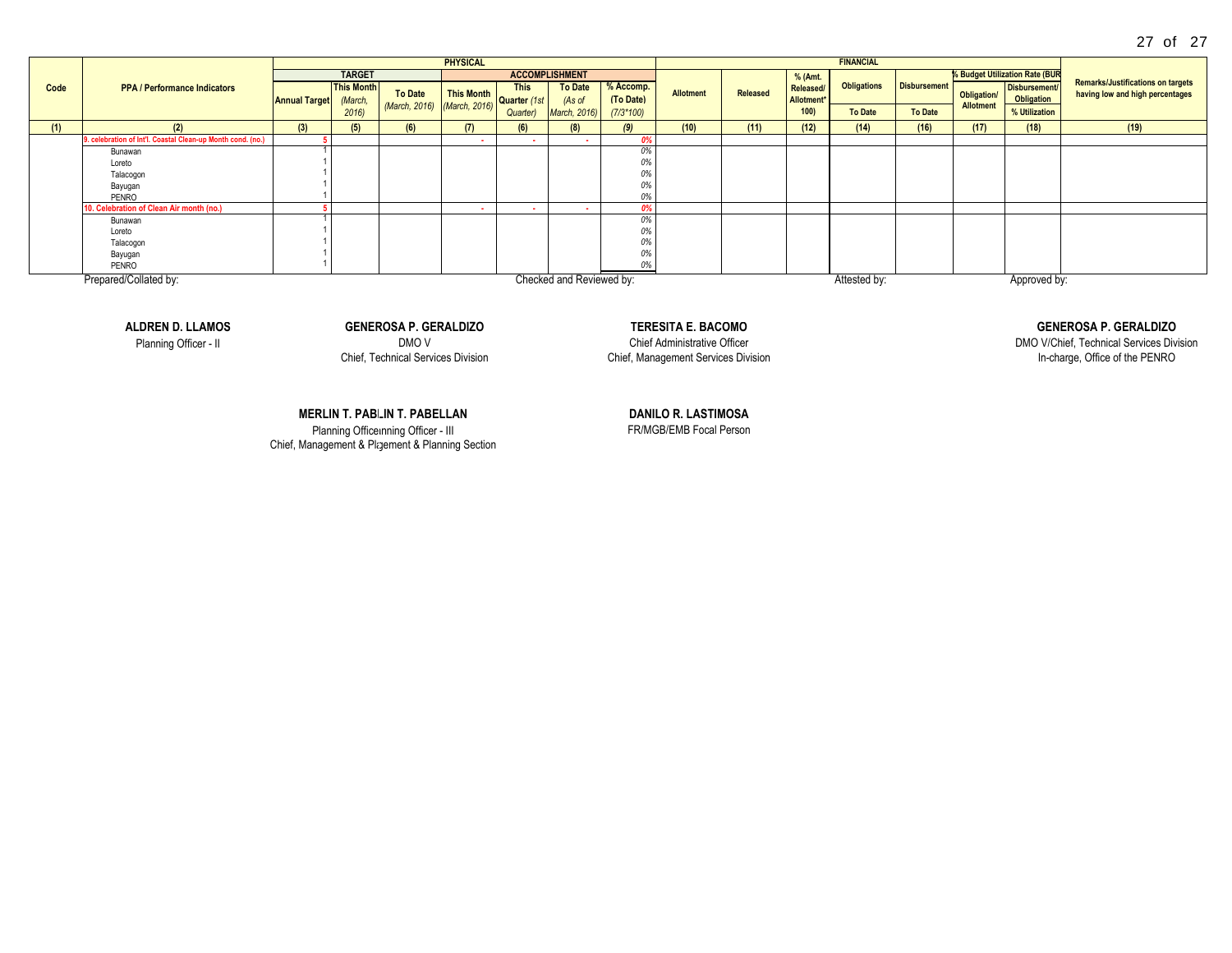| Code | PPA / Performance Indicators | PHYSICAL | | | | | | | FINANCIAL | | | | | | | Remarks/Justifications on targets having low and high percentages |
|---|---|---|---|---|---|---|---|---|---|---|---|---|---|---|---|---|
| | | TARGET | | | ACCOMPLISHMENT | | | | Allotment | Released | % (Amt. Released/ Allotment* 100) | Obligations | Disbursement | % Budget Utilization Rate (BUR | | |
| | | Annual Target | This Month (March, 2016) | To Date (March, 2016) | This Month (March, 2016) | This Quarter (1st Quarter) | To Date (As of March, 2016) | % Accomp. (To Date) (7/3*100) | | | | To Date | To Date | Obligation/ Allotment | Disbursement/ Obligation % Utilization | |
| (1) | (2) | (3) | (5) | (6) | (7) | (6) | (8) | (9) | (10) | (11) | (12) | (14) | (16) | (17) | (18) | (19) |
| | 9. celebration of Int'l. Coastal Clean-up Month cond. (no.) | 5 | | | - | - | - | 0% | | | | | | | | |
| | Bunawan | 1 | | | | | | 0% | | | | | | | | |
| | Loreto | 1 | | | | | | 0% | | | | | | | | |
| | Talacogon | 1 | | | | | | 0% | | | | | | | | |
| | Bayugan | 1 | | | | | | 0% | | | | | | | | |
| | PENRO | 1 | | | | | | 0% | | | | | | | | |
| | 10. Celebration of Clean Air month (no.) | 5 | | | - | - | - | 0% | | | | | | | | |
| | Bunawan | 1 | | | | | | 0% | | | | | | | | |
| | Loreto | 1 | | | | | | 0% | | | | | | | | |
| | Talacogon | 1 | | | | | | 0% | | | | | | | | |
| | Bayugan | 1 | | | | | | 0% | | | | | | | | |
| | PENRO | 1 | | | | | | 0% | | | | | | | | |

Prepared/Collated by:

**ALDREN D. LLAMOS**
Planning Officer - II

**GENEROSA P. GERALDIZO**
DMO V
Chief, Technical Services Division

**MERLIN T. PABELLAN**
Planning Officer - III
Chief, Management & Planning Section

Checked and Reviewed by:

**TERESITA E. BACOMO**
Chief Administrative Officer
Chief, Management Services Division

**DANILO R. LASTIMOSA**
FR/MGB/EMB Focal Person

Attested by:

Approved by:

**GENEROSA P. GERALDIZO**
DMO V/Chief, Technical Services Division
In-charge, Office of the PENRO